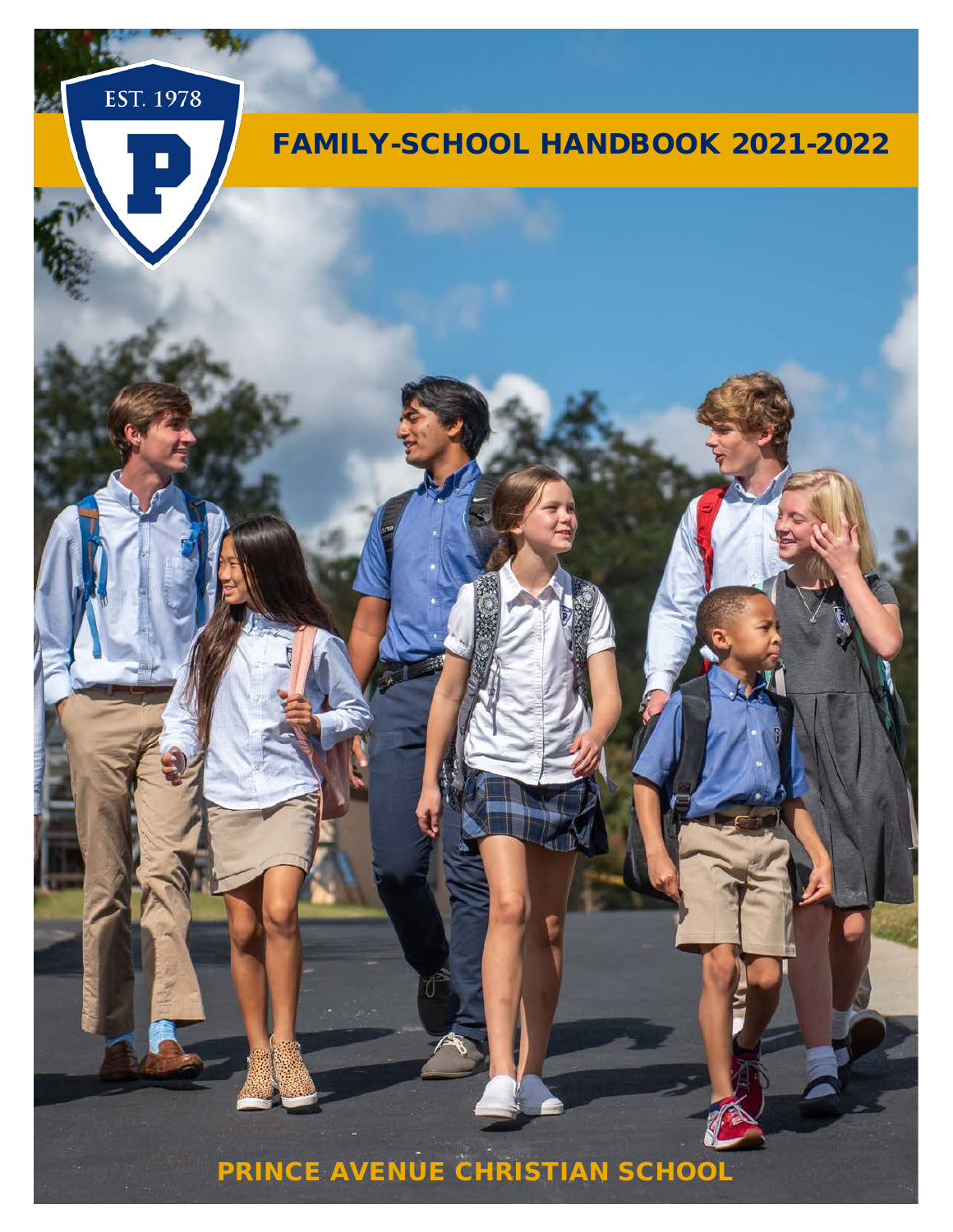EST. 1978

P

# FAMILY-SCHOOL HANDBOOK 2021-2022

**PRINCE AVENUE CHRISTIAN SCHOOL**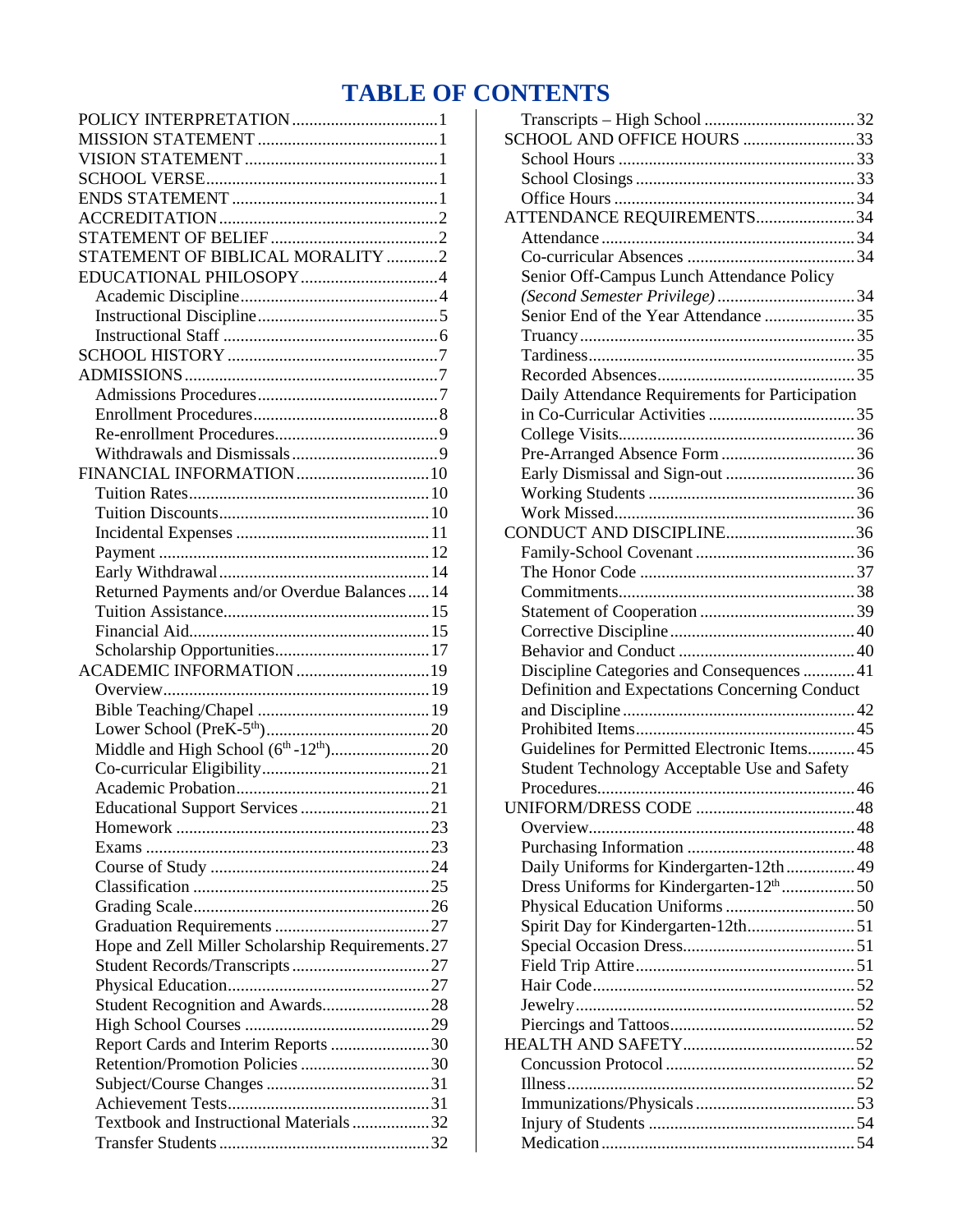# TABLE OF CONTENTS

- POLICY INTERPRETATION ..... 1
- MISSION STATEMENT ..... 1
- VISION STATEMENT ..... 1
- SCHOOL VERSE ..... 1
- ENDS STATEMENT ..... 1
- ACCREDITATION ..... 2
- STATEMENT OF BELIEF ..... 2
- STATEMENT OF BIBLICAL MORALITY ..... 2
- EDUCATIONAL PHILOSOPY ..... 4
  - Academic Discipline ..... 4
  - Instructional Discipline ..... 5
  - Instructional Staff ..... 6
- SCHOOL HISTORY ..... 7
- ADMISSIONS ..... 7
  - Admissions Procedures ..... 7
  - Enrollment Procedures ..... 8
  - Re-enrollment Procedures ..... 9
  - Withdrawals and Dismissals ..... 9
- FINANCIAL INFORMATION ..... 10
  - Tuition Rates ..... 10
  - Tuition Discounts ..... 10
  - Incidental Expenses ..... 11
  - Payment ..... 12
  - Early Withdrawal ..... 14
  - Returned Payments and/or Overdue Balances ..... 14
  - Tuition Assistance ..... 15
  - Financial Aid ..... 15
  - Scholarship Opportunities ..... 17
- ACADEMIC INFORMATION ..... 19
  - Overview ..... 19
  - Bible Teaching/Chapel ..... 19
  - Lower School (PreK-5th) ..... 20
  - Middle and High School (6th -12th) ..... 20
  - Co-curricular Eligibility ..... 21
  - Academic Probation ..... 21
  - Educational Support Services ..... 21
  - Homework ..... 23
  - Exams ..... 23
  - Course of Study ..... 24
  - Classification ..... 25
  - Grading Scale ..... 26
  - Graduation Requirements ..... 27
  - Hope and Zell Miller Scholarship Requirements ..... 27
  - Student Records/Transcripts ..... 27
  - Physical Education ..... 27
  - Student Recognition and Awards ..... 28
  - High School Courses ..... 29
  - Report Cards and Interim Reports ..... 30
  - Retention/Promotion Policies ..... 30
  - Subject/Course Changes ..... 31
  - Achievement Tests ..... 31
  - Textbook and Instructional Materials ..... 32
  - Transfer Students ..... 32
  - Transcripts – High School ..... 32
- SCHOOL AND OFFICE HOURS ..... 33
  - School Hours ..... 33
  - School Closings ..... 33
  - Office Hours ..... 34
- ATTENDANCE REQUIREMENTS ..... 34
  - Attendance ..... 34
  - Co-curricular Absences ..... 34
  - Senior Off-Campus Lunch Attendance Policy *(Second Semester Privilege)* ..... 34
  - Senior End of the Year Attendance ..... 35
  - Truancy ..... 35
  - Tardiness ..... 35
  - Recorded Absences ..... 35
  - Daily Attendance Requirements for Participation in Co-Curricular Activities ..... 35
  - College Visits ..... 36
  - Pre-Arranged Absence Form ..... 36
  - Early Dismissal and Sign-out ..... 36
  - Working Students ..... 36
  - Work Missed ..... 36
- CONDUCT AND DISCIPLINE ..... 36
  - Family-School Covenant ..... 36
  - The Honor Code ..... 37
  - Commitments ..... 38
  - Statement of Cooperation ..... 39
  - Corrective Discipline ..... 40
  - Behavior and Conduct ..... 40
  - Discipline Categories and Consequences ..... 41
  - Definition and Expectations Concerning Conduct and Discipline ..... 42
  - Prohibited Items ..... 45
  - Guidelines for Permitted Electronic Items ..... 45
  - Student Technology Acceptable Use and Safety Procedures ..... 46
- UNIFORM/DRESS CODE ..... 48
  - Overview ..... 48
  - Purchasing Information ..... 48
  - Daily Uniforms for Kindergarten-12th ..... 49
  - Dress Uniforms for Kindergarten-12th ..... 50
  - Physical Education Uniforms ..... 50
  - Spirit Day for Kindergarten-12th ..... 51
  - Special Occasion Dress ..... 51
  - Field Trip Attire ..... 51
  - Hair Code ..... 52
  - Jewelry ..... 52
  - Piercings and Tattoos ..... 52
- HEALTH AND SAFETY ..... 52
  - Concussion Protocol ..... 52
  - Illness ..... 52
  - Immunizations/Physicals ..... 53
  - Injury of Students ..... 54
  - Medication ..... 54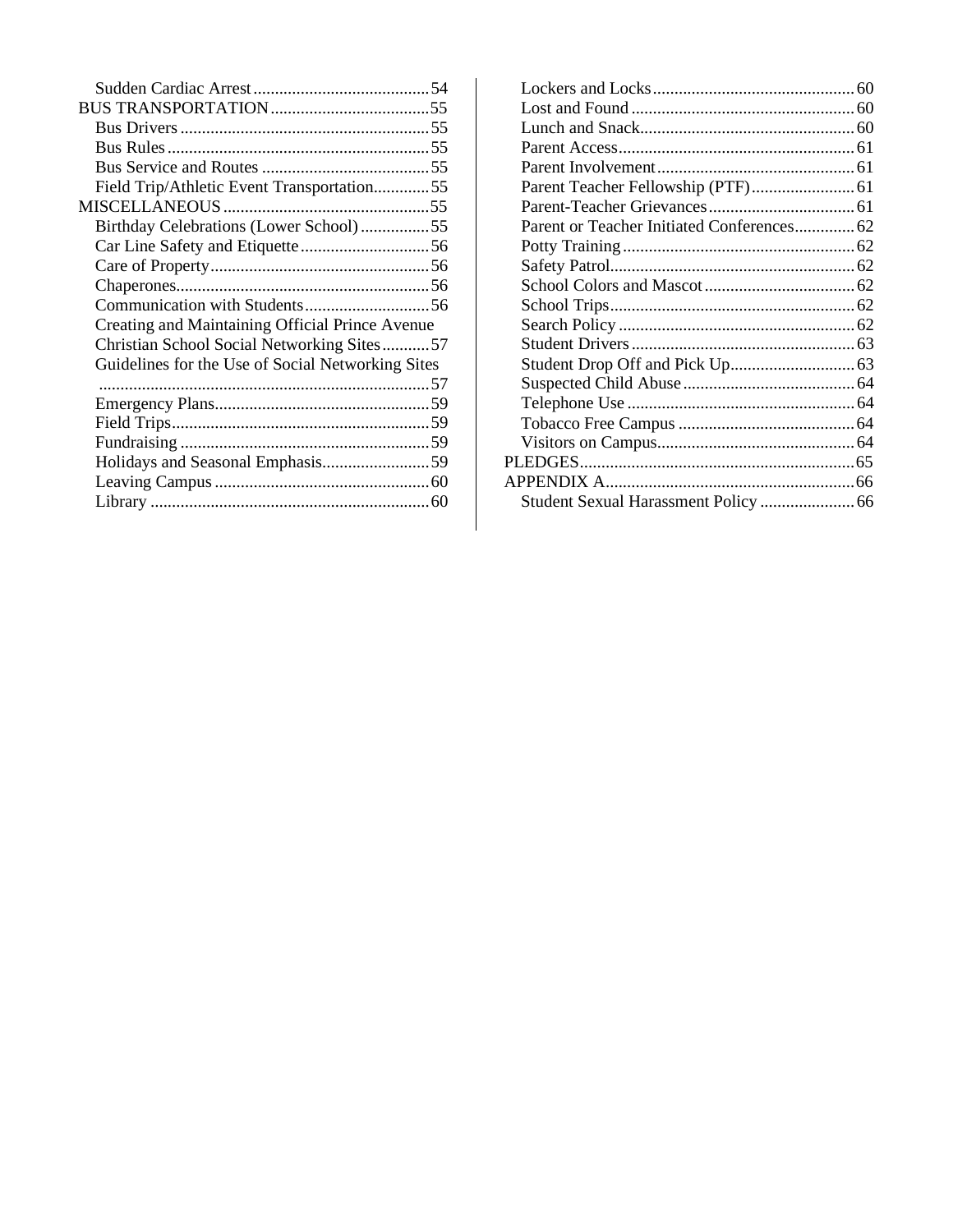- Sudden Cardiac Arrest ........................................ 54

BUS TRANSPORTATION ..................................... 55

- Bus Drivers ........................................ 55
- Bus Rules ........................................ 55
- Bus Service and Routes ........................................ 55
- Field Trip/Athletic Event Transportation ............. 55

MISCELLANEOUS ........................................ 55

- Birthday Celebrations (Lower School) ................ 55
- Car Line Safety and Etiquette .............................. 56
- Care of Property ........................................ 56
- Chaperones ........................................ 56
- Communication with Students ............................. 56
- Creating and Maintaining Official Prince Avenue Christian School Social Networking Sites ........... 57
- Guidelines for the Use of Social Networking Sites ........................................ 57
- Emergency Plans ........................................ 59
- Field Trips ........................................ 59
- Fundraising ........................................ 59
- Holidays and Seasonal Emphasis ......................... 59
- Leaving Campus ........................................ 60
- Library ........................................ 60
- Lockers and Locks ........................................ 60
- Lost and Found ........................................ 60
- Lunch and Snack ........................................ 60
- Parent Access ........................................ 61
- Parent Involvement ........................................ 61
- Parent Teacher Fellowship (PTF) ......................... 61
- Parent-Teacher Grievances .................................. 61
- Parent or Teacher Initiated Conferences .............. 62
- Potty Training ........................................ 62
- Safety Patrol ........................................ 62
- School Colors and Mascot ................................... 62
- School Trips ........................................ 62
- Search Policy ........................................ 62
- Student Drivers ........................................ 63
- Student Drop Off and Pick Up ............................. 63
- Suspected Child Abuse ........................................ 64
- Telephone Use ........................................ 64
- Tobacco Free Campus ........................................ 64
- Visitors on Campus ........................................ 64

PLEDGES ........................................ 65

APPENDIX A ........................................ 66

- Student Sexual Harassment Policy ...................... 66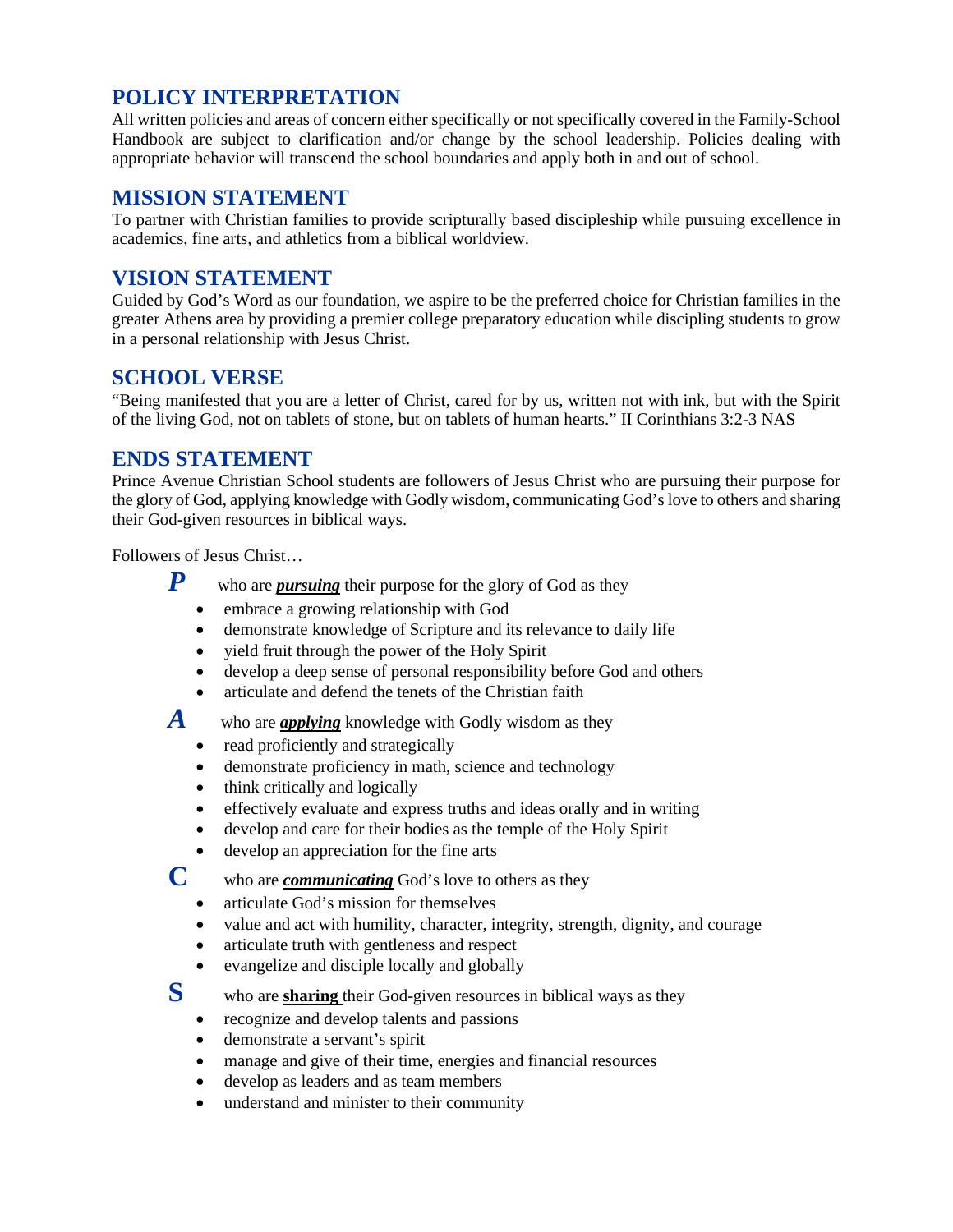## POLICY INTERPRETATION

All written policies and areas of concern either specifically or not specifically covered in the Family-School Handbook are subject to clarification and/or change by the school leadership. Policies dealing with appropriate behavior will transcend the school boundaries and apply both in and out of school.

## MISSION STATEMENT

To partner with Christian families to provide scripturally based discipleship while pursuing excellence in academics, fine arts, and athletics from a biblical worldview.

## VISION STATEMENT

Guided by God's Word as our foundation, we aspire to be the preferred choice for Christian families in the greater Athens area by providing a premier college preparatory education while discipling students to grow in a personal relationship with Jesus Christ.

## SCHOOL VERSE

"Being manifested that you are a letter of Christ, cared for by us, written not with ink, but with the Spirit of the living God, not on tablets of stone, but on tablets of human hearts." II Corinthians 3:2-3 NAS

## ENDS STATEMENT

Prince Avenue Christian School students are followers of Jesus Christ who are pursuing their purpose for the glory of God, applying knowledge with Godly wisdom, communicating God's love to others and sharing their God-given resources in biblical ways.

Followers of Jesus Christ…

***P*** who are ***pursuing*** their purpose for the glory of God as they

- embrace a growing relationship with God
- demonstrate knowledge of Scripture and its relevance to daily life
- yield fruit through the power of the Holy Spirit
- develop a deep sense of personal responsibility before God and others
- articulate and defend the tenets of the Christian faith

***A*** who are ***applying*** knowledge with Godly wisdom as they

- read proficiently and strategically
- demonstrate proficiency in math, science and technology
- think critically and logically
- effectively evaluate and express truths and ideas orally and in writing
- develop and care for their bodies as the temple of the Holy Spirit
- develop an appreciation for the fine arts

**C** who are ***communicating*** God's love to others as they

- articulate God's mission for themselves
- value and act with humility, character, integrity, strength, dignity, and courage
- articulate truth with gentleness and respect
- evangelize and disciple locally and globally

**S** who are **sharing** their God-given resources in biblical ways as they

- recognize and develop talents and passions
- demonstrate a servant's spirit
- manage and give of their time, energies and financial resources
- develop as leaders and as team members
- understand and minister to their community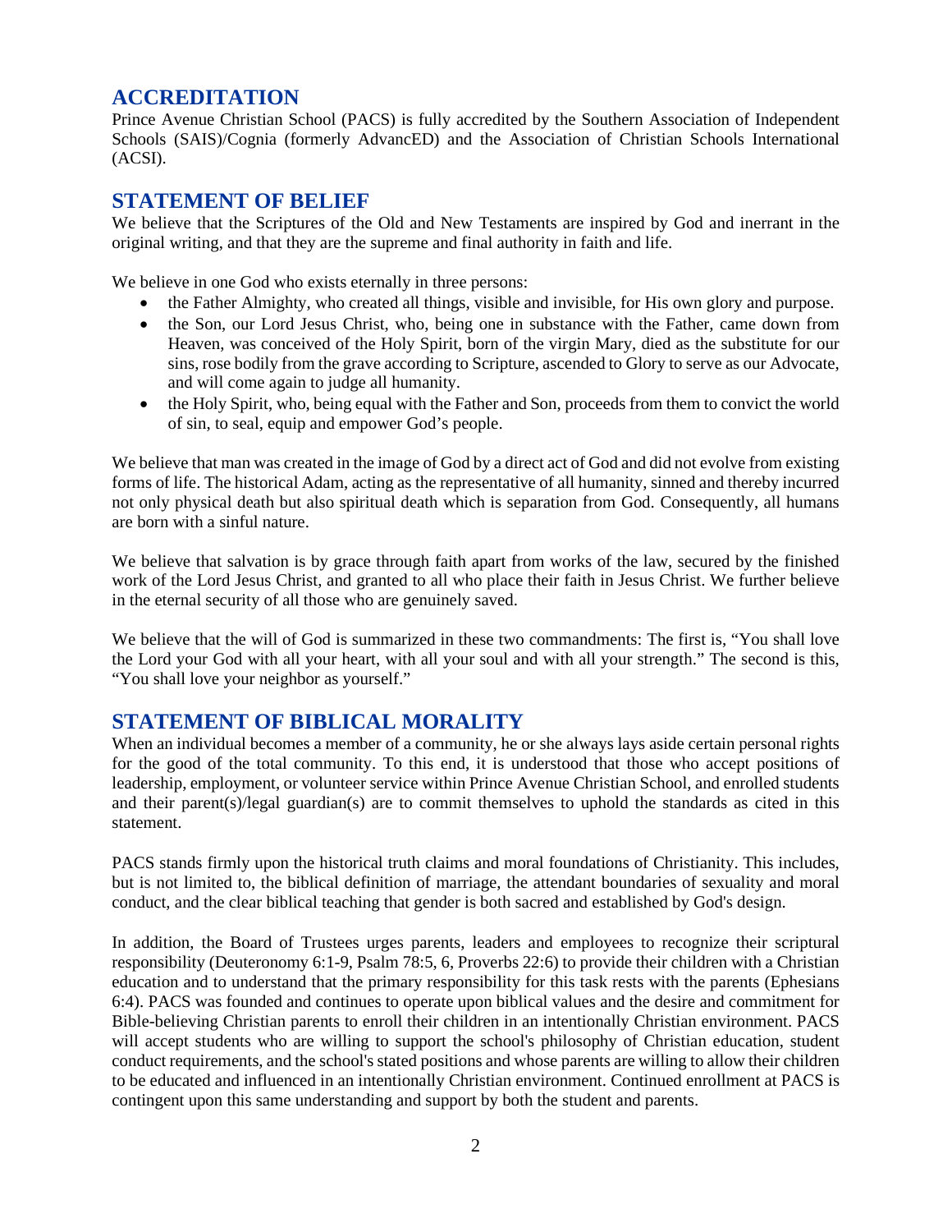## ACCREDITATION

Prince Avenue Christian School (PACS) is fully accredited by the Southern Association of Independent Schools (SAIS)/Cognia (formerly AdvancED) and the Association of Christian Schools International (ACSI).

## STATEMENT OF BELIEF

We believe that the Scriptures of the Old and New Testaments are inspired by God and inerrant in the original writing, and that they are the supreme and final authority in faith and life.

We believe in one God who exists eternally in three persons:

- the Father Almighty, who created all things, visible and invisible, for His own glory and purpose.
- the Son, our Lord Jesus Christ, who, being one in substance with the Father, came down from Heaven, was conceived of the Holy Spirit, born of the virgin Mary, died as the substitute for our sins, rose bodily from the grave according to Scripture, ascended to Glory to serve as our Advocate, and will come again to judge all humanity.
- the Holy Spirit, who, being equal with the Father and Son, proceeds from them to convict the world of sin, to seal, equip and empower God's people.

We believe that man was created in the image of God by a direct act of God and did not evolve from existing forms of life. The historical Adam, acting as the representative of all humanity, sinned and thereby incurred not only physical death but also spiritual death which is separation from God. Consequently, all humans are born with a sinful nature.

We believe that salvation is by grace through faith apart from works of the law, secured by the finished work of the Lord Jesus Christ, and granted to all who place their faith in Jesus Christ. We further believe in the eternal security of all those who are genuinely saved.

We believe that the will of God is summarized in these two commandments: The first is, "You shall love the Lord your God with all your heart, with all your soul and with all your strength." The second is this, "You shall love your neighbor as yourself."

## STATEMENT OF BIBLICAL MORALITY

When an individual becomes a member of a community, he or she always lays aside certain personal rights for the good of the total community. To this end, it is understood that those who accept positions of leadership, employment, or volunteer service within Prince Avenue Christian School, and enrolled students and their parent(s)/legal guardian(s) are to commit themselves to uphold the standards as cited in this statement.

PACS stands firmly upon the historical truth claims and moral foundations of Christianity. This includes, but is not limited to, the biblical definition of marriage, the attendant boundaries of sexuality and moral conduct, and the clear biblical teaching that gender is both sacred and established by God's design.

In addition, the Board of Trustees urges parents, leaders and employees to recognize their scriptural responsibility (Deuteronomy 6:1-9, Psalm 78:5, 6, Proverbs 22:6) to provide their children with a Christian education and to understand that the primary responsibility for this task rests with the parents (Ephesians 6:4). PACS was founded and continues to operate upon biblical values and the desire and commitment for Bible-believing Christian parents to enroll their children in an intentionally Christian environment. PACS will accept students who are willing to support the school's philosophy of Christian education, student conduct requirements, and the school's stated positions and whose parents are willing to allow their children to be educated and influenced in an intentionally Christian environment. Continued enrollment at PACS is contingent upon this same understanding and support by both the student and parents.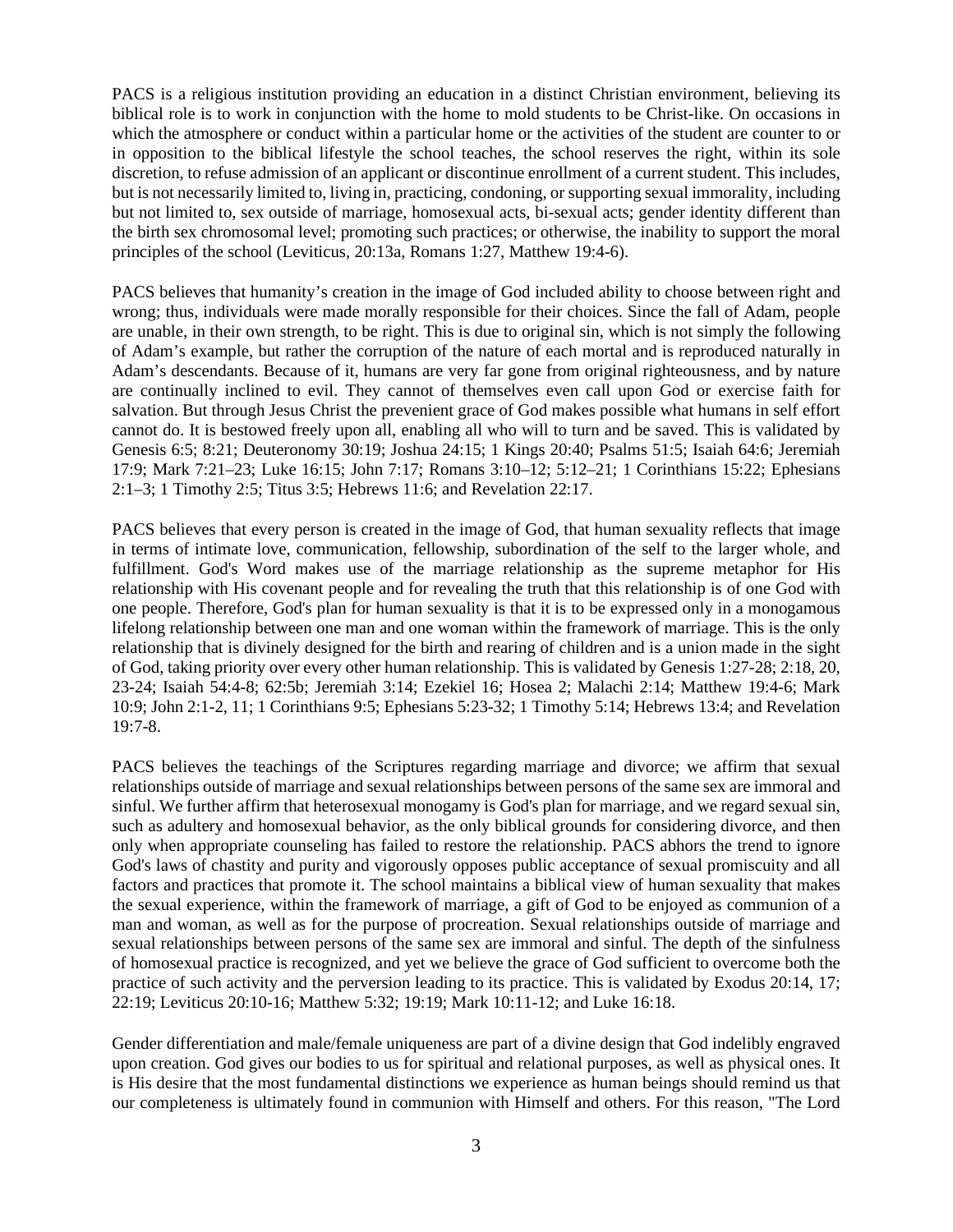PACS is a religious institution providing an education in a distinct Christian environment, believing its biblical role is to work in conjunction with the home to mold students to be Christ-like. On occasions in which the atmosphere or conduct within a particular home or the activities of the student are counter to or in opposition to the biblical lifestyle the school teaches, the school reserves the right, within its sole discretion, to refuse admission of an applicant or discontinue enrollment of a current student. This includes, but is not necessarily limited to, living in, practicing, condoning, or supporting sexual immorality, including but not limited to, sex outside of marriage, homosexual acts, bi-sexual acts; gender identity different than the birth sex chromosomal level; promoting such practices; or otherwise, the inability to support the moral principles of the school (Leviticus, 20:13a, Romans 1:27, Matthew 19:4-6).

PACS believes that humanity's creation in the image of God included ability to choose between right and wrong; thus, individuals were made morally responsible for their choices. Since the fall of Adam, people are unable, in their own strength, to be right. This is due to original sin, which is not simply the following of Adam's example, but rather the corruption of the nature of each mortal and is reproduced naturally in Adam's descendants. Because of it, humans are very far gone from original righteousness, and by nature are continually inclined to evil. They cannot of themselves even call upon God or exercise faith for salvation. But through Jesus Christ the prevenient grace of God makes possible what humans in self effort cannot do. It is bestowed freely upon all, enabling all who will to turn and be saved. This is validated by Genesis 6:5; 8:21; Deuteronomy 30:19; Joshua 24:15; 1 Kings 20:40; Psalms 51:5; Isaiah 64:6; Jeremiah 17:9; Mark 7:21–23; Luke 16:15; John 7:17; Romans 3:10–12; 5:12–21; 1 Corinthians 15:22; Ephesians 2:1–3; 1 Timothy 2:5; Titus 3:5; Hebrews 11:6; and Revelation 22:17.

PACS believes that every person is created in the image of God, that human sexuality reflects that image in terms of intimate love, communication, fellowship, subordination of the self to the larger whole, and fulfillment. God's Word makes use of the marriage relationship as the supreme metaphor for His relationship with His covenant people and for revealing the truth that this relationship is of one God with one people. Therefore, God's plan for human sexuality is that it is to be expressed only in a monogamous lifelong relationship between one man and one woman within the framework of marriage. This is the only relationship that is divinely designed for the birth and rearing of children and is a union made in the sight of God, taking priority over every other human relationship. This is validated by Genesis 1:27-28; 2:18, 20, 23-24; Isaiah 54:4-8; 62:5b; Jeremiah 3:14; Ezekiel 16; Hosea 2; Malachi 2:14; Matthew 19:4-6; Mark 10:9; John 2:1-2, 11; 1 Corinthians 9:5; Ephesians 5:23-32; 1 Timothy 5:14; Hebrews 13:4; and Revelation 19:7-8.

PACS believes the teachings of the Scriptures regarding marriage and divorce; we affirm that sexual relationships outside of marriage and sexual relationships between persons of the same sex are immoral and sinful. We further affirm that heterosexual monogamy is God's plan for marriage, and we regard sexual sin, such as adultery and homosexual behavior, as the only biblical grounds for considering divorce, and then only when appropriate counseling has failed to restore the relationship. PACS abhors the trend to ignore God's laws of chastity and purity and vigorously opposes public acceptance of sexual promiscuity and all factors and practices that promote it. The school maintains a biblical view of human sexuality that makes the sexual experience, within the framework of marriage, a gift of God to be enjoyed as communion of a man and woman, as well as for the purpose of procreation. Sexual relationships outside of marriage and sexual relationships between persons of the same sex are immoral and sinful. The depth of the sinfulness of homosexual practice is recognized, and yet we believe the grace of God sufficient to overcome both the practice of such activity and the perversion leading to its practice. This is validated by Exodus 20:14, 17; 22:19; Leviticus 20:10-16; Matthew 5:32; 19:19; Mark 10:11-12; and Luke 16:18.

Gender differentiation and male/female uniqueness are part of a divine design that God indelibly engraved upon creation. God gives our bodies to us for spiritual and relational purposes, as well as physical ones. It is His desire that the most fundamental distinctions we experience as human beings should remind us that our completeness is ultimately found in communion with Himself and others. For this reason, "The Lord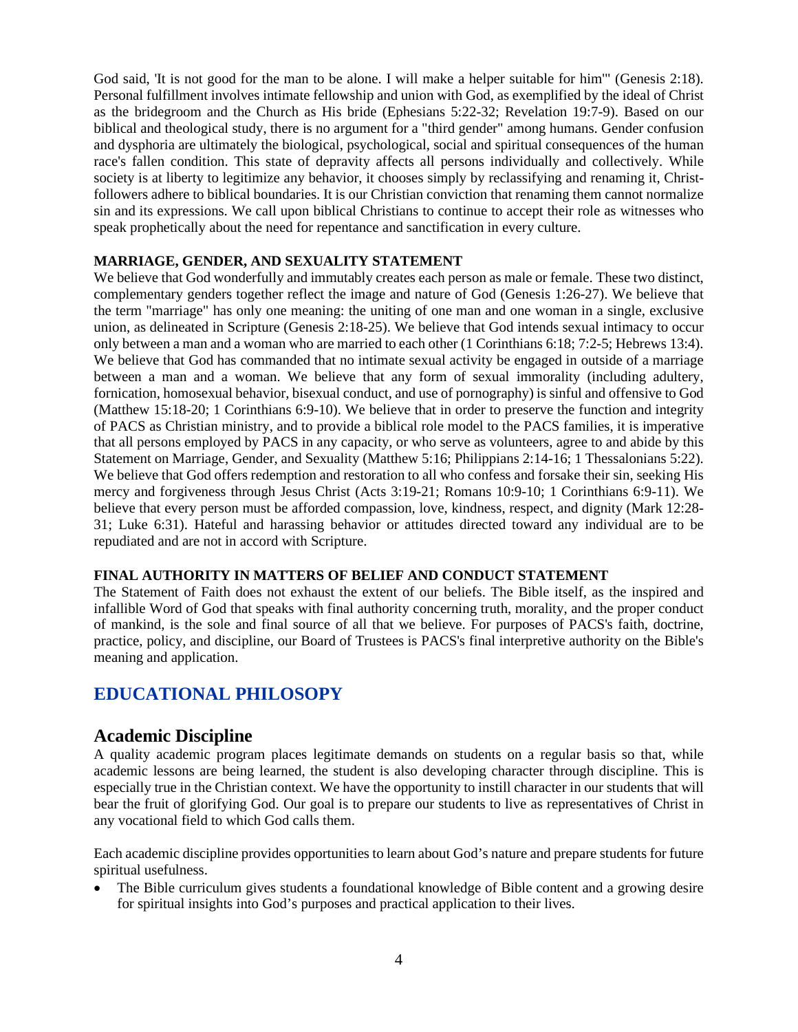God said, 'It is not good for the man to be alone. I will make a helper suitable for him'" (Genesis 2:18). Personal fulfillment involves intimate fellowship and union with God, as exemplified by the ideal of Christ as the bridegroom and the Church as His bride (Ephesians 5:22-32; Revelation 19:7-9). Based on our biblical and theological study, there is no argument for a "third gender" among humans. Gender confusion and dysphoria are ultimately the biological, psychological, social and spiritual consequences of the human race's fallen condition. This state of depravity affects all persons individually and collectively. While society is at liberty to legitimize any behavior, it chooses simply by reclassifying and renaming it, Christ-followers adhere to biblical boundaries. It is our Christian conviction that renaming them cannot normalize sin and its expressions. We call upon biblical Christians to continue to accept their role as witnesses who speak prophetically about the need for repentance and sanctification in every culture.

**MARRIAGE, GENDER, AND SEXUALITY STATEMENT**

We believe that God wonderfully and immutably creates each person as male or female. These two distinct, complementary genders together reflect the image and nature of God (Genesis 1:26-27). We believe that the term "marriage" has only one meaning: the uniting of one man and one woman in a single, exclusive union, as delineated in Scripture (Genesis 2:18-25). We believe that God intends sexual intimacy to occur only between a man and a woman who are married to each other (1 Corinthians 6:18; 7:2-5; Hebrews 13:4). We believe that God has commanded that no intimate sexual activity be engaged in outside of a marriage between a man and a woman. We believe that any form of sexual immorality (including adultery, fornication, homosexual behavior, bisexual conduct, and use of pornography) is sinful and offensive to God (Matthew 15:18-20; 1 Corinthians 6:9-10). We believe that in order to preserve the function and integrity of PACS as Christian ministry, and to provide a biblical role model to the PACS families, it is imperative that all persons employed by PACS in any capacity, or who serve as volunteers, agree to and abide by this Statement on Marriage, Gender, and Sexuality (Matthew 5:16; Philippians 2:14-16; 1 Thessalonians 5:22). We believe that God offers redemption and restoration to all who confess and forsake their sin, seeking His mercy and forgiveness through Jesus Christ (Acts 3:19-21; Romans 10:9-10; 1 Corinthians 6:9-11). We believe that every person must be afforded compassion, love, kindness, respect, and dignity (Mark 12:28-31; Luke 6:31). Hateful and harassing behavior or attitudes directed toward any individual are to be repudiated and are not in accord with Scripture.

**FINAL AUTHORITY IN MATTERS OF BELIEF AND CONDUCT STATEMENT**

The Statement of Faith does not exhaust the extent of our beliefs. The Bible itself, as the inspired and infallible Word of God that speaks with final authority concerning truth, morality, and the proper conduct of mankind, is the sole and final source of all that we believe. For purposes of PACS's faith, doctrine, practice, policy, and discipline, our Board of Trustees is PACS's final interpretive authority on the Bible's meaning and application.

## EDUCATIONAL PHILOSOPHY

### Academic Discipline

A quality academic program places legitimate demands on students on a regular basis so that, while academic lessons are being learned, the student is also developing character through discipline. This is especially true in the Christian context. We have the opportunity to instill character in our students that will bear the fruit of glorifying God. Our goal is to prepare our students to live as representatives of Christ in any vocational field to which God calls them.

Each academic discipline provides opportunities to learn about God's nature and prepare students for future spiritual usefulness.

- The Bible curriculum gives students a foundational knowledge of Bible content and a growing desire for spiritual insights into God's purposes and practical application to their lives.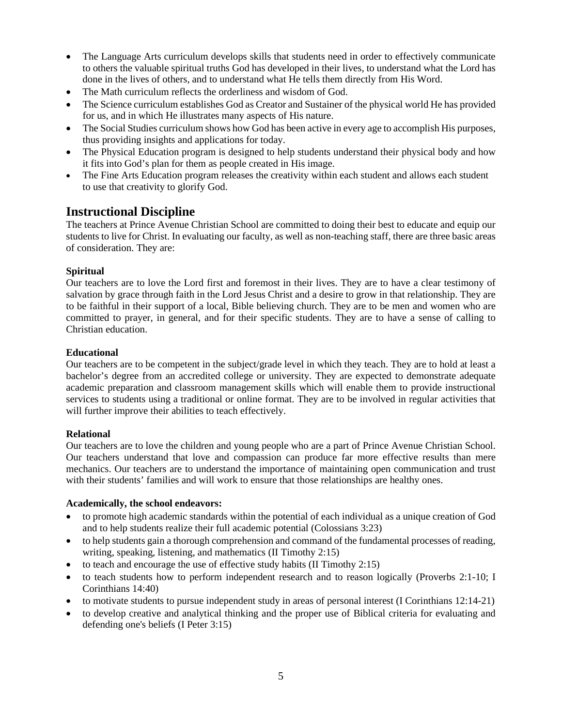- The Language Arts curriculum develops skills that students need in order to effectively communicate to others the valuable spiritual truths God has developed in their lives, to understand what the Lord has done in the lives of others, and to understand what He tells them directly from His Word.
- The Math curriculum reflects the orderliness and wisdom of God.
- The Science curriculum establishes God as Creator and Sustainer of the physical world He has provided for us, and in which He illustrates many aspects of His nature.
- The Social Studies curriculum shows how God has been active in every age to accomplish His purposes, thus providing insights and applications for today.
- The Physical Education program is designed to help students understand their physical body and how it fits into God's plan for them as people created in His image.
- The Fine Arts Education program releases the creativity within each student and allows each student to use that creativity to glorify God.

## Instructional Discipline

The teachers at Prince Avenue Christian School are committed to doing their best to educate and equip our students to live for Christ. In evaluating our faculty, as well as non-teaching staff, there are three basic areas of consideration. They are:

**Spiritual**

Our teachers are to love the Lord first and foremost in their lives. They are to have a clear testimony of salvation by grace through faith in the Lord Jesus Christ and a desire to grow in that relationship. They are to be faithful in their support of a local, Bible believing church. They are to be men and women who are committed to prayer, in general, and for their specific students. They are to have a sense of calling to Christian education.

**Educational**

Our teachers are to be competent in the subject/grade level in which they teach. They are to hold at least a bachelor's degree from an accredited college or university. They are expected to demonstrate adequate academic preparation and classroom management skills which will enable them to provide instructional services to students using a traditional or online format. They are to be involved in regular activities that will further improve their abilities to teach effectively.

**Relational**

Our teachers are to love the children and young people who are a part of Prince Avenue Christian School. Our teachers understand that love and compassion can produce far more effective results than mere mechanics. Our teachers are to understand the importance of maintaining open communication and trust with their students' families and will work to ensure that those relationships are healthy ones.

**Academically, the school endeavors:**

- to promote high academic standards within the potential of each individual as a unique creation of God and to help students realize their full academic potential (Colossians 3:23)
- to help students gain a thorough comprehension and command of the fundamental processes of reading, writing, speaking, listening, and mathematics (II Timothy 2:15)
- to teach and encourage the use of effective study habits (II Timothy 2:15)
- to teach students how to perform independent research and to reason logically (Proverbs 2:1-10; I Corinthians 14:40)
- to motivate students to pursue independent study in areas of personal interest (I Corinthians 12:14-21)
- to develop creative and analytical thinking and the proper use of Biblical criteria for evaluating and defending one's beliefs (I Peter 3:15)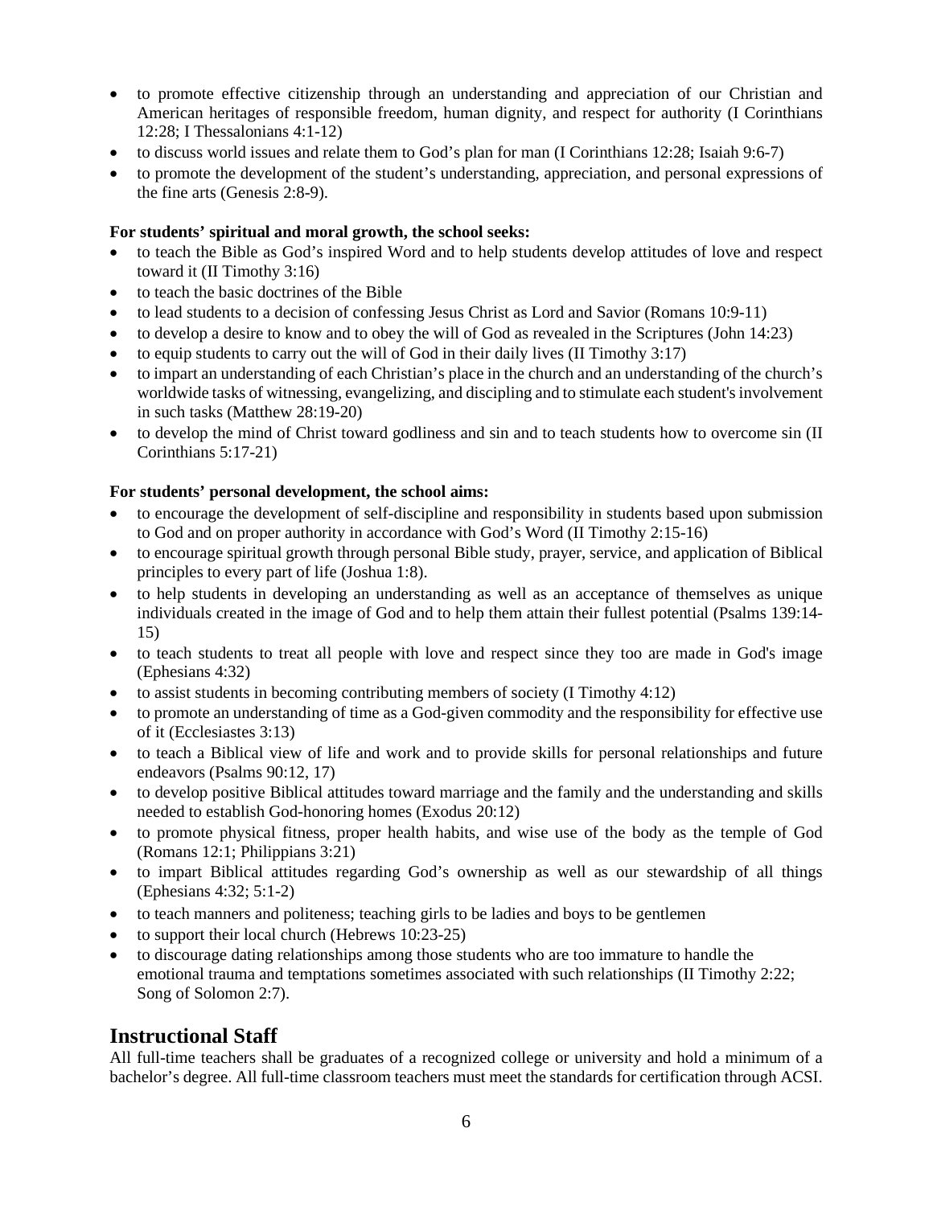- to promote effective citizenship through an understanding and appreciation of our Christian and American heritages of responsible freedom, human dignity, and respect for authority (I Corinthians 12:28; I Thessalonians 4:1-12)
- to discuss world issues and relate them to God's plan for man (I Corinthians 12:28; Isaiah 9:6-7)
- to promote the development of the student's understanding, appreciation, and personal expressions of the fine arts (Genesis 2:8-9).

**For students' spiritual and moral growth, the school seeks:**

- to teach the Bible as God's inspired Word and to help students develop attitudes of love and respect toward it (II Timothy 3:16)
- to teach the basic doctrines of the Bible
- to lead students to a decision of confessing Jesus Christ as Lord and Savior (Romans 10:9-11)
- to develop a desire to know and to obey the will of God as revealed in the Scriptures (John 14:23)
- to equip students to carry out the will of God in their daily lives (II Timothy 3:17)
- to impart an understanding of each Christian's place in the church and an understanding of the church's worldwide tasks of witnessing, evangelizing, and discipling and to stimulate each student's involvement in such tasks (Matthew 28:19-20)
- to develop the mind of Christ toward godliness and sin and to teach students how to overcome sin (II Corinthians 5:17-21)

**For students' personal development, the school aims:**

- to encourage the development of self-discipline and responsibility in students based upon submission to God and on proper authority in accordance with God's Word (II Timothy 2:15-16)
- to encourage spiritual growth through personal Bible study, prayer, service, and application of Biblical principles to every part of life (Joshua 1:8).
- to help students in developing an understanding as well as an acceptance of themselves as unique individuals created in the image of God and to help them attain their fullest potential (Psalms 139:14-15)
- to teach students to treat all people with love and respect since they too are made in God's image (Ephesians 4:32)
- to assist students in becoming contributing members of society (I Timothy 4:12)
- to promote an understanding of time as a God-given commodity and the responsibility for effective use of it (Ecclesiastes 3:13)
- to teach a Biblical view of life and work and to provide skills for personal relationships and future endeavors (Psalms 90:12, 17)
- to develop positive Biblical attitudes toward marriage and the family and the understanding and skills needed to establish God-honoring homes (Exodus 20:12)
- to promote physical fitness, proper health habits, and wise use of the body as the temple of God (Romans 12:1; Philippians 3:21)
- to impart Biblical attitudes regarding God's ownership as well as our stewardship of all things (Ephesians 4:32; 5:1-2)
- to teach manners and politeness; teaching girls to be ladies and boys to be gentlemen
- to support their local church (Hebrews 10:23-25)
- to discourage dating relationships among those students who are too immature to handle the emotional trauma and temptations sometimes associated with such relationships (II Timothy 2:22; Song of Solomon 2:7).

## Instructional Staff

All full-time teachers shall be graduates of a recognized college or university and hold a minimum of a bachelor's degree. All full-time classroom teachers must meet the standards for certification through ACSI.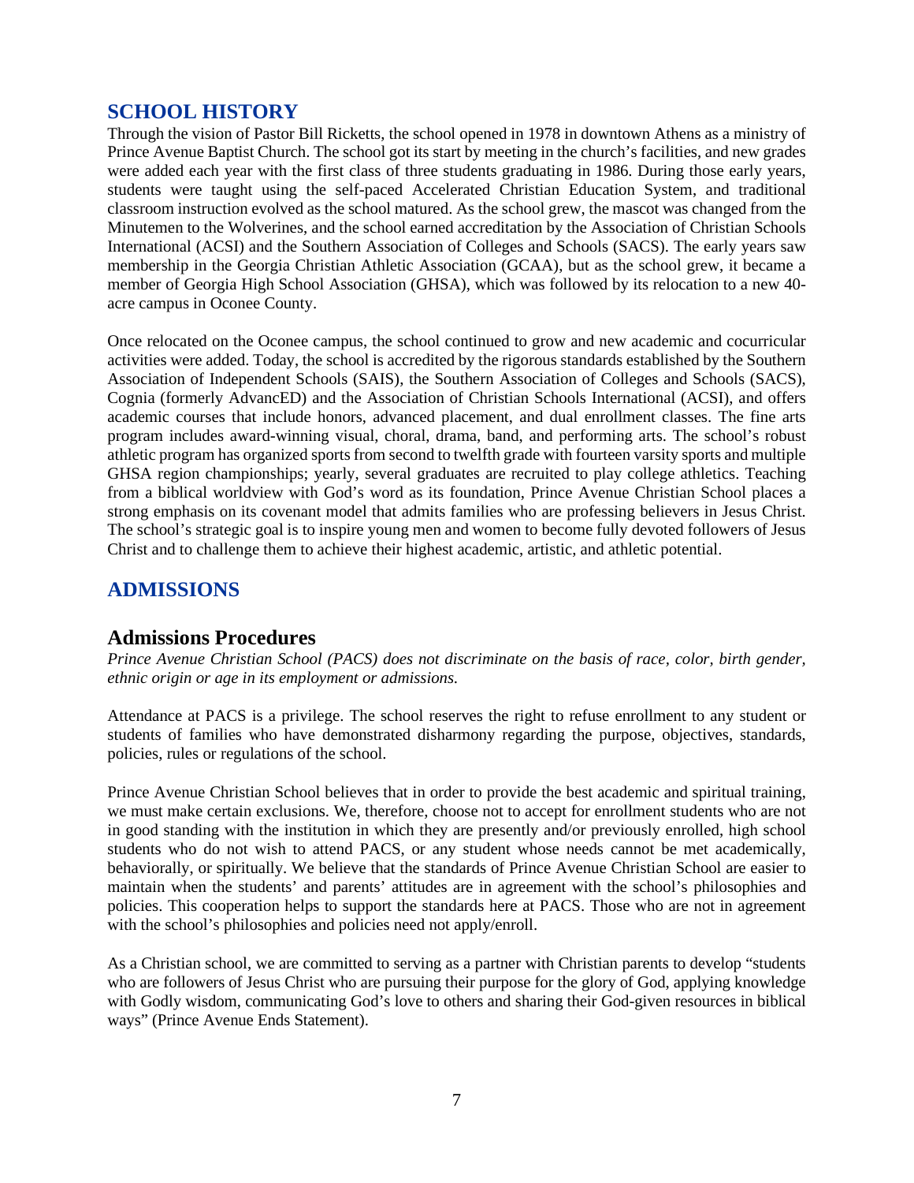## SCHOOL HISTORY

Through the vision of Pastor Bill Ricketts, the school opened in 1978 in downtown Athens as a ministry of Prince Avenue Baptist Church. The school got its start by meeting in the church's facilities, and new grades were added each year with the first class of three students graduating in 1986. During those early years, students were taught using the self-paced Accelerated Christian Education System, and traditional classroom instruction evolved as the school matured. As the school grew, the mascot was changed from the Minutemen to the Wolverines, and the school earned accreditation by the Association of Christian Schools International (ACSI) and the Southern Association of Colleges and Schools (SACS). The early years saw membership in the Georgia Christian Athletic Association (GCAA), but as the school grew, it became a member of Georgia High School Association (GHSA), which was followed by its relocation to a new 40-acre campus in Oconee County.

Once relocated on the Oconee campus, the school continued to grow and new academic and cocurricular activities were added. Today, the school is accredited by the rigorous standards established by the Southern Association of Independent Schools (SAIS), the Southern Association of Colleges and Schools (SACS), Cognia (formerly AdvancED) and the Association of Christian Schools International (ACSI), and offers academic courses that include honors, advanced placement, and dual enrollment classes. The fine arts program includes award-winning visual, choral, drama, band, and performing arts. The school's robust athletic program has organized sports from second to twelfth grade with fourteen varsity sports and multiple GHSA region championships; yearly, several graduates are recruited to play college athletics. Teaching from a biblical worldview with God's word as its foundation, Prince Avenue Christian School places a strong emphasis on its covenant model that admits families who are professing believers in Jesus Christ. The school's strategic goal is to inspire young men and women to become fully devoted followers of Jesus Christ and to challenge them to achieve their highest academic, artistic, and athletic potential.

## ADMISSIONS

### Admissions Procedures

*Prince Avenue Christian School (PACS) does not discriminate on the basis of race, color, birth gender, ethnic origin or age in its employment or admissions.*

Attendance at PACS is a privilege. The school reserves the right to refuse enrollment to any student or students of families who have demonstrated disharmony regarding the purpose, objectives, standards, policies, rules or regulations of the school.

Prince Avenue Christian School believes that in order to provide the best academic and spiritual training, we must make certain exclusions. We, therefore, choose not to accept for enrollment students who are not in good standing with the institution in which they are presently and/or previously enrolled, high school students who do not wish to attend PACS, or any student whose needs cannot be met academically, behaviorally, or spiritually. We believe that the standards of Prince Avenue Christian School are easier to maintain when the students' and parents' attitudes are in agreement with the school's philosophies and policies. This cooperation helps to support the standards here at PACS. Those who are not in agreement with the school's philosophies and policies need not apply/enroll.

As a Christian school, we are committed to serving as a partner with Christian parents to develop "students who are followers of Jesus Christ who are pursuing their purpose for the glory of God, applying knowledge with Godly wisdom, communicating God's love to others and sharing their God-given resources in biblical ways" (Prince Avenue Ends Statement).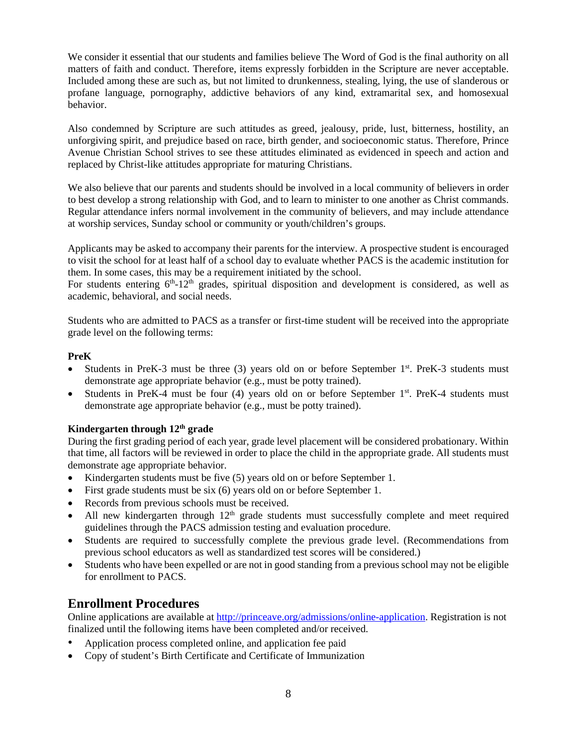We consider it essential that our students and families believe The Word of God is the final authority on all matters of faith and conduct. Therefore, items expressly forbidden in the Scripture are never acceptable. Included among these are such as, but not limited to drunkenness, stealing, lying, the use of slanderous or profane language, pornography, addictive behaviors of any kind, extramarital sex, and homosexual behavior.

Also condemned by Scripture are such attitudes as greed, jealousy, pride, lust, bitterness, hostility, an unforgiving spirit, and prejudice based on race, birth gender, and socioeconomic status. Therefore, Prince Avenue Christian School strives to see these attitudes eliminated as evidenced in speech and action and replaced by Christ-like attitudes appropriate for maturing Christians.

We also believe that our parents and students should be involved in a local community of believers in order to best develop a strong relationship with God, and to learn to minister to one another as Christ commands. Regular attendance infers normal involvement in the community of believers, and may include attendance at worship services, Sunday school or community or youth/children's groups.

Applicants may be asked to accompany their parents for the interview. A prospective student is encouraged to visit the school for at least half of a school day to evaluate whether PACS is the academic institution for them. In some cases, this may be a requirement initiated by the school.
For students entering 6th-12th grades, spiritual disposition and development is considered, as well as academic, behavioral, and social needs.

Students who are admitted to PACS as a transfer or first-time student will be received into the appropriate grade level on the following terms:

**PreK**

- Students in PreK-3 must be three (3) years old on or before September 1st. PreK-3 students must demonstrate age appropriate behavior (e.g., must be potty trained).
- Students in PreK-4 must be four (4) years old on or before September 1st. PreK-4 students must demonstrate age appropriate behavior (e.g., must be potty trained).

**Kindergarten through 12th grade**

During the first grading period of each year, grade level placement will be considered probationary. Within that time, all factors will be reviewed in order to place the child in the appropriate grade. All students must demonstrate age appropriate behavior.

- Kindergarten students must be five (5) years old on or before September 1.
- First grade students must be six (6) years old on or before September 1.
- Records from previous schools must be received.
- All new kindergarten through 12th grade students must successfully complete and meet required guidelines through the PACS admission testing and evaluation procedure.
- Students are required to successfully complete the previous grade level. (Recommendations from previous school educators as well as standardized test scores will be considered.)
- Students who have been expelled or are not in good standing from a previous school may not be eligible for enrollment to PACS.

## Enrollment Procedures

Online applications are available at [http://princeave.org/admissions/online-application](http://princeave.org/admissions/online-application). Registration is not finalized until the following items have been completed and/or received.

- Application process completed online, and application fee paid
- Copy of student's Birth Certificate and Certificate of Immunization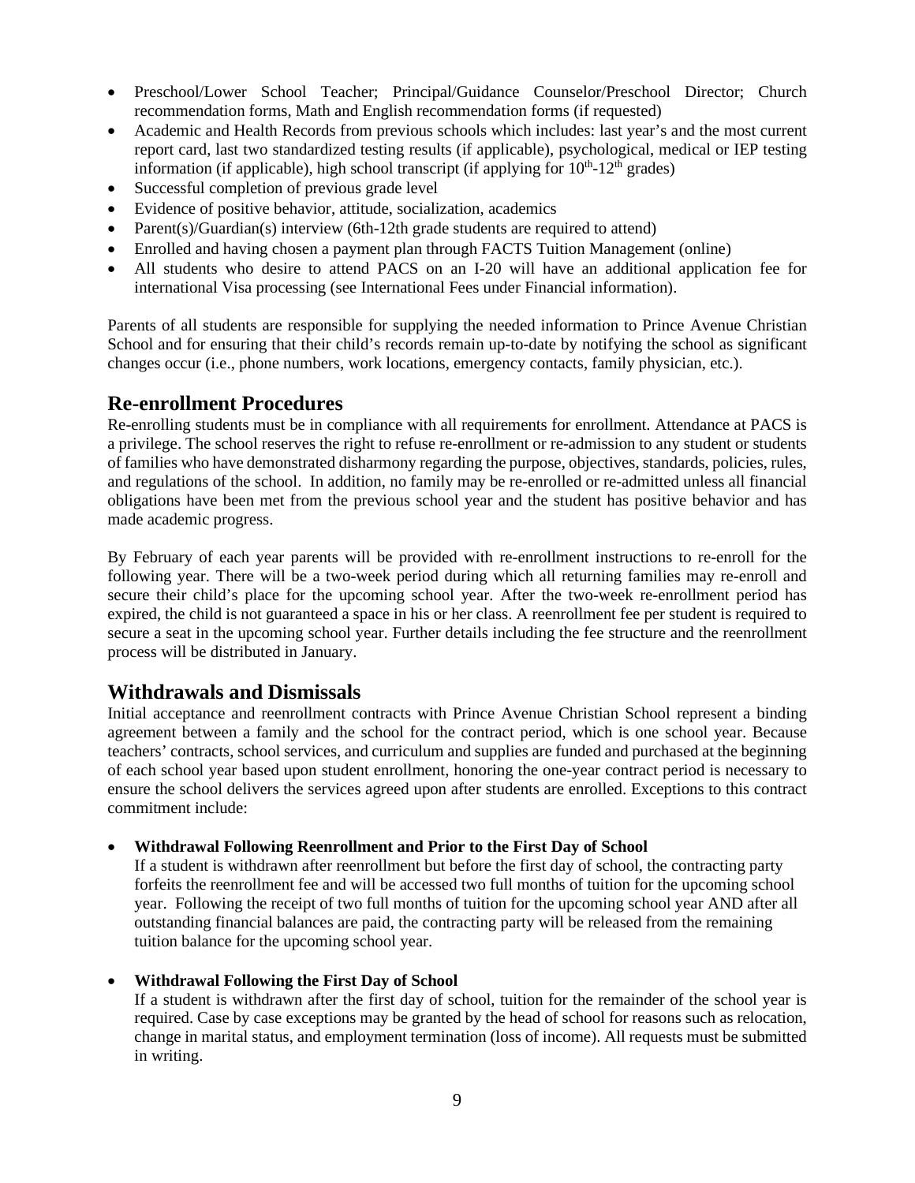- Preschool/Lower School Teacher; Principal/Guidance Counselor/Preschool Director; Church recommendation forms, Math and English recommendation forms (if requested)
- Academic and Health Records from previous schools which includes: last year's and the most current report card, last two standardized testing results (if applicable), psychological, medical or IEP testing information (if applicable), high school transcript (if applying for 10th-12th grades)
- Successful completion of previous grade level
- Evidence of positive behavior, attitude, socialization, academics
- Parent(s)/Guardian(s) interview (6th-12th grade students are required to attend)
- Enrolled and having chosen a payment plan through FACTS Tuition Management (online)
- All students who desire to attend PACS on an I-20 will have an additional application fee for international Visa processing (see International Fees under Financial information).

Parents of all students are responsible for supplying the needed information to Prince Avenue Christian School and for ensuring that their child's records remain up-to-date by notifying the school as significant changes occur (i.e., phone numbers, work locations, emergency contacts, family physician, etc.).

## Re-enrollment Procedures

Re-enrolling students must be in compliance with all requirements for enrollment. Attendance at PACS is a privilege. The school reserves the right to refuse re-enrollment or re-admission to any student or students of families who have demonstrated disharmony regarding the purpose, objectives, standards, policies, rules, and regulations of the school. In addition, no family may be re-enrolled or re-admitted unless all financial obligations have been met from the previous school year and the student has positive behavior and has made academic progress.

By February of each year parents will be provided with re-enrollment instructions to re-enroll for the following year. There will be a two-week period during which all returning families may re-enroll and secure their child's place for the upcoming school year. After the two-week re-enrollment period has expired, the child is not guaranteed a space in his or her class. A reenrollment fee per student is required to secure a seat in the upcoming school year. Further details including the fee structure and the reenrollment process will be distributed in January.

## Withdrawals and Dismissals

Initial acceptance and reenrollment contracts with Prince Avenue Christian School represent a binding agreement between a family and the school for the contract period, which is one school year. Because teachers' contracts, school services, and curriculum and supplies are funded and purchased at the beginning of each school year based upon student enrollment, honoring the one-year contract period is necessary to ensure the school delivers the services agreed upon after students are enrolled. Exceptions to this contract commitment include:

- **Withdrawal Following Reenrollment and Prior to the First Day of School**
  If a student is withdrawn after reenrollment but before the first day of school, the contracting party forfeits the reenrollment fee and will be accessed two full months of tuition for the upcoming school year. Following the receipt of two full months of tuition for the upcoming school year AND after all outstanding financial balances are paid, the contracting party will be released from the remaining tuition balance for the upcoming school year.

- **Withdrawal Following the First Day of School**
  If a student is withdrawn after the first day of school, tuition for the remainder of the school year is required. Case by case exceptions may be granted by the head of school for reasons such as relocation, change in marital status, and employment termination (loss of income). All requests must be submitted in writing.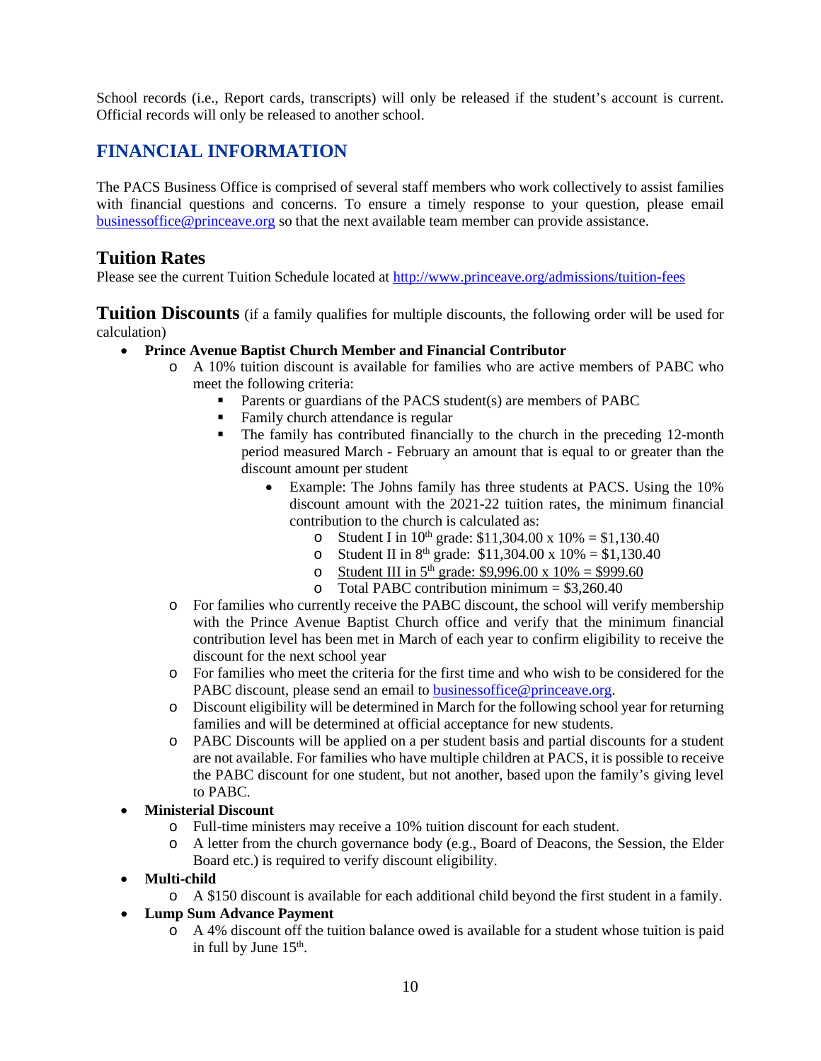School records (i.e., Report cards, transcripts) will only be released if the student's account is current. Official records will only be released to another school.

## FINANCIAL INFORMATION

The PACS Business Office is comprised of several staff members who work collectively to assist families with financial questions and concerns. To ensure a timely response to your question, please email businessoffice@princeave.org so that the next available team member can provide assistance.

### Tuition Rates

Please see the current Tuition Schedule located at http://www.princeave.org/admissions/tuition-fees

### Tuition Discounts

(if a family qualifies for multiple discounts, the following order will be used for calculation)

- **Prince Avenue Baptist Church Member and Financial Contributor**
  - A 10% tuition discount is available for families who are active members of PABC who meet the following criteria:
    - Parents or guardians of the PACS student(s) are members of PABC
    - Family church attendance is regular
    - The family has contributed financially to the church in the preceding 12-month period measured March - February an amount that is equal to or greater than the discount amount per student
      - Example: The Johns family has three students at PACS. Using the 10% discount amount with the 2021-22 tuition rates, the minimum financial contribution to the church is calculated as:
        - Student I in 10th grade: $11,304.00 x 10% = $1,130.40
        - Student II in 8th grade: $11,304.00 x 10% = $1,130.40
        - Student III in 5th grade: $9,996.00 x 10% = $999.60
        - Total PABC contribution minimum = $3,260.40
  - For families who currently receive the PABC discount, the school will verify membership with the Prince Avenue Baptist Church office and verify that the minimum financial contribution level has been met in March of each year to confirm eligibility to receive the discount for the next school year
  - For families who meet the criteria for the first time and who wish to be considered for the PABC discount, please send an email to businessoffice@princeave.org.
  - Discount eligibility will be determined in March for the following school year for returning families and will be determined at official acceptance for new students.
  - PABC Discounts will be applied on a per student basis and partial discounts for a student are not available. For families who have multiple children at PACS, it is possible to receive the PABC discount for one student, but not another, based upon the family's giving level to PABC.
- **Ministerial Discount**
  - Full-time ministers may receive a 10% tuition discount for each student.
  - A letter from the church governance body (e.g., Board of Deacons, the Session, the Elder Board etc.) is required to verify discount eligibility.
- **Multi-child**
  - A $150 discount is available for each additional child beyond the first student in a family.
- **Lump Sum Advance Payment**
  - A 4% discount off the tuition balance owed is available for a student whose tuition is paid in full by June 15th.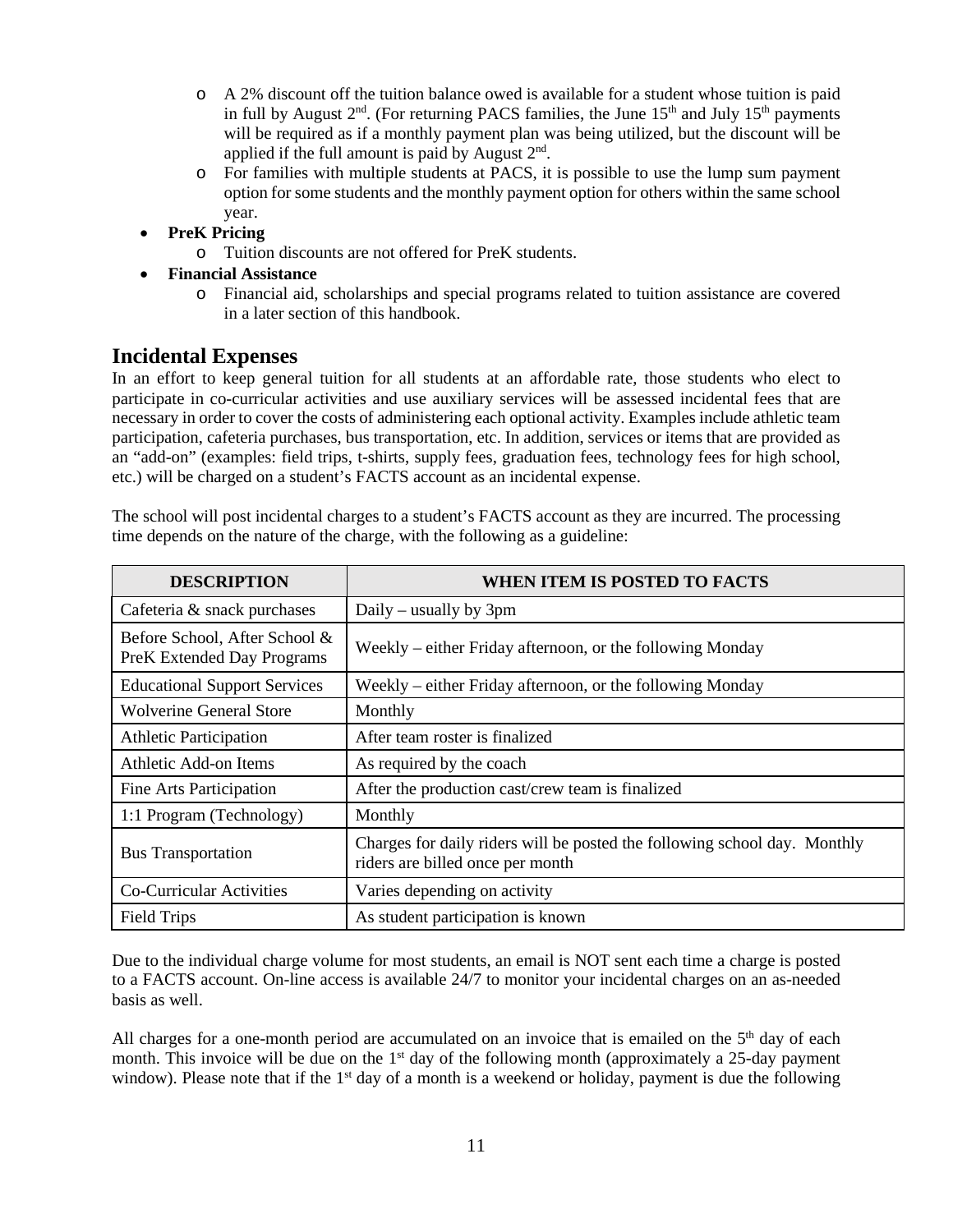- A 2% discount off the tuition balance owed is available for a student whose tuition is paid in full by August 2nd. (For returning PACS families, the June 15th and July 15th payments will be required as if a monthly payment plan was being utilized, but the discount will be applied if the full amount is paid by August 2nd.
  - For families with multiple students at PACS, it is possible to use the lump sum payment option for some students and the monthly payment option for others within the same school year.
- **PreK Pricing**
  - Tuition discounts are not offered for PreK students.
- **Financial Assistance**
  - Financial aid, scholarships and special programs related to tuition assistance are covered in a later section of this handbook.

## Incidental Expenses

In an effort to keep general tuition for all students at an affordable rate, those students who elect to participate in co-curricular activities and use auxiliary services will be assessed incidental fees that are necessary in order to cover the costs of administering each optional activity. Examples include athletic team participation, cafeteria purchases, bus transportation, etc. In addition, services or items that are provided as an "add-on" (examples: field trips, t-shirts, supply fees, graduation fees, technology fees for high school, etc.) will be charged on a student's FACTS account as an incidental expense.

The school will post incidental charges to a student's FACTS account as they are incurred. The processing time depends on the nature of the charge, with the following as a guideline:

| DESCRIPTION | WHEN ITEM IS POSTED TO FACTS |
| --- | --- |
| Cafeteria & snack purchases | Daily – usually by 3pm |
| Before School, After School & PreK Extended Day Programs | Weekly – either Friday afternoon, or the following Monday |
| Educational Support Services | Weekly – either Friday afternoon, or the following Monday |
| Wolverine General Store | Monthly |
| Athletic Participation | After team roster is finalized |
| Athletic Add-on Items | As required by the coach |
| Fine Arts Participation | After the production cast/crew team is finalized |
| 1:1 Program (Technology) | Monthly |
| Bus Transportation | Charges for daily riders will be posted the following school day. Monthly riders are billed once per month |
| Co-Curricular Activities | Varies depending on activity |
| Field Trips | As student participation is known |

Due to the individual charge volume for most students, an email is NOT sent each time a charge is posted to a FACTS account. On-line access is available 24/7 to monitor your incidental charges on an as-needed basis as well.

All charges for a one-month period are accumulated on an invoice that is emailed on the 5th day of each month. This invoice will be due on the 1st day of the following month (approximately a 25-day payment window). Please note that if the 1st day of a month is a weekend or holiday, payment is due the following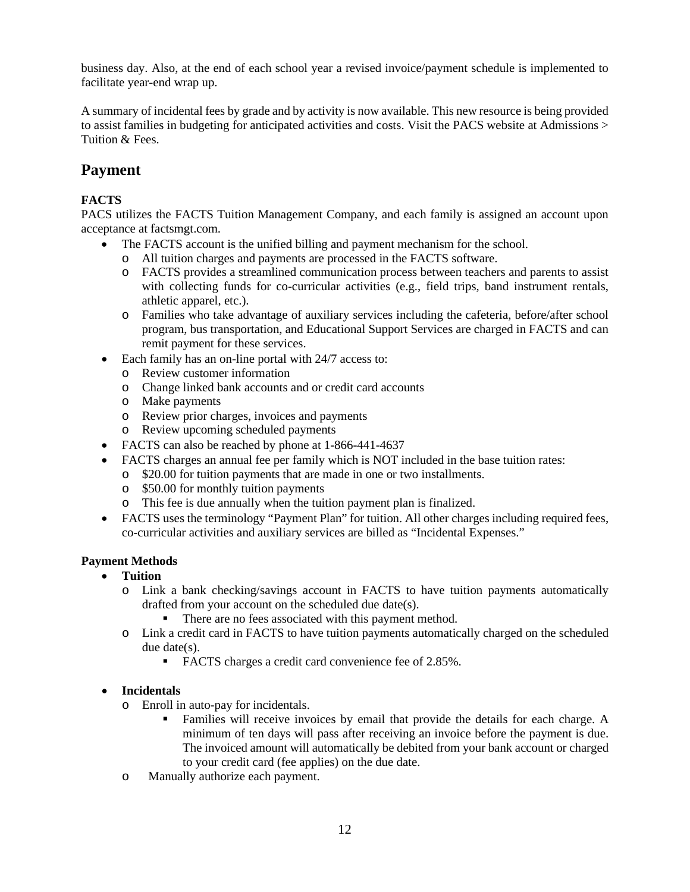business day. Also, at the end of each school year a revised invoice/payment schedule is implemented to facilitate year-end wrap up.

A summary of incidental fees by grade and by activity is now available. This new resource is being provided to assist families in budgeting for anticipated activities and costs. Visit the PACS website at Admissions > Tuition & Fees.

## Payment

**FACTS**

PACS utilizes the FACTS Tuition Management Company, and each family is assigned an account upon acceptance at factsmgt.com.

- The FACTS account is the unified billing and payment mechanism for the school.
  - All tuition charges and payments are processed in the FACTS software.
  - FACTS provides a streamlined communication process between teachers and parents to assist with collecting funds for co-curricular activities (e.g., field trips, band instrument rentals, athletic apparel, etc.).
  - Families who take advantage of auxiliary services including the cafeteria, before/after school program, bus transportation, and Educational Support Services are charged in FACTS and can remit payment for these services.
- Each family has an on-line portal with 24/7 access to:
  - Review customer information
  - Change linked bank accounts and or credit card accounts
  - Make payments
  - Review prior charges, invoices and payments
  - Review upcoming scheduled payments
- FACTS can also be reached by phone at 1-866-441-4637
- FACTS charges an annual fee per family which is NOT included in the base tuition rates:
  - $20.00 for tuition payments that are made in one or two installments.
  - $50.00 for monthly tuition payments
  - This fee is due annually when the tuition payment plan is finalized.
- FACTS uses the terminology "Payment Plan" for tuition. All other charges including required fees, co-curricular activities and auxiliary services are billed as "Incidental Expenses."

**Payment Methods**

- **Tuition**
  - Link a bank checking/savings account in FACTS to have tuition payments automatically drafted from your account on the scheduled due date(s).
    - There are no fees associated with this payment method.
  - Link a credit card in FACTS to have tuition payments automatically charged on the scheduled due date(s).
    - FACTS charges a credit card convenience fee of 2.85%.
- **Incidentals**
  - Enroll in auto-pay for incidentals.
    - Families will receive invoices by email that provide the details for each charge. A minimum of ten days will pass after receiving an invoice before the payment is due. The invoiced amount will automatically be debited from your bank account or charged to your credit card (fee applies) on the due date.
  - Manually authorize each payment.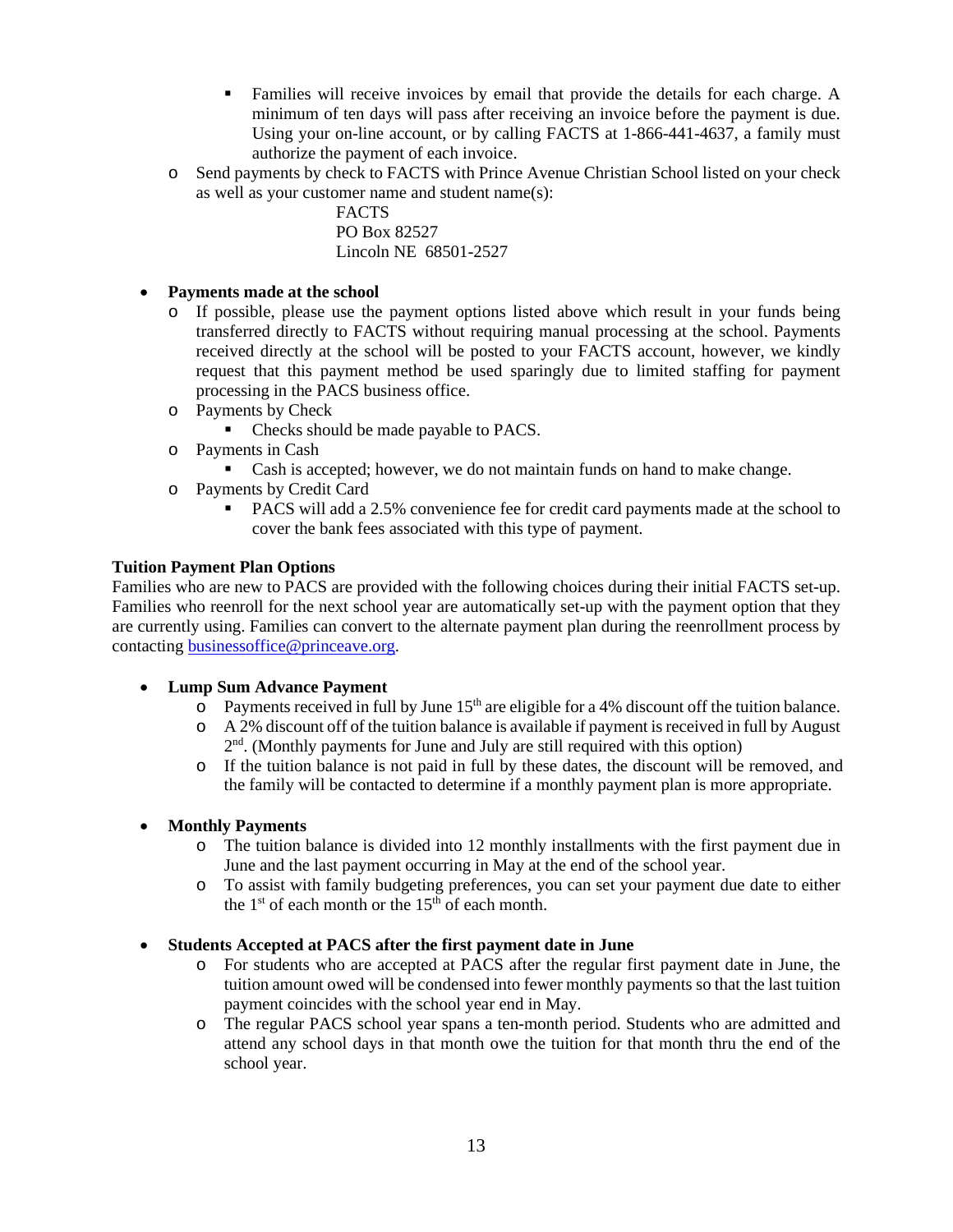- Families will receive invoices by email that provide the details for each charge. A minimum of ten days will pass after receiving an invoice before the payment is due. Using your on-line account, or by calling FACTS at 1-866-441-4637, a family must authorize the payment of each invoice.
    - Send payments by check to FACTS with Prince Avenue Christian School listed on your check as well as your customer name and student name(s):

      FACTS
      PO Box 82527
      Lincoln NE 68501-2527

- **Payments made at the school**
    - If possible, please use the payment options listed above which result in your funds being transferred directly to FACTS without requiring manual processing at the school. Payments received directly at the school will be posted to your FACTS account, however, we kindly request that this payment method be used sparingly due to limited staffing for payment processing in the PACS business office.
    - Payments by Check
        - Checks should be made payable to PACS.
    - Payments in Cash
        - Cash is accepted; however, we do not maintain funds on hand to make change.
    - Payments by Credit Card
        - PACS will add a 2.5% convenience fee for credit card payments made at the school to cover the bank fees associated with this type of payment.

**Tuition Payment Plan Options**

Families who are new to PACS are provided with the following choices during their initial FACTS set-up. Families who reenroll for the next school year are automatically set-up with the payment option that they are currently using. Families can convert to the alternate payment plan during the reenrollment process by contacting businessoffice@princeave.org.

- **Lump Sum Advance Payment**
    - Payments received in full by June 15th are eligible for a 4% discount off the tuition balance.
    - A 2% discount off of the tuition balance is available if payment is received in full by August 2nd. (Monthly payments for June and July are still required with this option)
    - If the tuition balance is not paid in full by these dates, the discount will be removed, and the family will be contacted to determine if a monthly payment plan is more appropriate.

- **Monthly Payments**
    - The tuition balance is divided into 12 monthly installments with the first payment due in June and the last payment occurring in May at the end of the school year.
    - To assist with family budgeting preferences, you can set your payment due date to either the 1st of each month or the 15th of each month.

- **Students Accepted at PACS after the first payment date in June**
    - For students who are accepted at PACS after the regular first payment date in June, the tuition amount owed will be condensed into fewer monthly payments so that the last tuition payment coincides with the school year end in May.
    - The regular PACS school year spans a ten-month period. Students who are admitted and attend any school days in that month owe the tuition for that month thru the end of the school year.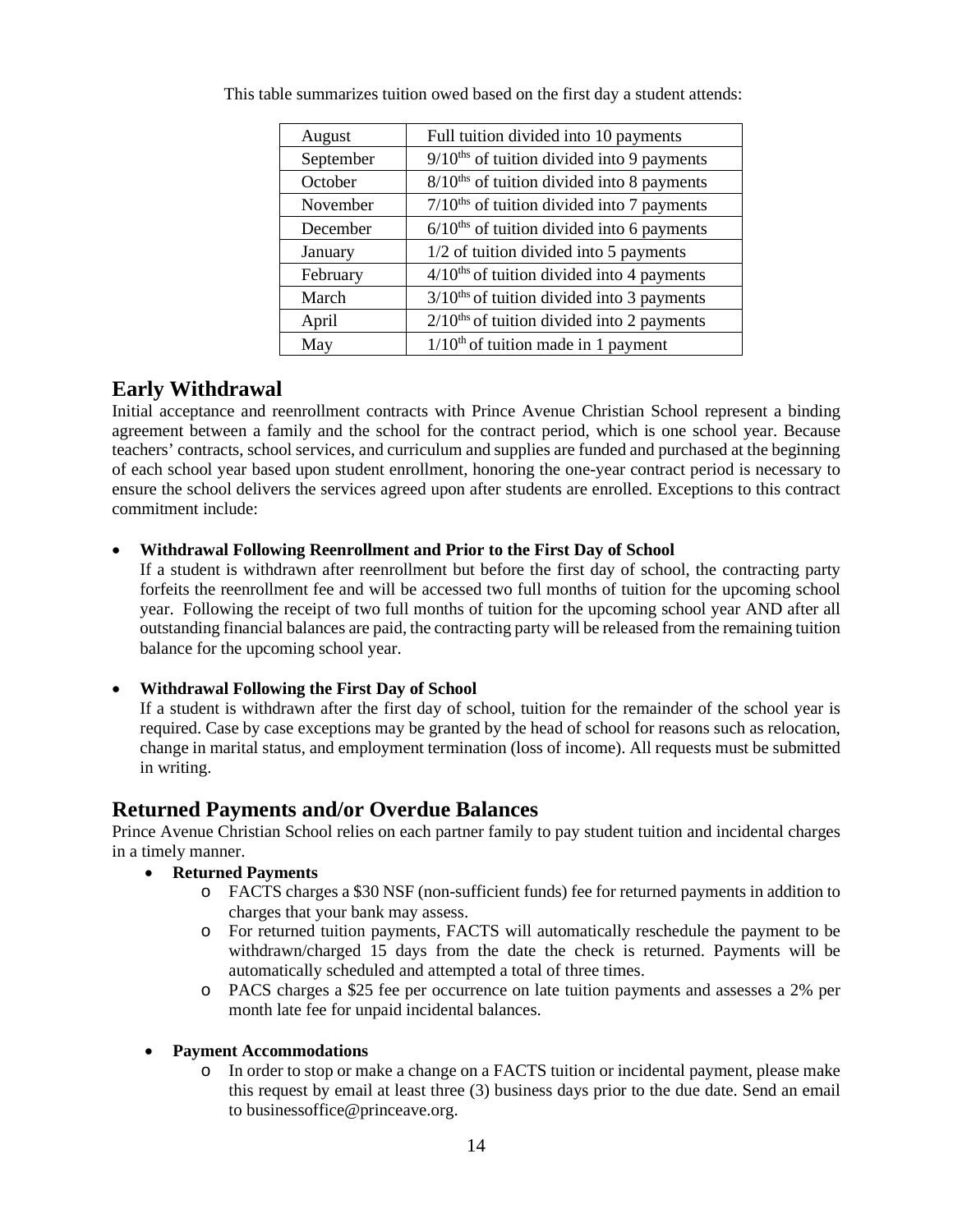This table summarizes tuition owed based on the first day a student attends:

| | |
|---|---|
| August | Full tuition divided into 10 payments |
| September | 9/10ths of tuition divided into 9 payments |
| October | 8/10ths of tuition divided into 8 payments |
| November | 7/10ths of tuition divided into 7 payments |
| December | 6/10ths of tuition divided into 6 payments |
| January | 1/2 of tuition divided into 5 payments |
| February | 4/10ths of tuition divided into 4 payments |
| March | 3/10ths of tuition divided into 3 payments |
| April | 2/10ths of tuition divided into 2 payments |
| May | 1/10th of tuition made in 1 payment |

## Early Withdrawal

Initial acceptance and reenrollment contracts with Prince Avenue Christian School represent a binding agreement between a family and the school for the contract period, which is one school year. Because teachers' contracts, school services, and curriculum and supplies are funded and purchased at the beginning of each school year based upon student enrollment, honoring the one-year contract period is necessary to ensure the school delivers the services agreed upon after students are enrolled. Exceptions to this contract commitment include:

- **Withdrawal Following Reenrollment and Prior to the First Day of School**
  If a student is withdrawn after reenrollment but before the first day of school, the contracting party forfeits the reenrollment fee and will be accessed two full months of tuition for the upcoming school year. Following the receipt of two full months of tuition for the upcoming school year AND after all outstanding financial balances are paid, the contracting party will be released from the remaining tuition balance for the upcoming school year.

- **Withdrawal Following the First Day of School**
  If a student is withdrawn after the first day of school, tuition for the remainder of the school year is required. Case by case exceptions may be granted by the head of school for reasons such as relocation, change in marital status, and employment termination (loss of income). All requests must be submitted in writing.

## Returned Payments and/or Overdue Balances

Prince Avenue Christian School relies on each partner family to pay student tuition and incidental charges in a timely manner.

- **Returned Payments**
  - FACTS charges a $30 NSF (non-sufficient funds) fee for returned payments in addition to charges that your bank may assess.
  - For returned tuition payments, FACTS will automatically reschedule the payment to be withdrawn/charged 15 days from the date the check is returned. Payments will be automatically scheduled and attempted a total of three times.
  - PACS charges a $25 fee per occurrence on late tuition payments and assesses a 2% per month late fee for unpaid incidental balances.

- **Payment Accommodations**
  - In order to stop or make a change on a FACTS tuition or incidental payment, please make this request by email at least three (3) business days prior to the due date. Send an email to businessoffice@princeave.org.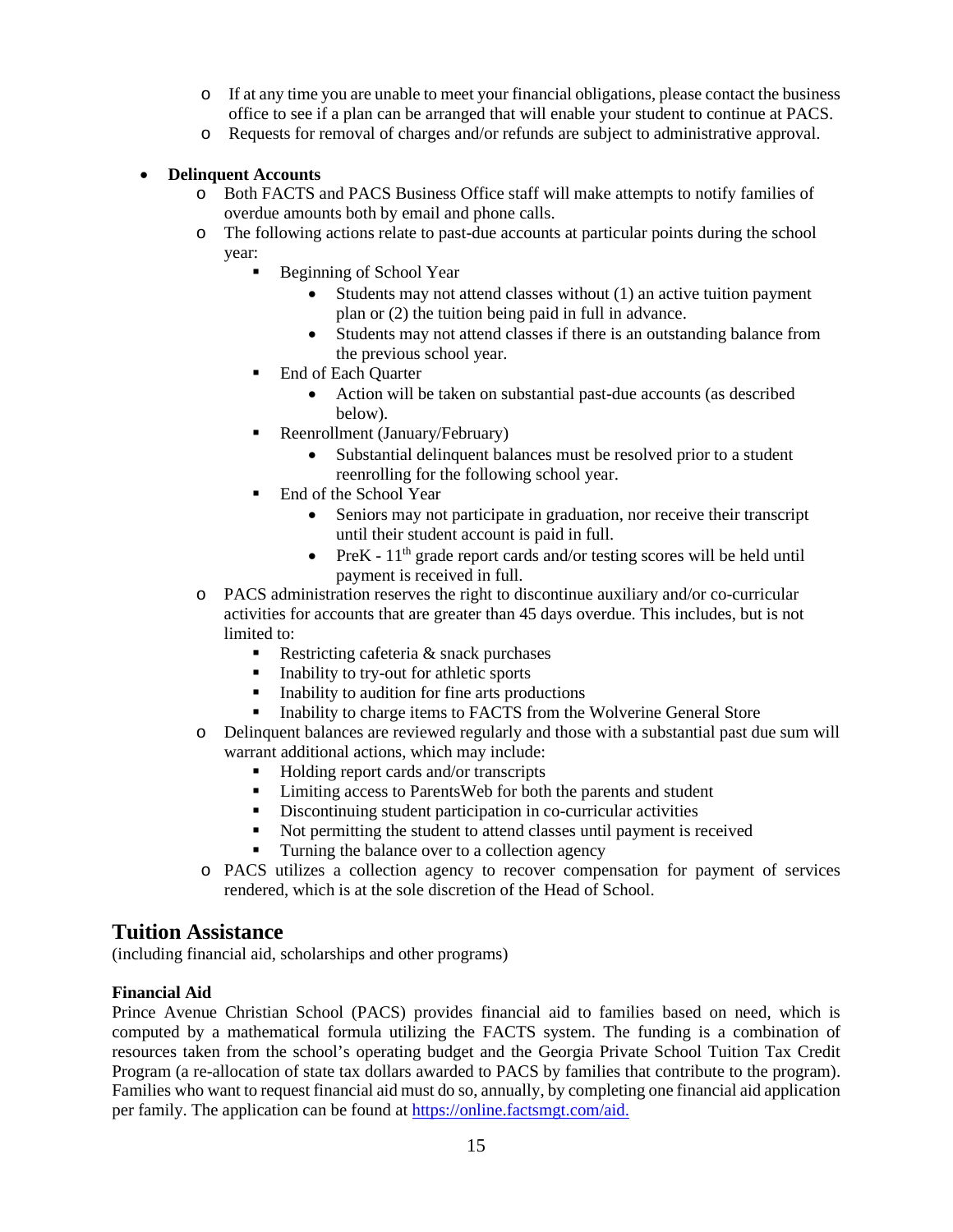- If at any time you are unable to meet your financial obligations, please contact the business office to see if a plan can be arranged that will enable your student to continue at PACS.
  - Requests for removal of charges and/or refunds are subject to administrative approval.

- **Delinquent Accounts**
  - Both FACTS and PACS Business Office staff will make attempts to notify families of overdue amounts both by email and phone calls.
  - The following actions relate to past-due accounts at particular points during the school year:
    - Beginning of School Year
      - Students may not attend classes without (1) an active tuition payment plan or (2) the tuition being paid in full in advance.
      - Students may not attend classes if there is an outstanding balance from the previous school year.
    - End of Each Quarter
      - Action will be taken on substantial past-due accounts (as described below).
    - Reenrollment (January/February)
      - Substantial delinquent balances must be resolved prior to a student reenrolling for the following school year.
    - End of the School Year
      - Seniors may not participate in graduation, nor receive their transcript until their student account is paid in full.
      - PreK - 11th grade report cards and/or testing scores will be held until payment is received in full.
  - PACS administration reserves the right to discontinue auxiliary and/or co-curricular activities for accounts that are greater than 45 days overdue. This includes, but is not limited to:
    - Restricting cafeteria & snack purchases
    - Inability to try-out for athletic sports
    - Inability to audition for fine arts productions
    - Inability to charge items to FACTS from the Wolverine General Store
  - Delinquent balances are reviewed regularly and those with a substantial past due sum will warrant additional actions, which may include:
    - Holding report cards and/or transcripts
    - Limiting access to ParentsWeb for both the parents and student
    - Discontinuing student participation in co-curricular activities
    - Not permitting the student to attend classes until payment is received
    - Turning the balance over to a collection agency
  - PACS utilizes a collection agency to recover compensation for payment of services rendered, which is at the sole discretion of the Head of School.

## Tuition Assistance

(including financial aid, scholarships and other programs)

### Financial Aid

Prince Avenue Christian School (PACS) provides financial aid to families based on need, which is computed by a mathematical formula utilizing the FACTS system. The funding is a combination of resources taken from the school's operating budget and the Georgia Private School Tuition Tax Credit Program (a re-allocation of state tax dollars awarded to PACS by families that contribute to the program). Families who want to request financial aid must do so, annually, by completing one financial aid application per family. The application can be found at https://online.factsmgt.com/aid.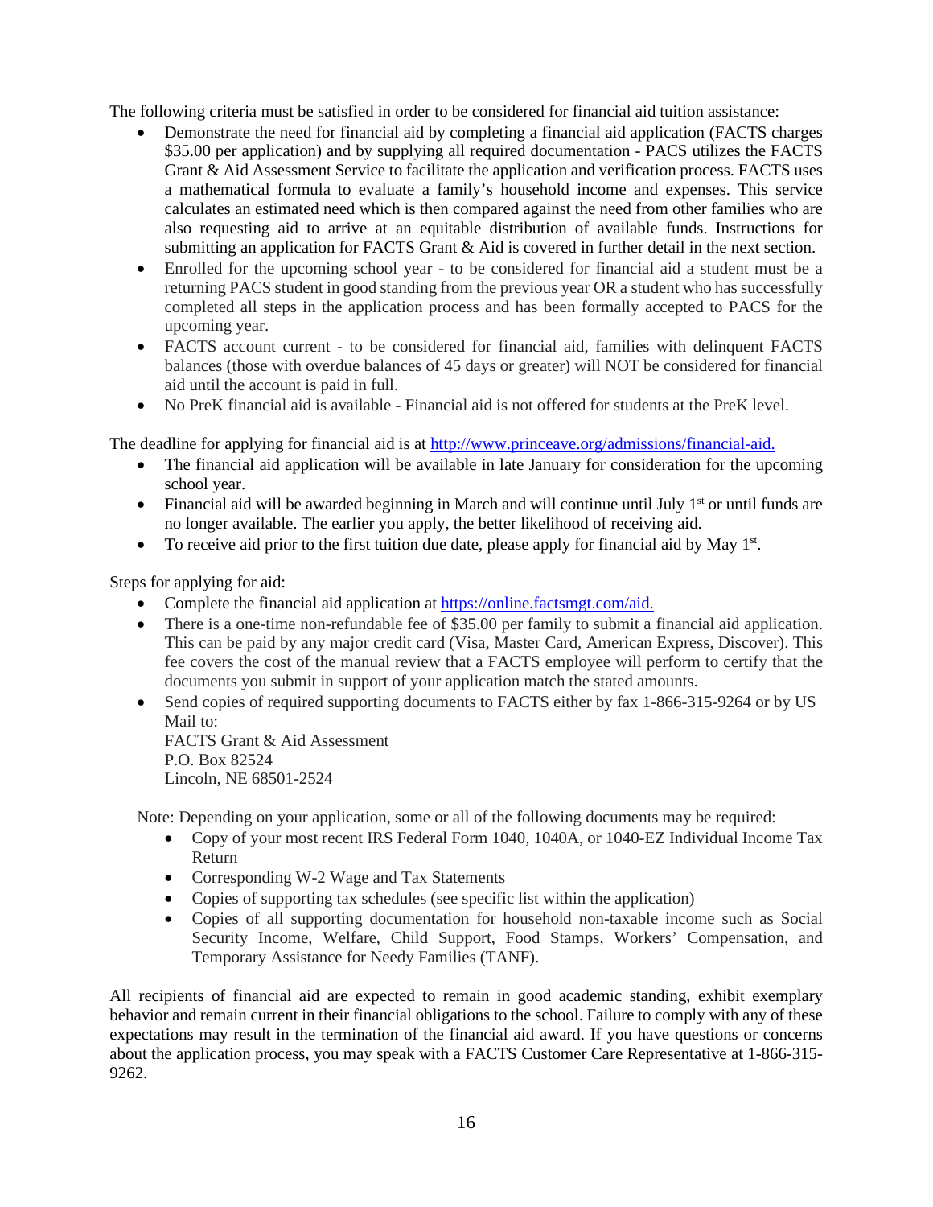The following criteria must be satisfied in order to be considered for financial aid tuition assistance:

- Demonstrate the need for financial aid by completing a financial aid application (FACTS charges $35.00 per application) and by supplying all required documentation - PACS utilizes the FACTS Grant & Aid Assessment Service to facilitate the application and verification process. FACTS uses a mathematical formula to evaluate a family's household income and expenses. This service calculates an estimated need which is then compared against the need from other families who are also requesting aid to arrive at an equitable distribution of available funds. Instructions for submitting an application for FACTS Grant & Aid is covered in further detail in the next section.
- Enrolled for the upcoming school year - to be considered for financial aid a student must be a returning PACS student in good standing from the previous year OR a student who has successfully completed all steps in the application process and has been formally accepted to PACS for the upcoming year.
- FACTS account current - to be considered for financial aid, families with delinquent FACTS balances (those with overdue balances of 45 days or greater) will NOT be considered for financial aid until the account is paid in full.
- No PreK financial aid is available - Financial aid is not offered for students at the PreK level.

The deadline for applying for financial aid is at [http://www.princeave.org/admissions/financial-aid.](http://www.princeave.org/admissions/financial-aid)

- The financial aid application will be available in late January for consideration for the upcoming school year.
- Financial aid will be awarded beginning in March and will continue until July 1st or until funds are no longer available. The earlier you apply, the better likelihood of receiving aid.
- To receive aid prior to the first tuition due date, please apply for financial aid by May 1st.

Steps for applying for aid:

- Complete the financial aid application at [https://online.factsmgt.com/aid.](https://online.factsmgt.com/aid)
- There is a one-time non-refundable fee of $35.00 per family to submit a financial aid application. This can be paid by any major credit card (Visa, Master Card, American Express, Discover). This fee covers the cost of the manual review that a FACTS employee will perform to certify that the documents you submit in support of your application match the stated amounts.
- Send copies of required supporting documents to FACTS either by fax 1-866-315-9264 or by US Mail to:
  FACTS Grant & Aid Assessment
  P.O. Box 82524
  Lincoln, NE 68501-2524

Note: Depending on your application, some or all of the following documents may be required:

- Copy of your most recent IRS Federal Form 1040, 1040A, or 1040-EZ Individual Income Tax Return
- Corresponding W-2 Wage and Tax Statements
- Copies of supporting tax schedules (see specific list within the application)
- Copies of all supporting documentation for household non-taxable income such as Social Security Income, Welfare, Child Support, Food Stamps, Workers' Compensation, and Temporary Assistance for Needy Families (TANF).

All recipients of financial aid are expected to remain in good academic standing, exhibit exemplary behavior and remain current in their financial obligations to the school. Failure to comply with any of these expectations may result in the termination of the financial aid award. If you have questions or concerns about the application process, you may speak with a FACTS Customer Care Representative at 1-866-315-9262.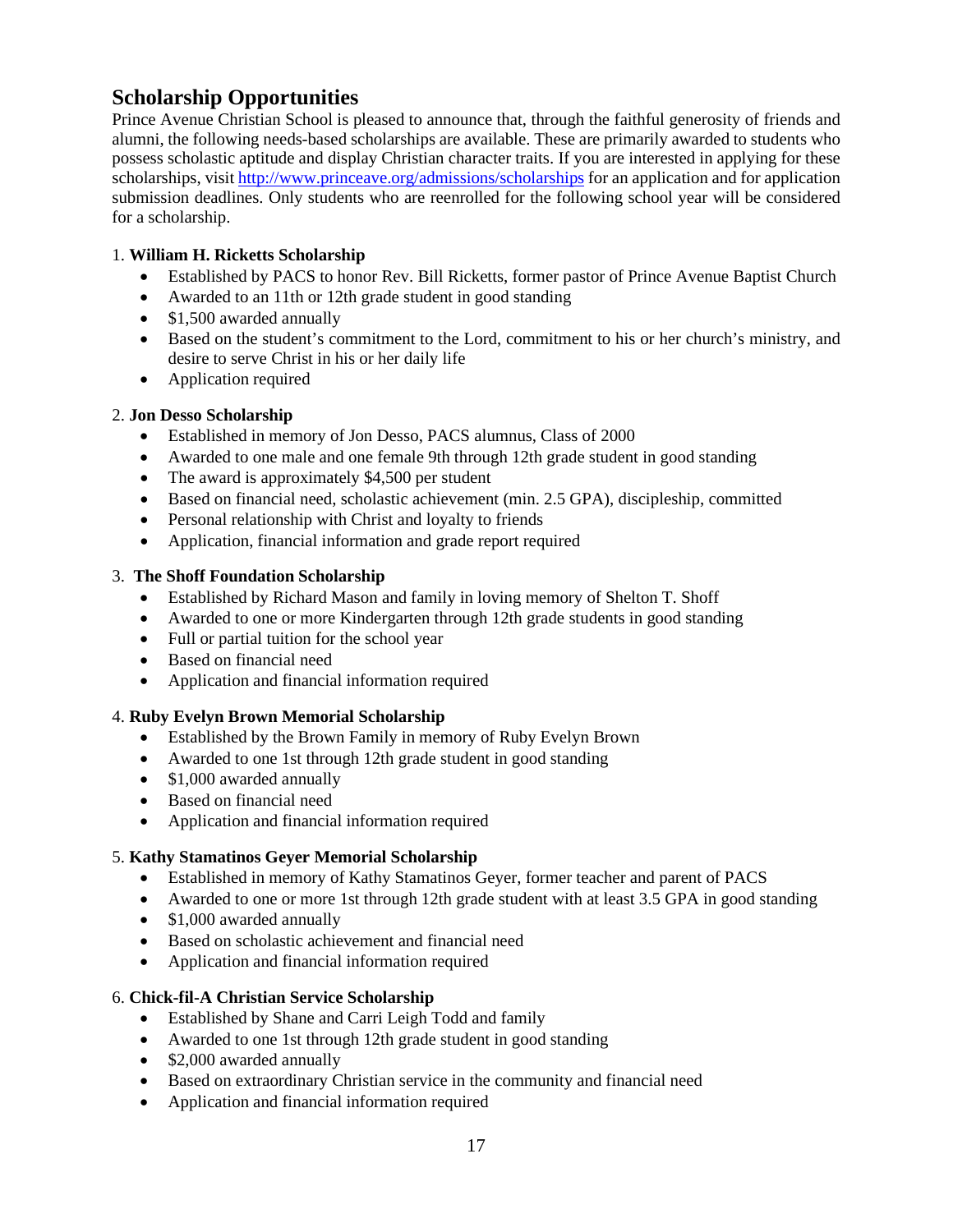## Scholarship Opportunities

Prince Avenue Christian School is pleased to announce that, through the faithful generosity of friends and alumni, the following needs-based scholarships are available. These are primarily awarded to students who possess scholastic aptitude and display Christian character traits. If you are interested in applying for these scholarships, visit [http://www.princeave.org/admissions/scholarships](http://www.princeave.org/admissions/scholarships) for an application and for application submission deadlines. Only students who are reenrolled for the following school year will be considered for a scholarship.

1. **William H. Ricketts Scholarship**
   - Established by PACS to honor Rev. Bill Ricketts, former pastor of Prince Avenue Baptist Church
   - Awarded to an 11th or 12th grade student in good standing
   - $1,500 awarded annually
   - Based on the student's commitment to the Lord, commitment to his or her church's ministry, and desire to serve Christ in his or her daily life
   - Application required

2. **Jon Desso Scholarship**
   - Established in memory of Jon Desso, PACS alumnus, Class of 2000
   - Awarded to one male and one female 9th through 12th grade student in good standing
   - The award is approximately $4,500 per student
   - Based on financial need, scholastic achievement (min. 2.5 GPA), discipleship, committed
   - Personal relationship with Christ and loyalty to friends
   - Application, financial information and grade report required

3. **The Shoff Foundation Scholarship**
   - Established by Richard Mason and family in loving memory of Shelton T. Shoff
   - Awarded to one or more Kindergarten through 12th grade students in good standing
   - Full or partial tuition for the school year
   - Based on financial need
   - Application and financial information required

4. **Ruby Evelyn Brown Memorial Scholarship**
   - Established by the Brown Family in memory of Ruby Evelyn Brown
   - Awarded to one 1st through 12th grade student in good standing
   - $1,000 awarded annually
   - Based on financial need
   - Application and financial information required

5. **Kathy Stamatinos Geyer Memorial Scholarship**
   - Established in memory of Kathy Stamatinos Geyer, former teacher and parent of PACS
   - Awarded to one or more 1st through 12th grade student with at least 3.5 GPA in good standing
   - $1,000 awarded annually
   - Based on scholastic achievement and financial need
   - Application and financial information required

6. **Chick-fil-A Christian Service Scholarship**
   - Established by Shane and Carri Leigh Todd and family
   - Awarded to one 1st through 12th grade student in good standing
   - $2,000 awarded annually
   - Based on extraordinary Christian service in the community and financial need
   - Application and financial information required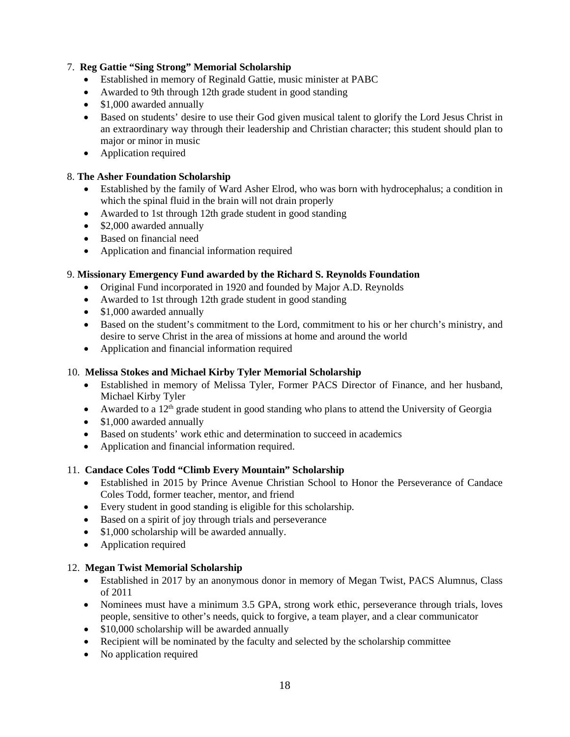7. **Reg Gattie "Sing Strong" Memorial Scholarship**
    - Established in memory of Reginald Gattie, music minister at PABC
    - Awarded to 9th through 12th grade student in good standing
    - $1,000 awarded annually
    - Based on students' desire to use their God given musical talent to glorify the Lord Jesus Christ in an extraordinary way through their leadership and Christian character; this student should plan to major or minor in music
    - Application required

8. **The Asher Foundation Scholarship**
    - Established by the family of Ward Asher Elrod, who was born with hydrocephalus; a condition in which the spinal fluid in the brain will not drain properly
    - Awarded to 1st through 12th grade student in good standing
    - $2,000 awarded annually
    - Based on financial need
    - Application and financial information required

9. **Missionary Emergency Fund awarded by the Richard S. Reynolds Foundation**
    - Original Fund incorporated in 1920 and founded by Major A.D. Reynolds
    - Awarded to 1st through 12th grade student in good standing
    - $1,000 awarded annually
    - Based on the student's commitment to the Lord, commitment to his or her church's ministry, and desire to serve Christ in the area of missions at home and around the world
    - Application and financial information required

10. **Melissa Stokes and Michael Kirby Tyler Memorial Scholarship**
    - Established in memory of Melissa Tyler, Former PACS Director of Finance, and her husband, Michael Kirby Tyler
    - Awarded to a 12th grade student in good standing who plans to attend the University of Georgia
    - $1,000 awarded annually
    - Based on students' work ethic and determination to succeed in academics
    - Application and financial information required.

11. **Candace Coles Todd "Climb Every Mountain" Scholarship**
    - Established in 2015 by Prince Avenue Christian School to Honor the Perseverance of Candace Coles Todd, former teacher, mentor, and friend
    - Every student in good standing is eligible for this scholarship.
    - Based on a spirit of joy through trials and perseverance
    - $1,000 scholarship will be awarded annually.
    - Application required

12. **Megan Twist Memorial Scholarship**
    - Established in 2017 by an anonymous donor in memory of Megan Twist, PACS Alumnus, Class of 2011
    - Nominees must have a minimum 3.5 GPA, strong work ethic, perseverance through trials, loves people, sensitive to other's needs, quick to forgive, a team player, and a clear communicator
    - $10,000 scholarship will be awarded annually
    - Recipient will be nominated by the faculty and selected by the scholarship committee
    - No application required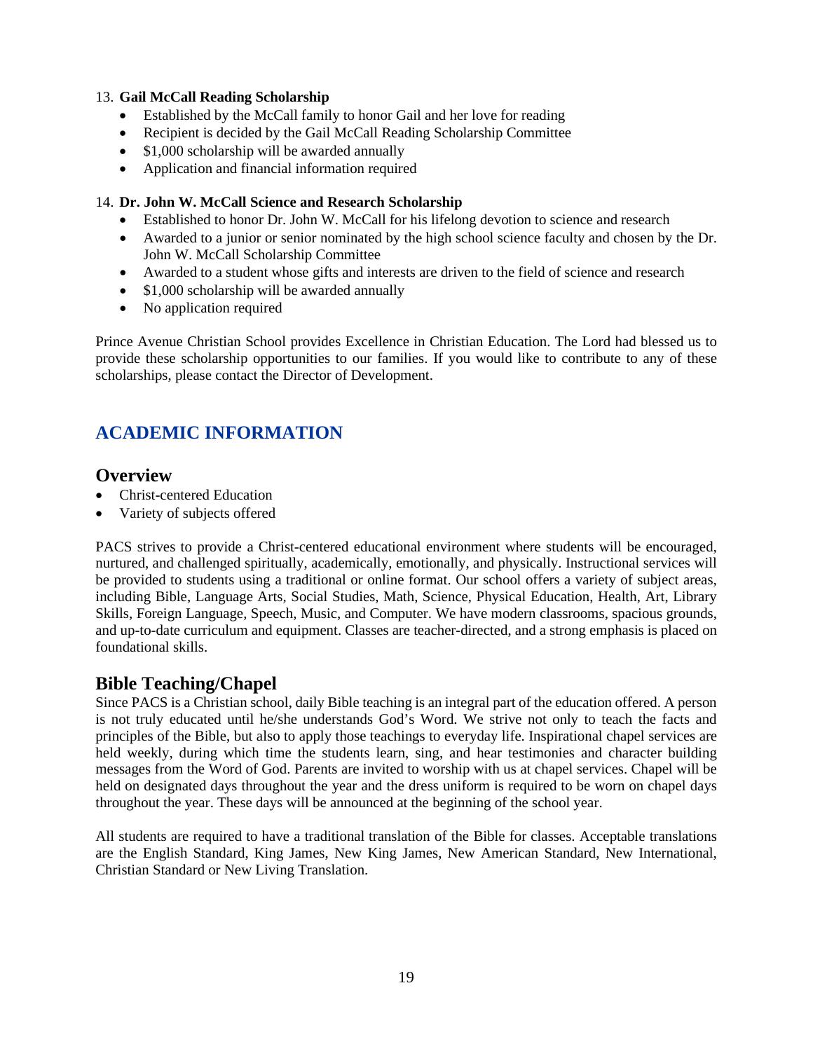13. **Gail McCall Reading Scholarship**
    - Established by the McCall family to honor Gail and her love for reading
    - Recipient is decided by the Gail McCall Reading Scholarship Committee
    - $1,000 scholarship will be awarded annually
    - Application and financial information required

14. **Dr. John W. McCall Science and Research Scholarship**
    - Established to honor Dr. John W. McCall for his lifelong devotion to science and research
    - Awarded to a junior or senior nominated by the high school science faculty and chosen by the Dr. John W. McCall Scholarship Committee
    - Awarded to a student whose gifts and interests are driven to the field of science and research
    - $1,000 scholarship will be awarded annually
    - No application required

Prince Avenue Christian School provides Excellence in Christian Education. The Lord had blessed us to provide these scholarship opportunities to our families. If you would like to contribute to any of these scholarships, please contact the Director of Development.

# ACADEMIC INFORMATION

## Overview

- Christ-centered Education
- Variety of subjects offered

PACS strives to provide a Christ-centered educational environment where students will be encouraged, nurtured, and challenged spiritually, academically, emotionally, and physically. Instructional services will be provided to students using a traditional or online format. Our school offers a variety of subject areas, including Bible, Language Arts, Social Studies, Math, Science, Physical Education, Health, Art, Library Skills, Foreign Language, Speech, Music, and Computer. We have modern classrooms, spacious grounds, and up-to-date curriculum and equipment. Classes are teacher-directed, and a strong emphasis is placed on foundational skills.

## Bible Teaching/Chapel

Since PACS is a Christian school, daily Bible teaching is an integral part of the education offered. A person is not truly educated until he/she understands God's Word. We strive not only to teach the facts and principles of the Bible, but also to apply those teachings to everyday life. Inspirational chapel services are held weekly, during which time the students learn, sing, and hear testimonies and character building messages from the Word of God. Parents are invited to worship with us at chapel services. Chapel will be held on designated days throughout the year and the dress uniform is required to be worn on chapel days throughout the year. These days will be announced at the beginning of the school year.

All students are required to have a traditional translation of the Bible for classes. Acceptable translations are the English Standard, King James, New King James, New American Standard, New International, Christian Standard or New Living Translation.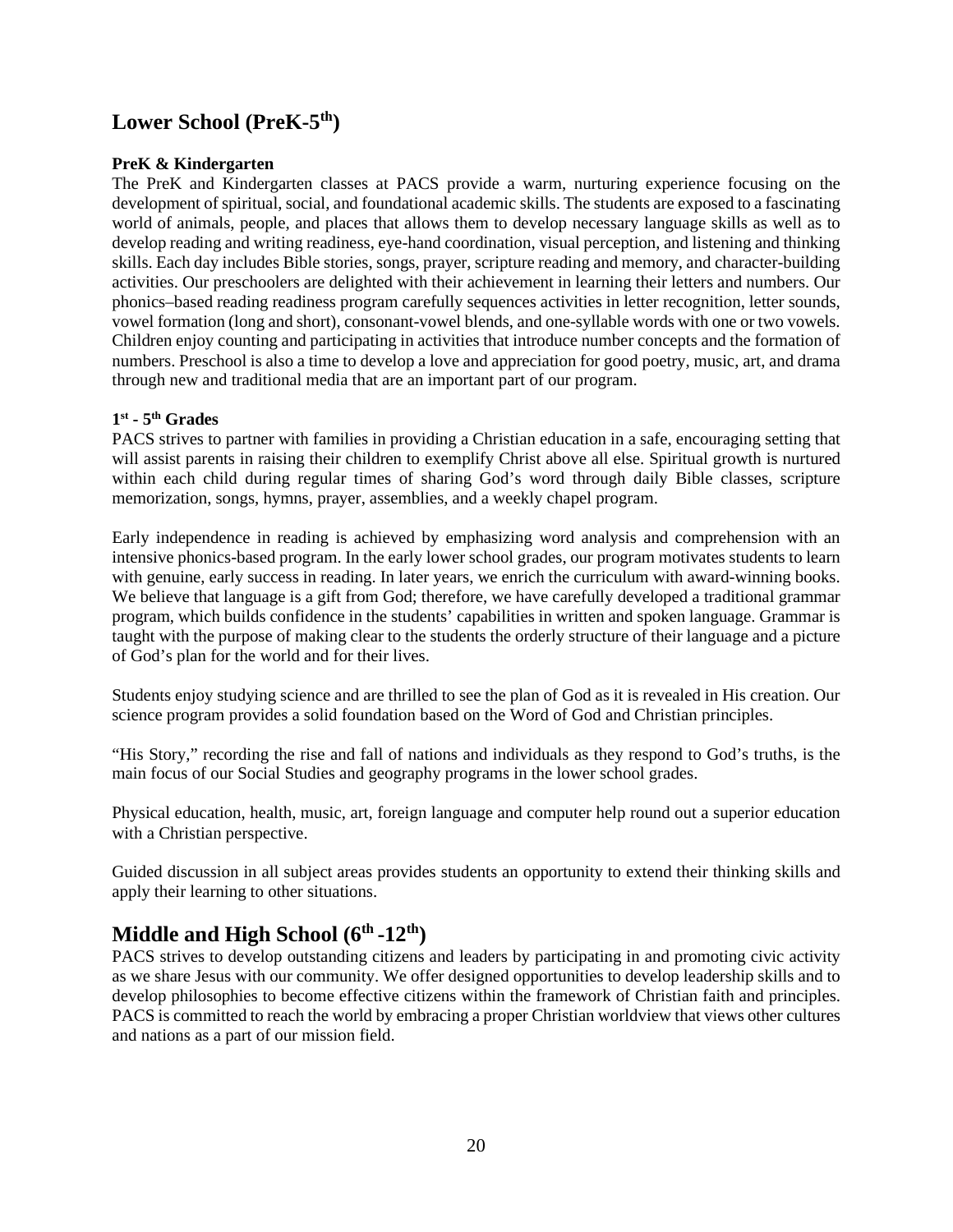## Lower School (PreK-5th)

### PreK & Kindergarten

The PreK and Kindergarten classes at PACS provide a warm, nurturing experience focusing on the development of spiritual, social, and foundational academic skills. The students are exposed to a fascinating world of animals, people, and places that allows them to develop necessary language skills as well as to develop reading and writing readiness, eye-hand coordination, visual perception, and listening and thinking skills. Each day includes Bible stories, songs, prayer, scripture reading and memory, and character-building activities. Our preschoolers are delighted with their achievement in learning their letters and numbers. Our phonics–based reading readiness program carefully sequences activities in letter recognition, letter sounds, vowel formation (long and short), consonant-vowel blends, and one-syllable words with one or two vowels. Children enjoy counting and participating in activities that introduce number concepts and the formation of numbers. Preschool is also a time to develop a love and appreciation for good poetry, music, art, and drama through new and traditional media that are an important part of our program.

### 1st - 5th Grades

PACS strives to partner with families in providing a Christian education in a safe, encouraging setting that will assist parents in raising their children to exemplify Christ above all else. Spiritual growth is nurtured within each child during regular times of sharing God's word through daily Bible classes, scripture memorization, songs, hymns, prayer, assemblies, and a weekly chapel program.

Early independence in reading is achieved by emphasizing word analysis and comprehension with an intensive phonics-based program. In the early lower school grades, our program motivates students to learn with genuine, early success in reading. In later years, we enrich the curriculum with award-winning books. We believe that language is a gift from God; therefore, we have carefully developed a traditional grammar program, which builds confidence in the students' capabilities in written and spoken language. Grammar is taught with the purpose of making clear to the students the orderly structure of their language and a picture of God's plan for the world and for their lives.

Students enjoy studying science and are thrilled to see the plan of God as it is revealed in His creation. Our science program provides a solid foundation based on the Word of God and Christian principles.

"His Story," recording the rise and fall of nations and individuals as they respond to God's truths, is the main focus of our Social Studies and geography programs in the lower school grades.

Physical education, health, music, art, foreign language and computer help round out a superior education with a Christian perspective.

Guided discussion in all subject areas provides students an opportunity to extend their thinking skills and apply their learning to other situations.

## Middle and High School (6th -12th)

PACS strives to develop outstanding citizens and leaders by participating in and promoting civic activity as we share Jesus with our community. We offer designed opportunities to develop leadership skills and to develop philosophies to become effective citizens within the framework of Christian faith and principles. PACS is committed to reach the world by embracing a proper Christian worldview that views other cultures and nations as a part of our mission field.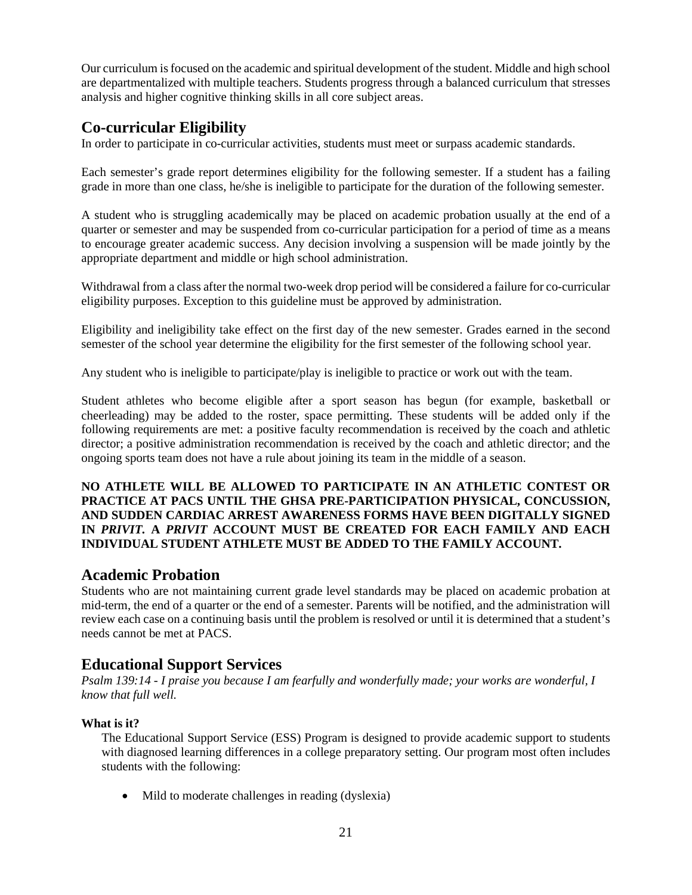Our curriculum is focused on the academic and spiritual development of the student. Middle and high school are departmentalized with multiple teachers. Students progress through a balanced curriculum that stresses analysis and higher cognitive thinking skills in all core subject areas.

## Co-curricular Eligibility

In order to participate in co-curricular activities, students must meet or surpass academic standards.

Each semester's grade report determines eligibility for the following semester. If a student has a failing grade in more than one class, he/she is ineligible to participate for the duration of the following semester.

A student who is struggling academically may be placed on academic probation usually at the end of a quarter or semester and may be suspended from co-curricular participation for a period of time as a means to encourage greater academic success. Any decision involving a suspension will be made jointly by the appropriate department and middle or high school administration.

Withdrawal from a class after the normal two-week drop period will be considered a failure for co-curricular eligibility purposes. Exception to this guideline must be approved by administration.

Eligibility and ineligibility take effect on the first day of the new semester. Grades earned in the second semester of the school year determine the eligibility for the first semester of the following school year.

Any student who is ineligible to participate/play is ineligible to practice or work out with the team.

Student athletes who become eligible after a sport season has begun (for example, basketball or cheerleading) may be added to the roster, space permitting. These students will be added only if the following requirements are met: a positive faculty recommendation is received by the coach and athletic director; a positive administration recommendation is received by the coach and athletic director; and the ongoing sports team does not have a rule about joining its team in the middle of a season.

**NO ATHLETE WILL BE ALLOWED TO PARTICIPATE IN AN ATHLETIC CONTEST OR PRACTICE AT PACS UNTIL THE GHSA PRE-PARTICIPATION PHYSICAL, CONCUSSION, AND SUDDEN CARDIAC ARREST AWARENESS FORMS HAVE BEEN DIGITALLY SIGNED IN *PRIVIT*. A *PRIVIT* ACCOUNT MUST BE CREATED FOR EACH FAMILY AND EACH INDIVIDUAL STUDENT ATHLETE MUST BE ADDED TO THE FAMILY ACCOUNT.**

## Academic Probation

Students who are not maintaining current grade level standards may be placed on academic probation at mid-term, the end of a quarter or the end of a semester. Parents will be notified, and the administration will review each case on a continuing basis until the problem is resolved or until it is determined that a student's needs cannot be met at PACS.

## Educational Support Services

*Psalm 139:14 - I praise you because I am fearfully and wonderfully made; your works are wonderful, I know that full well.*

**What is it?**

The Educational Support Service (ESS) Program is designed to provide academic support to students with diagnosed learning differences in a college preparatory setting. Our program most often includes students with the following:

- Mild to moderate challenges in reading (dyslexia)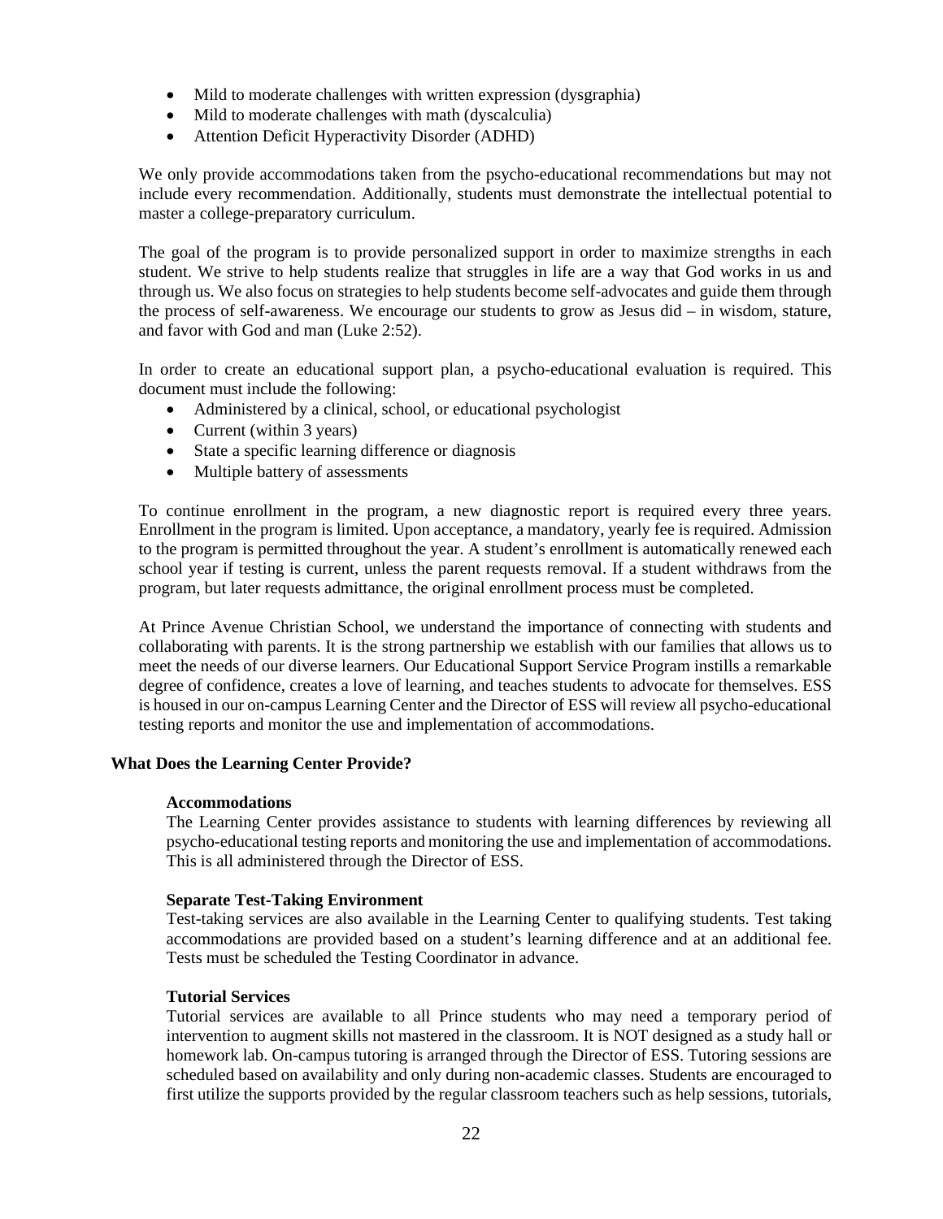- Mild to moderate challenges with written expression (dysgraphia)
- Mild to moderate challenges with math (dyscalculia)
- Attention Deficit Hyperactivity Disorder (ADHD)

We only provide accommodations taken from the psycho-educational recommendations but may not include every recommendation. Additionally, students must demonstrate the intellectual potential to master a college-preparatory curriculum.

The goal of the program is to provide personalized support in order to maximize strengths in each student. We strive to help students realize that struggles in life are a way that God works in us and through us. We also focus on strategies to help students become self-advocates and guide them through the process of self-awareness. We encourage our students to grow as Jesus did – in wisdom, stature, and favor with God and man (Luke 2:52).

In order to create an educational support plan, a psycho-educational evaluation is required. This document must include the following:

- Administered by a clinical, school, or educational psychologist
- Current (within 3 years)
- State a specific learning difference or diagnosis
- Multiple battery of assessments

To continue enrollment in the program, a new diagnostic report is required every three years. Enrollment in the program is limited. Upon acceptance, a mandatory, yearly fee is required. Admission to the program is permitted throughout the year. A student's enrollment is automatically renewed each school year if testing is current, unless the parent requests removal. If a student withdraws from the program, but later requests admittance, the original enrollment process must be completed.

At Prince Avenue Christian School, we understand the importance of connecting with students and collaborating with parents. It is the strong partnership we establish with our families that allows us to meet the needs of our diverse learners. Our Educational Support Service Program instills a remarkable degree of confidence, creates a love of learning, and teaches students to advocate for themselves. ESS is housed in our on-campus Learning Center and the Director of ESS will review all psycho-educational testing reports and monitor the use and implementation of accommodations.

**What Does the Learning Center Provide?**

**Accommodations**
The Learning Center provides assistance to students with learning differences by reviewing all psycho-educational testing reports and monitoring the use and implementation of accommodations. This is all administered through the Director of ESS.

**Separate Test-Taking Environment**
Test-taking services are also available in the Learning Center to qualifying students. Test taking accommodations are provided based on a student's learning difference and at an additional fee. Tests must be scheduled the Testing Coordinator in advance.

**Tutorial Services**
Tutorial services are available to all Prince students who may need a temporary period of intervention to augment skills not mastered in the classroom. It is NOT designed as a study hall or homework lab. On-campus tutoring is arranged through the Director of ESS. Tutoring sessions are scheduled based on availability and only during non-academic classes. Students are encouraged to first utilize the supports provided by the regular classroom teachers such as help sessions, tutorials,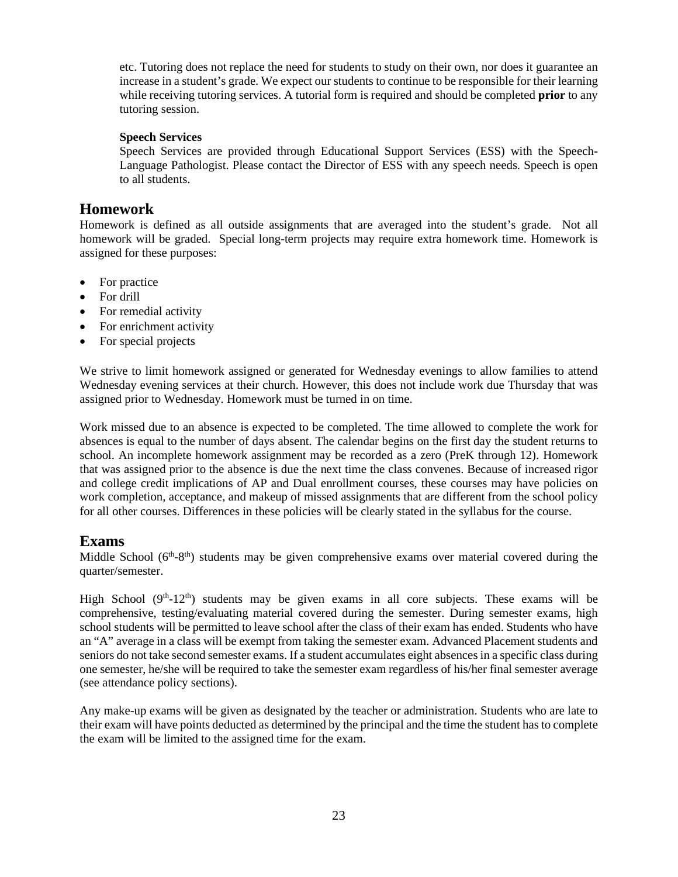etc. Tutoring does not replace the need for students to study on their own, nor does it guarantee an increase in a student's grade. We expect our students to continue to be responsible for their learning while receiving tutoring services. A tutorial form is required and should be completed **prior** to any tutoring session.

**Speech Services**

Speech Services are provided through Educational Support Services (ESS) with the Speech-Language Pathologist. Please contact the Director of ESS with any speech needs. Speech is open to all students.

## Homework

Homework is defined as all outside assignments that are averaged into the student's grade. Not all homework will be graded. Special long-term projects may require extra homework time. Homework is assigned for these purposes:

- For practice
- For drill
- For remedial activity
- For enrichment activity
- For special projects

We strive to limit homework assigned or generated for Wednesday evenings to allow families to attend Wednesday evening services at their church. However, this does not include work due Thursday that was assigned prior to Wednesday. Homework must be turned in on time.

Work missed due to an absence is expected to be completed. The time allowed to complete the work for absences is equal to the number of days absent. The calendar begins on the first day the student returns to school. An incomplete homework assignment may be recorded as a zero (PreK through 12). Homework that was assigned prior to the absence is due the next time the class convenes. Because of increased rigor and college credit implications of AP and Dual enrollment courses, these courses may have policies on work completion, acceptance, and makeup of missed assignments that are different from the school policy for all other courses. Differences in these policies will be clearly stated in the syllabus for the course.

## Exams

Middle School ($6^{th}$-$8^{th}$) students may be given comprehensive exams over material covered during the quarter/semester.

High School ($9^{th}$-$12^{th}$) students may be given exams in all core subjects. These exams will be comprehensive, testing/evaluating material covered during the semester. During semester exams, high school students will be permitted to leave school after the class of their exam has ended. Students who have an "A" average in a class will be exempt from taking the semester exam. Advanced Placement students and seniors do not take second semester exams. If a student accumulates eight absences in a specific class during one semester, he/she will be required to take the semester exam regardless of his/her final semester average (see attendance policy sections).

Any make-up exams will be given as designated by the teacher or administration. Students who are late to their exam will have points deducted as determined by the principal and the time the student has to complete the exam will be limited to the assigned time for the exam.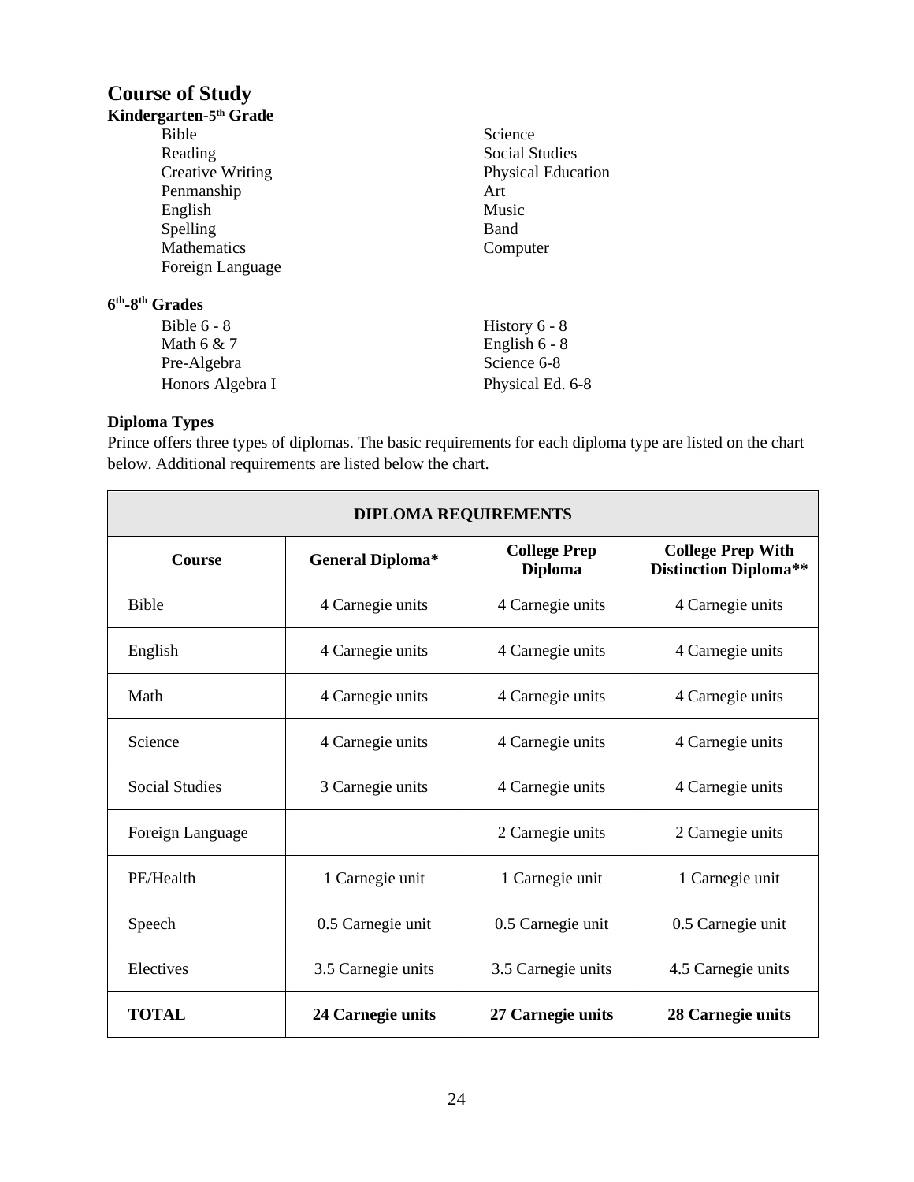## Course of Study

**Kindergarten-5th Grade**

- Bible
- Reading
- Creative Writing
- Penmanship
- English
- Spelling
- Mathematics
- Foreign Language
- Science
- Social Studies
- Physical Education
- Art
- Music
- Band
- Computer

**6th-8th Grades**

- Bible 6 - 8
- Math 6 & 7
- Pre-Algebra
- Honors Algebra I
- History 6 - 8
- English 6 - 8
- Science 6-8
- Physical Ed. 6-8

**Diploma Types**

Prince offers three types of diplomas. The basic requirements for each diploma type are listed on the chart below. Additional requirements are listed below the chart.

| DIPLOMA REQUIREMENTS | | | |
|---|---|---|---|
| **Course** | **General Diploma*** | **College Prep Diploma** | **College Prep With Distinction Diploma**** |
| Bible | 4 Carnegie units | 4 Carnegie units | 4 Carnegie units |
| English | 4 Carnegie units | 4 Carnegie units | 4 Carnegie units |
| Math | 4 Carnegie units | 4 Carnegie units | 4 Carnegie units |
| Science | 4 Carnegie units | 4 Carnegie units | 4 Carnegie units |
| Social Studies | 3 Carnegie units | 4 Carnegie units | 4 Carnegie units |
| Foreign Language | | 2 Carnegie units | 2 Carnegie units |
| PE/Health | 1 Carnegie unit | 1 Carnegie unit | 1 Carnegie unit |
| Speech | 0.5 Carnegie unit | 0.5 Carnegie unit | 0.5 Carnegie unit |
| Electives | 3.5 Carnegie units | 3.5 Carnegie units | 4.5 Carnegie units |
| **TOTAL** | **24 Carnegie units** | **27 Carnegie units** | **28 Carnegie units** |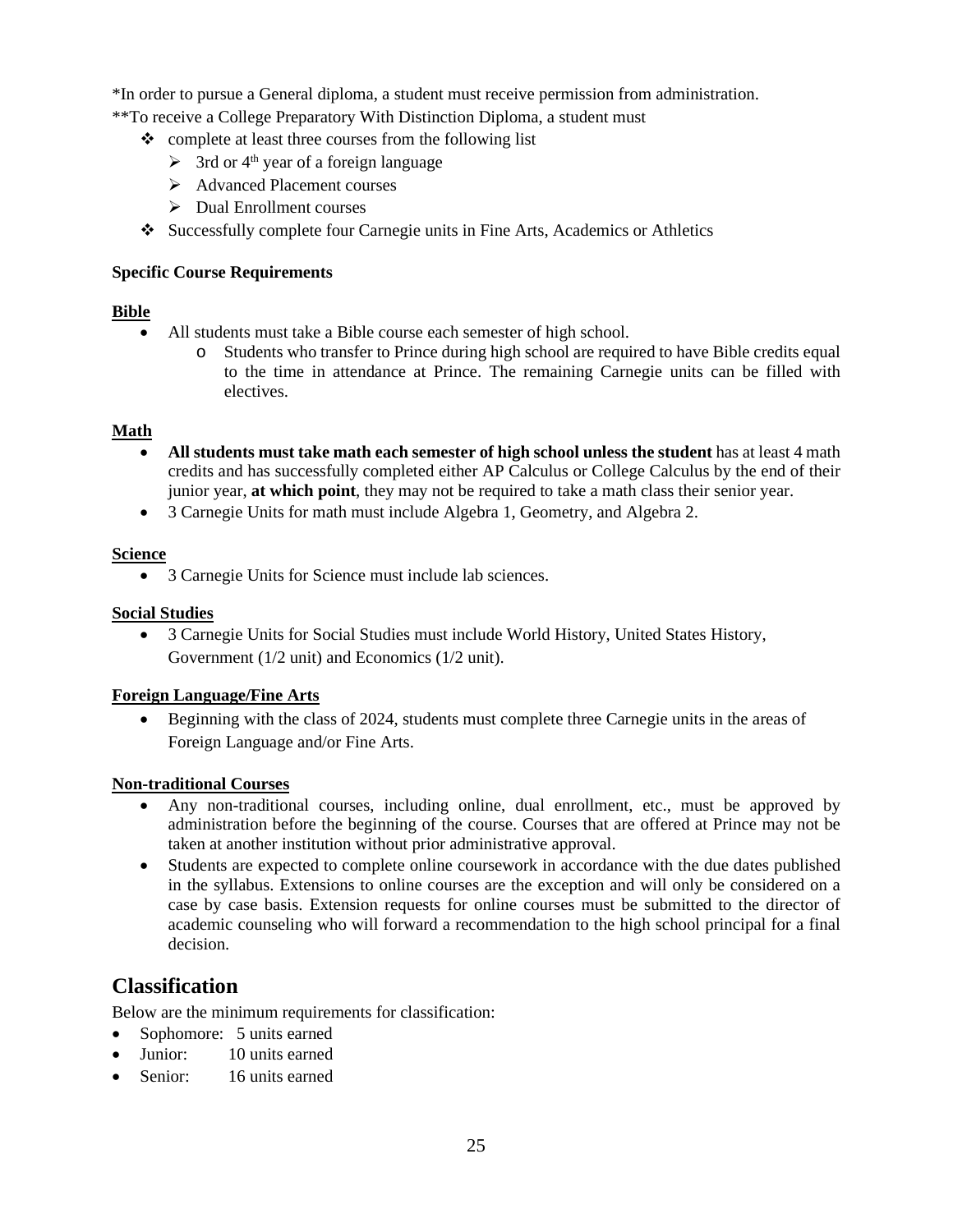*In order to pursue a General diploma, a student must receive permission from administration.

**To receive a College Preparatory With Distinction Diploma, a student must

- complete at least three courses from the following list
  - 3rd or 4th year of a foreign language
  - Advanced Placement courses
  - Dual Enrollment courses
- Successfully complete four Carnegie units in Fine Arts, Academics or Athletics

**Specific Course Requirements**

**Bible**

- All students must take a Bible course each semester of high school.
  - Students who transfer to Prince during high school are required to have Bible credits equal to the time in attendance at Prince. The remaining Carnegie units can be filled with electives.

**Math**

- **All students must take math each semester of high school unless the student** has at least 4 math credits and has successfully completed either AP Calculus or College Calculus by the end of their junior year, **at which point**, they may not be required to take a math class their senior year.
- 3 Carnegie Units for math must include Algebra 1, Geometry, and Algebra 2.

**Science**

- 3 Carnegie Units for Science must include lab sciences.

**Social Studies**

- 3 Carnegie Units for Social Studies must include World History, United States History, Government (1/2 unit) and Economics (1/2 unit).

**Foreign Language/Fine Arts**

- Beginning with the class of 2024, students must complete three Carnegie units in the areas of Foreign Language and/or Fine Arts.

**Non-traditional Courses**

- Any non-traditional courses, including online, dual enrollment, etc., must be approved by administration before the beginning of the course. Courses that are offered at Prince may not be taken at another institution without prior administrative approval.
- Students are expected to complete online coursework in accordance with the due dates published in the syllabus. Extensions to online courses are the exception and will only be considered on a case by case basis. Extension requests for online courses must be submitted to the director of academic counseling who will forward a recommendation to the high school principal for a final decision.

## Classification

Below are the minimum requirements for classification:

- Sophomore: 5 units earned
- Junior: 10 units earned
- Senior: 16 units earned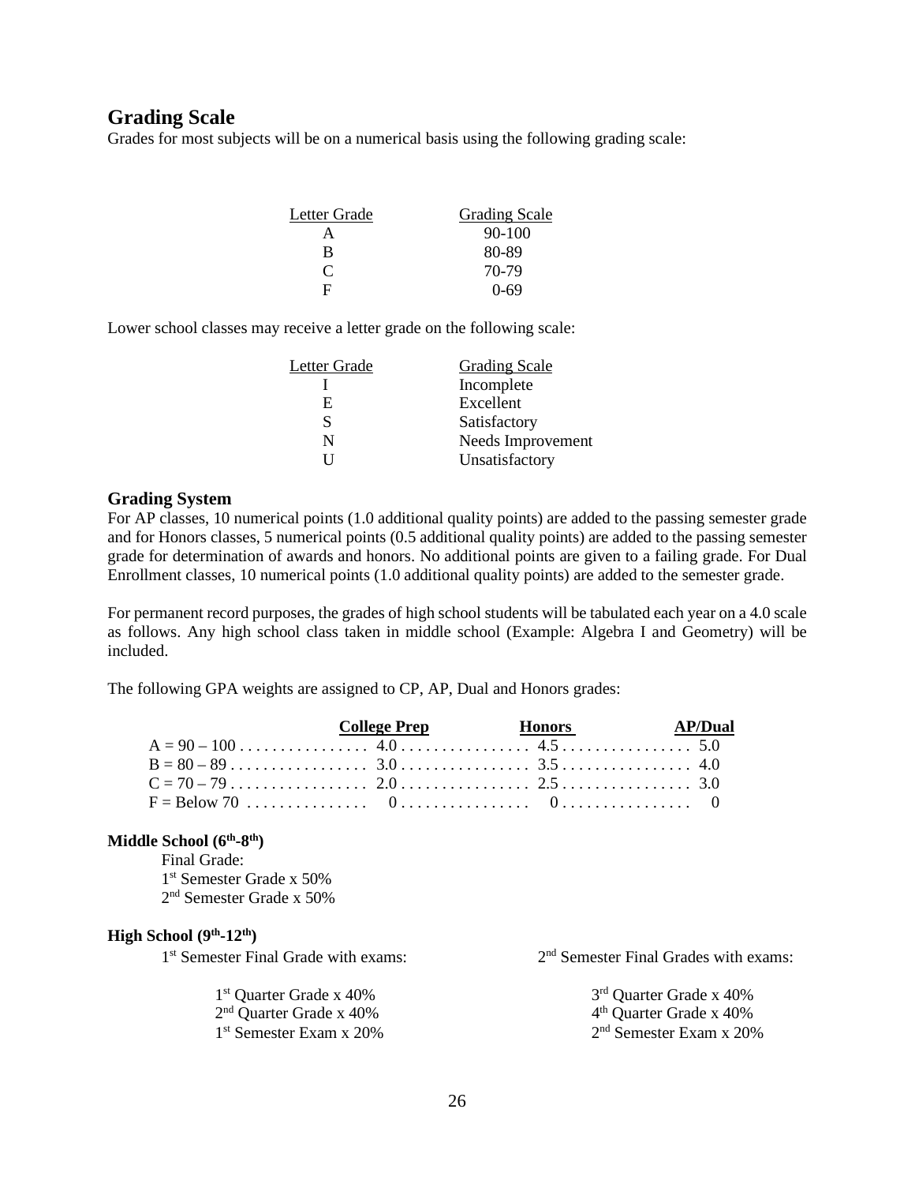## Grading Scale

Grades for most subjects will be on a numerical basis using the following grading scale:

| Letter Grade | Grading Scale |
|---|---|
| A | 90-100 |
| B | 80-89 |
| C | 70-79 |
| F | 0-69 |

Lower school classes may receive a letter grade on the following scale:

| Letter Grade | Grading Scale |
|---|---|
| I | Incomplete |
| E | Excellent |
| S | Satisfactory |
| N | Needs Improvement |
| U | Unsatisfactory |

### Grading System

For AP classes, 10 numerical points (1.0 additional quality points) are added to the passing semester grade and for Honors classes, 5 numerical points (0.5 additional quality points) are added to the passing semester grade for determination of awards and honors. No additional points are given to a failing grade. For Dual Enrollment classes, 10 numerical points (1.0 additional quality points) are added to the semester grade.

For permanent record purposes, the grades of high school students will be tabulated each year on a 4.0 scale as follows. Any high school class taken in middle school (Example: Algebra I and Geometry) will be included.

The following GPA weights are assigned to CP, AP, Dual and Honors grades:

| | College Prep | Honors | AP/Dual |
|---|---|---|---|
| A = 90 – 100 | 4.0 | 4.5 | 5.0 |
| B = 80 – 89 | 3.0 | 3.5 | 4.0 |
| C = 70 – 79 | 2.0 | 2.5 | 3.0 |
| F = Below 70 | 0 | 0 | 0 |

**Middle School (6th-8th)**

Final Grade:
1st Semester Grade x 50%
2nd Semester Grade x 50%

**High School (9th-12th)**

1st Semester Final Grade with exams:

1st Quarter Grade x 40%
2nd Quarter Grade x 40%
1st Semester Exam x 20%

2nd Semester Final Grades with exams:

3rd Quarter Grade x 40%
4th Quarter Grade x 40%
2nd Semester Exam x 20%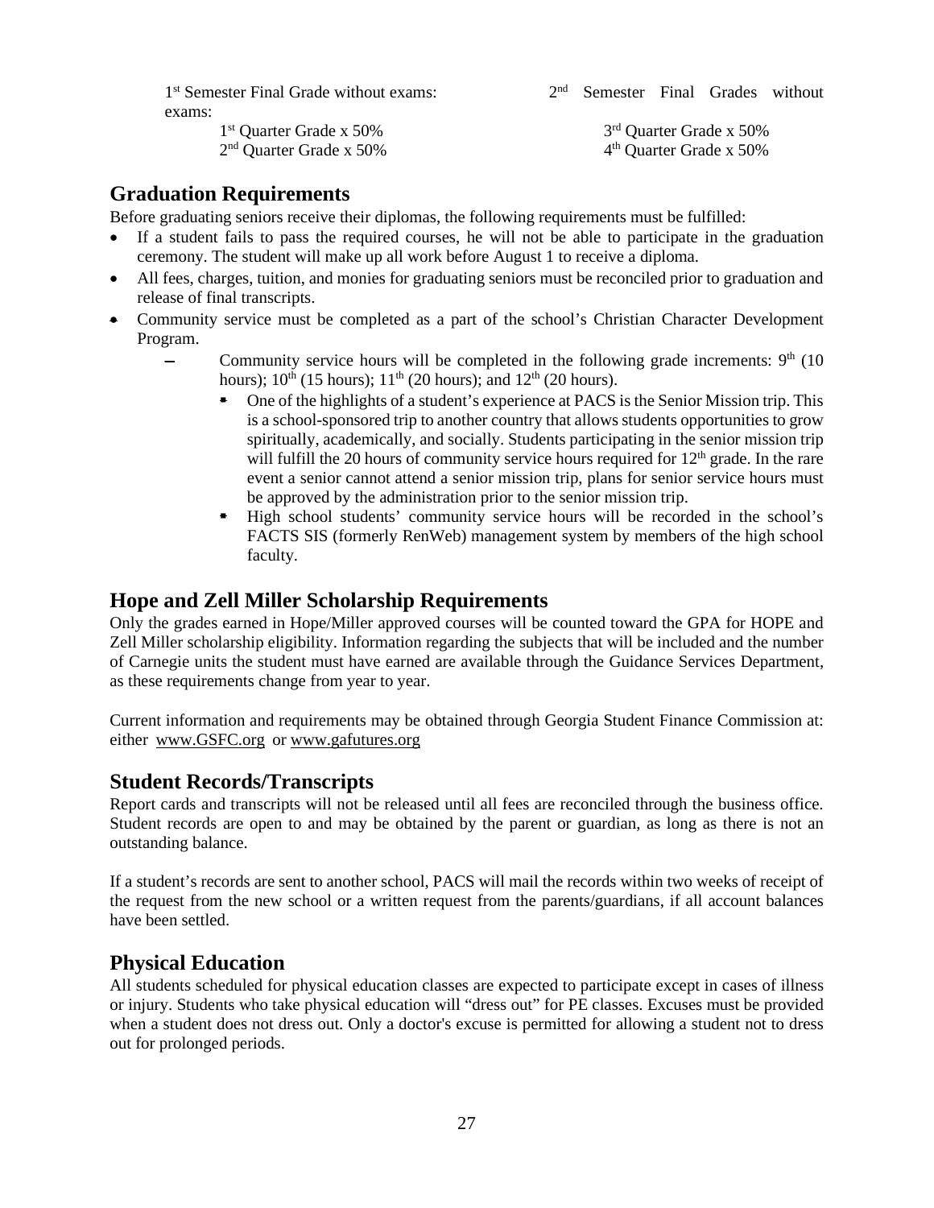1st Semester Final Grade without exams:

- 1st Quarter Grade x 50%
- 2nd Quarter Grade x 50%

2nd Semester Final Grades without exams:

- 3rd Quarter Grade x 50%
- 4th Quarter Grade x 50%

## Graduation Requirements

Before graduating seniors receive their diplomas, the following requirements must be fulfilled:

- If a student fails to pass the required courses, he will not be able to participate in the graduation ceremony. The student will make up all work before August 1 to receive a diploma.
- All fees, charges, tuition, and monies for graduating seniors must be reconciled prior to graduation and release of final transcripts.
- Community service must be completed as a part of the school's Christian Character Development Program.
  - Community service hours will be completed in the following grade increments: 9th (10 hours); 10th (15 hours); 11th (20 hours); and 12th (20 hours).
    - One of the highlights of a student's experience at PACS is the Senior Mission trip. This is a school-sponsored trip to another country that allows students opportunities to grow spiritually, academically, and socially. Students participating in the senior mission trip will fulfill the 20 hours of community service hours required for 12th grade. In the rare event a senior cannot attend a senior mission trip, plans for senior service hours must be approved by the administration prior to the senior mission trip.
    - High school students' community service hours will be recorded in the school's FACTS SIS (formerly RenWeb) management system by members of the high school faculty.

## Hope and Zell Miller Scholarship Requirements

Only the grades earned in Hope/Miller approved courses will be counted toward the GPA for HOPE and Zell Miller scholarship eligibility. Information regarding the subjects that will be included and the number of Carnegie units the student must have earned are available through the Guidance Services Department, as these requirements change from year to year.

Current information and requirements may be obtained through Georgia Student Finance Commission at: either www.GSFC.org or www.gafutures.org

## Student Records/Transcripts

Report cards and transcripts will not be released until all fees are reconciled through the business office. Student records are open to and may be obtained by the parent or guardian, as long as there is not an outstanding balance.

If a student's records are sent to another school, PACS will mail the records within two weeks of receipt of the request from the new school or a written request from the parents/guardians, if all account balances have been settled.

## Physical Education

All students scheduled for physical education classes are expected to participate except in cases of illness or injury. Students who take physical education will "dress out" for PE classes. Excuses must be provided when a student does not dress out. Only a doctor's excuse is permitted for allowing a student not to dress out for prolonged periods.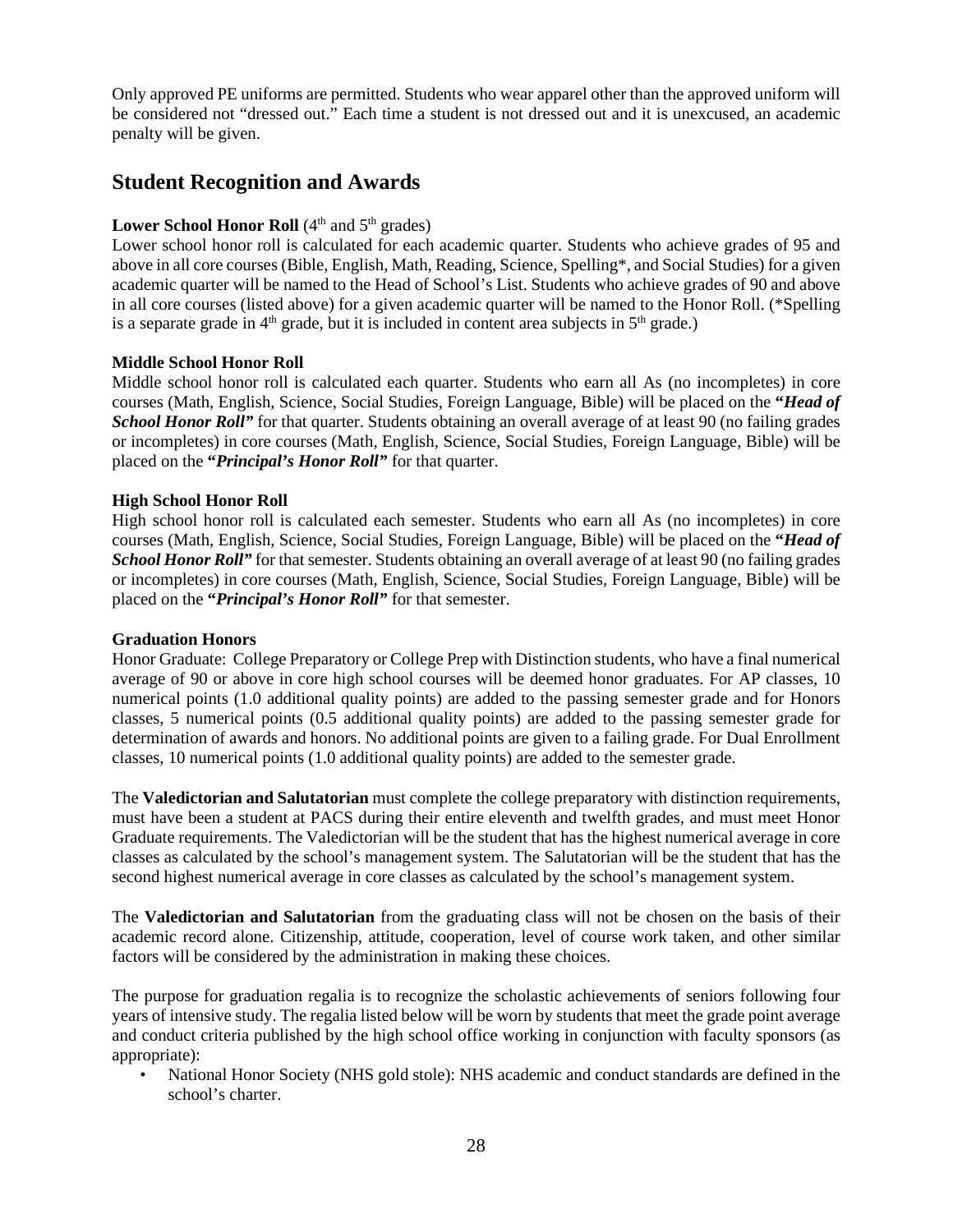Only approved PE uniforms are permitted. Students who wear apparel other than the approved uniform will be considered not "dressed out." Each time a student is not dressed out and it is unexcused, an academic penalty will be given.

## Student Recognition and Awards

**Lower School Honor Roll** (4th and 5th grades)

Lower school honor roll is calculated for each academic quarter. Students who achieve grades of 95 and above in all core courses (Bible, English, Math, Reading, Science, Spelling*, and Social Studies) for a given academic quarter will be named to the Head of School's List. Students who achieve grades of 90 and above in all core courses (listed above) for a given academic quarter will be named to the Honor Roll. (*Spelling is a separate grade in 4th grade, but it is included in content area subjects in 5th grade.)

**Middle School Honor Roll**

Middle school honor roll is calculated each quarter. Students who earn all As (no incompletes) in core courses (Math, English, Science, Social Studies, Foreign Language, Bible) will be placed on the **"*Head of School Honor Roll*"** for that quarter. Students obtaining an overall average of at least 90 (no failing grades or incompletes) in core courses (Math, English, Science, Social Studies, Foreign Language, Bible) will be placed on the **"*Principal's Honor Roll*"** for that quarter.

**High School Honor Roll**

High school honor roll is calculated each semester. Students who earn all As (no incompletes) in core courses (Math, English, Science, Social Studies, Foreign Language, Bible) will be placed on the **"*Head of School Honor Roll*"** for that semester. Students obtaining an overall average of at least 90 (no failing grades or incompletes) in core courses (Math, English, Science, Social Studies, Foreign Language, Bible) will be placed on the **"*Principal's Honor Roll*"** for that semester.

**Graduation Honors**

Honor Graduate: College Preparatory or College Prep with Distinction students, who have a final numerical average of 90 or above in core high school courses will be deemed honor graduates. For AP classes, 10 numerical points (1.0 additional quality points) are added to the passing semester grade and for Honors classes, 5 numerical points (0.5 additional quality points) are added to the passing semester grade for determination of awards and honors. No additional points are given to a failing grade. For Dual Enrollment classes, 10 numerical points (1.0 additional quality points) are added to the semester grade.

The **Valedictorian and Salutatorian** must complete the college preparatory with distinction requirements, must have been a student at PACS during their entire eleventh and twelfth grades, and must meet Honor Graduate requirements. The Valedictorian will be the student that has the highest numerical average in core classes as calculated by the school's management system. The Salutatorian will be the student that has the second highest numerical average in core classes as calculated by the school's management system.

The **Valedictorian and Salutatorian** from the graduating class will not be chosen on the basis of their academic record alone. Citizenship, attitude, cooperation, level of course work taken, and other similar factors will be considered by the administration in making these choices.

The purpose for graduation regalia is to recognize the scholastic achievements of seniors following four years of intensive study. The regalia listed below will be worn by students that meet the grade point average and conduct criteria published by the high school office working in conjunction with faculty sponsors (as appropriate):

- National Honor Society (NHS gold stole): NHS academic and conduct standards are defined in the school's charter.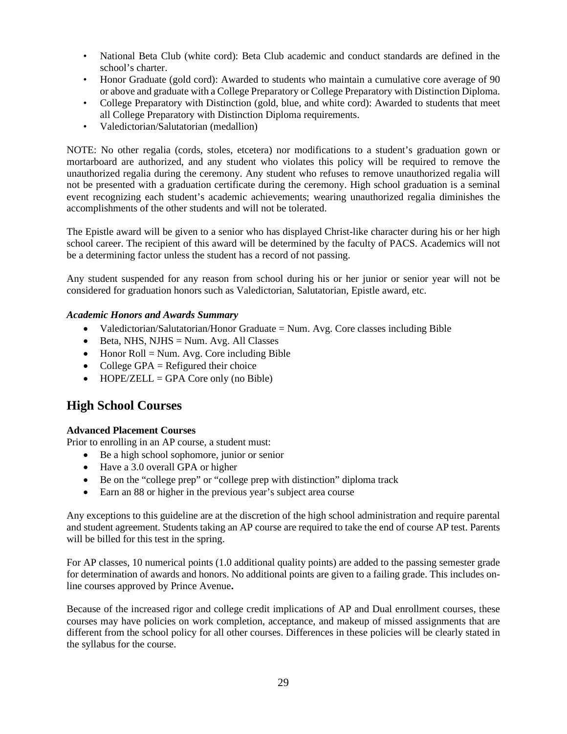- National Beta Club (white cord): Beta Club academic and conduct standards are defined in the school's charter.
- Honor Graduate (gold cord): Awarded to students who maintain a cumulative core average of 90 or above and graduate with a College Preparatory or College Preparatory with Distinction Diploma.
- College Preparatory with Distinction (gold, blue, and white cord): Awarded to students that meet all College Preparatory with Distinction Diploma requirements.
- Valedictorian/Salutatorian (medallion)

NOTE: No other regalia (cords, stoles, etcetera) nor modifications to a student's graduation gown or mortarboard are authorized, and any student who violates this policy will be required to remove the unauthorized regalia during the ceremony. Any student who refuses to remove unauthorized regalia will not be presented with a graduation certificate during the ceremony. High school graduation is a seminal event recognizing each student's academic achievements; wearing unauthorized regalia diminishes the accomplishments of the other students and will not be tolerated.

The Epistle award will be given to a senior who has displayed Christ-like character during his or her high school career. The recipient of this award will be determined by the faculty of PACS. Academics will not be a determining factor unless the student has a record of not passing.

Any student suspended for any reason from school during his or her junior or senior year will not be considered for graduation honors such as Valedictorian, Salutatorian, Epistle award, etc.

***Academic Honors and Awards Summary***

- Valedictorian/Salutatorian/Honor Graduate = Num. Avg. Core classes including Bible
- Beta, NHS, NJHS = Num. Avg. All Classes
- Honor Roll = Num. Avg. Core including Bible
- College GPA = Refigured their choice
- HOPE/ZELL = GPA Core only (no Bible)

## High School Courses

**Advanced Placement Courses**

Prior to enrolling in an AP course, a student must:

- Be a high school sophomore, junior or senior
- Have a 3.0 overall GPA or higher
- Be on the "college prep" or "college prep with distinction" diploma track
- Earn an 88 or higher in the previous year's subject area course

Any exceptions to this guideline are at the discretion of the high school administration and require parental and student agreement. Students taking an AP course are required to take the end of course AP test. Parents will be billed for this test in the spring.

For AP classes, 10 numerical points (1.0 additional quality points) are added to the passing semester grade for determination of awards and honors. No additional points are given to a failing grade. This includes on-line courses approved by Prince Avenue**.**

Because of the increased rigor and college credit implications of AP and Dual enrollment courses, these courses may have policies on work completion, acceptance, and makeup of missed assignments that are different from the school policy for all other courses. Differences in these policies will be clearly stated in the syllabus for the course.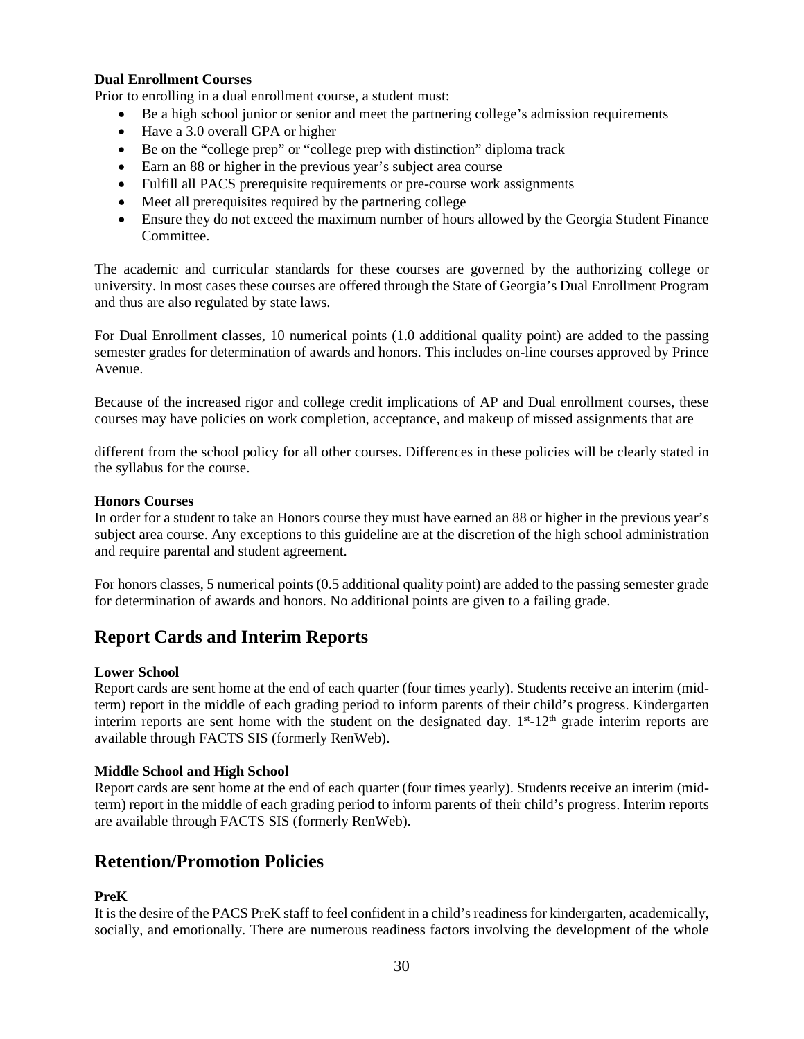**Dual Enrollment Courses**

Prior to enrolling in a dual enrollment course, a student must:

- Be a high school junior or senior and meet the partnering college's admission requirements
- Have a 3.0 overall GPA or higher
- Be on the "college prep" or "college prep with distinction" diploma track
- Earn an 88 or higher in the previous year's subject area course
- Fulfill all PACS prerequisite requirements or pre-course work assignments
- Meet all prerequisites required by the partnering college
- Ensure they do not exceed the maximum number of hours allowed by the Georgia Student Finance Committee.

The academic and curricular standards for these courses are governed by the authorizing college or university. In most cases these courses are offered through the State of Georgia's Dual Enrollment Program and thus are also regulated by state laws.

For Dual Enrollment classes, 10 numerical points (1.0 additional quality point) are added to the passing semester grades for determination of awards and honors. This includes on-line courses approved by Prince Avenue.

Because of the increased rigor and college credit implications of AP and Dual enrollment courses, these courses may have policies on work completion, acceptance, and makeup of missed assignments that are different from the school policy for all other courses. Differences in these policies will be clearly stated in the syllabus for the course.

**Honors Courses**

In order for a student to take an Honors course they must have earned an 88 or higher in the previous year's subject area course. Any exceptions to this guideline are at the discretion of the high school administration and require parental and student agreement.

For honors classes, 5 numerical points (0.5 additional quality point) are added to the passing semester grade for determination of awards and honors. No additional points are given to a failing grade.

## Report Cards and Interim Reports

**Lower School**

Report cards are sent home at the end of each quarter (four times yearly). Students receive an interim (mid-term) report in the middle of each grading period to inform parents of their child's progress. Kindergarten interim reports are sent home with the student on the designated day. 1st-12th grade interim reports are available through FACTS SIS (formerly RenWeb).

**Middle School and High School**

Report cards are sent home at the end of each quarter (four times yearly). Students receive an interim (mid-term) report in the middle of each grading period to inform parents of their child's progress. Interim reports are available through FACTS SIS (formerly RenWeb).

## Retention/Promotion Policies

**PreK**

It is the desire of the PACS PreK staff to feel confident in a child's readiness for kindergarten, academically, socially, and emotionally. There are numerous readiness factors involving the development of the whole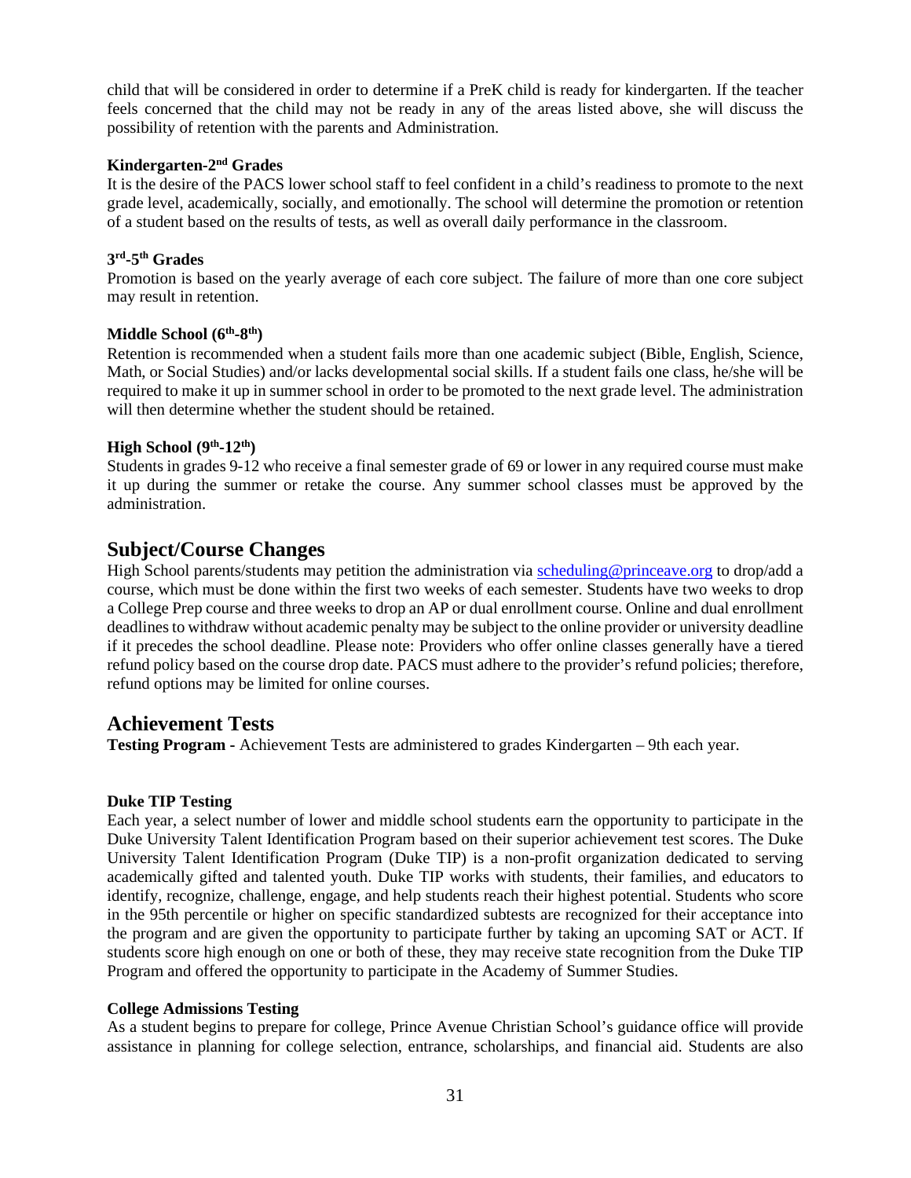child that will be considered in order to determine if a PreK child is ready for kindergarten. If the teacher feels concerned that the child may not be ready in any of the areas listed above, she will discuss the possibility of retention with the parents and Administration.

#### Kindergarten-2nd Grades

It is the desire of the PACS lower school staff to feel confident in a child's readiness to promote to the next grade level, academically, socially, and emotionally. The school will determine the promotion or retention of a student based on the results of tests, as well as overall daily performance in the classroom.

#### 3rd-5th Grades

Promotion is based on the yearly average of each core subject. The failure of more than one core subject may result in retention.

#### Middle School (6th-8th)

Retention is recommended when a student fails more than one academic subject (Bible, English, Science, Math, or Social Studies) and/or lacks developmental social skills. If a student fails one class, he/she will be required to make it up in summer school in order to be promoted to the next grade level. The administration will then determine whether the student should be retained.

#### High School (9th-12th)

Students in grades 9-12 who receive a final semester grade of 69 or lower in any required course must make it up during the summer or retake the course. Any summer school classes must be approved by the administration.

## Subject/Course Changes

High School parents/students may petition the administration via scheduling@princeave.org to drop/add a course, which must be done within the first two weeks of each semester. Students have two weeks to drop a College Prep course and three weeks to drop an AP or dual enrollment course. Online and dual enrollment deadlines to withdraw without academic penalty may be subject to the online provider or university deadline if it precedes the school deadline. Please note: Providers who offer online classes generally have a tiered refund policy based on the course drop date. PACS must adhere to the provider's refund policies; therefore, refund options may be limited for online courses.

## Achievement Tests

**Testing Program -** Achievement Tests are administered to grades Kindergarten – 9th each year.

#### Duke TIP Testing

Each year, a select number of lower and middle school students earn the opportunity to participate in the Duke University Talent Identification Program based on their superior achievement test scores. The Duke University Talent Identification Program (Duke TIP) is a non-profit organization dedicated to serving academically gifted and talented youth. Duke TIP works with students, their families, and educators to identify, recognize, challenge, engage, and help students reach their highest potential. Students who score in the 95th percentile or higher on specific standardized subtests are recognized for their acceptance into the program and are given the opportunity to participate further by taking an upcoming SAT or ACT. If students score high enough on one or both of these, they may receive state recognition from the Duke TIP Program and offered the opportunity to participate in the Academy of Summer Studies.

#### College Admissions Testing

As a student begins to prepare for college, Prince Avenue Christian School's guidance office will provide assistance in planning for college selection, entrance, scholarships, and financial aid. Students are also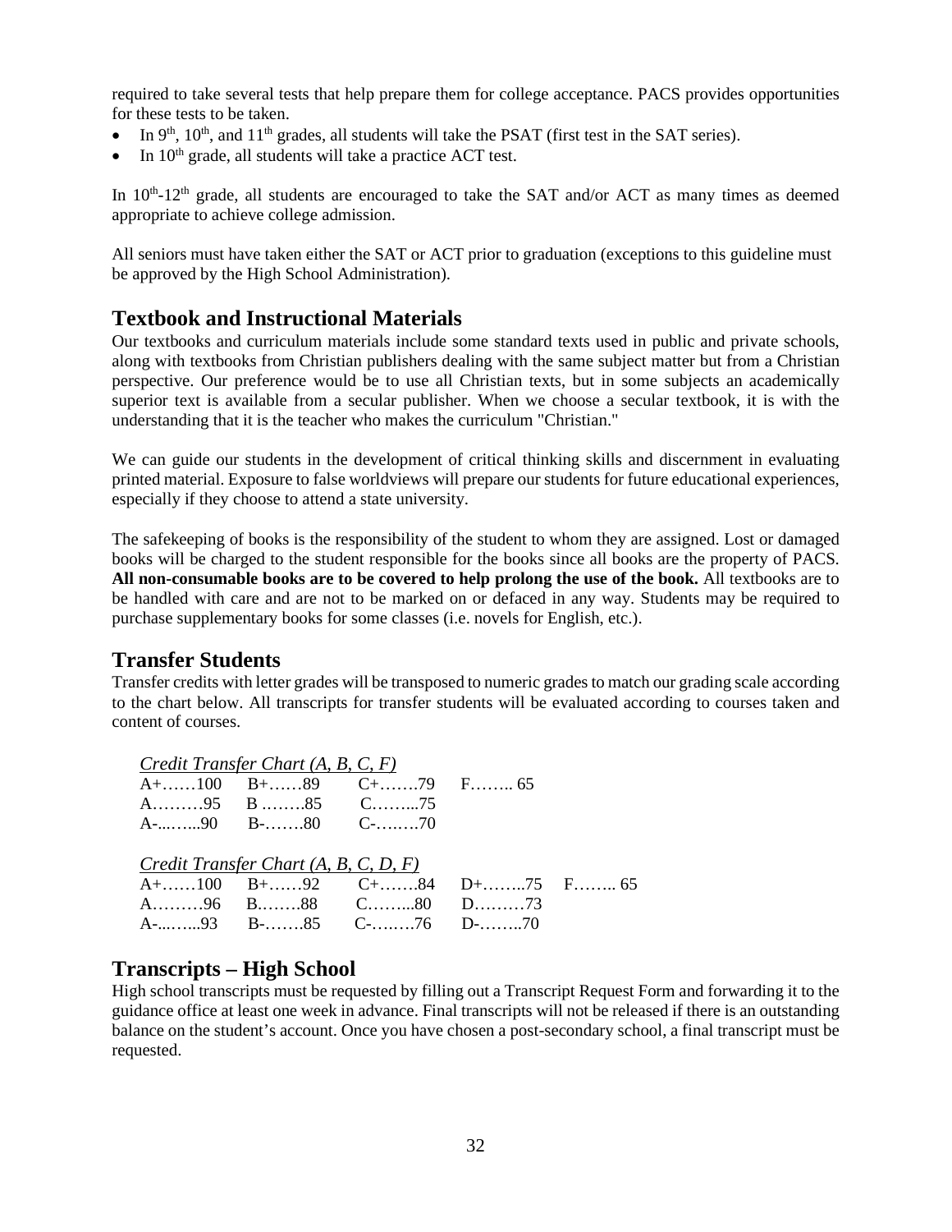required to take several tests that help prepare them for college acceptance. PACS provides opportunities for these tests to be taken.

- In 9th, 10th, and 11th grades, all students will take the PSAT (first test in the SAT series).
- In 10th grade, all students will take a practice ACT test.

In 10th-12th grade, all students are encouraged to take the SAT and/or ACT as many times as deemed appropriate to achieve college admission.

All seniors must have taken either the SAT or ACT prior to graduation (exceptions to this guideline must be approved by the High School Administration).

## Textbook and Instructional Materials

Our textbooks and curriculum materials include some standard texts used in public and private schools, along with textbooks from Christian publishers dealing with the same subject matter but from a Christian perspective. Our preference would be to use all Christian texts, but in some subjects an academically superior text is available from a secular publisher. When we choose a secular textbook, it is with the understanding that it is the teacher who makes the curriculum "Christian."

We can guide our students in the development of critical thinking skills and discernment in evaluating printed material. Exposure to false worldviews will prepare our students for future educational experiences, especially if they choose to attend a state university.

The safekeeping of books is the responsibility of the student to whom they are assigned. Lost or damaged books will be charged to the student responsible for the books since all books are the property of PACS. **All non-consumable books are to be covered to help prolong the use of the book.** All textbooks are to be handled with care and are not to be marked on or defaced in any way. Students may be required to purchase supplementary books for some classes (i.e. novels for English, etc.).

## Transfer Students

Transfer credits with letter grades will be transposed to numeric grades to match our grading scale according to the chart below. All transcripts for transfer students will be evaluated according to courses taken and content of courses.

*Credit Transfer Chart (A, B, C, F)*

| | | | |
|---|---|---|---|
| A+……100 | B+……89 | C+…….79 | F…….. 65 |
| A………95 | B ……..85 | C……...75 | |
| A-...…...90 | B-…….80 | C-….….70 | |

*Credit Transfer Chart (A, B, C, D, F)*

| | | | | |
|---|---|---|---|---|
| A+……100 | B+……92 | C+…….84 | D+……..75 | F…….. 65 |
| A………96 | B……..88 | C……...80 | D………73 | |
| A-...…...93 | B-…….85 | C-….….76 | D-……..70 | |

## Transcripts – High School

High school transcripts must be requested by filling out a Transcript Request Form and forwarding it to the guidance office at least one week in advance. Final transcripts will not be released if there is an outstanding balance on the student's account. Once you have chosen a post-secondary school, a final transcript must be requested.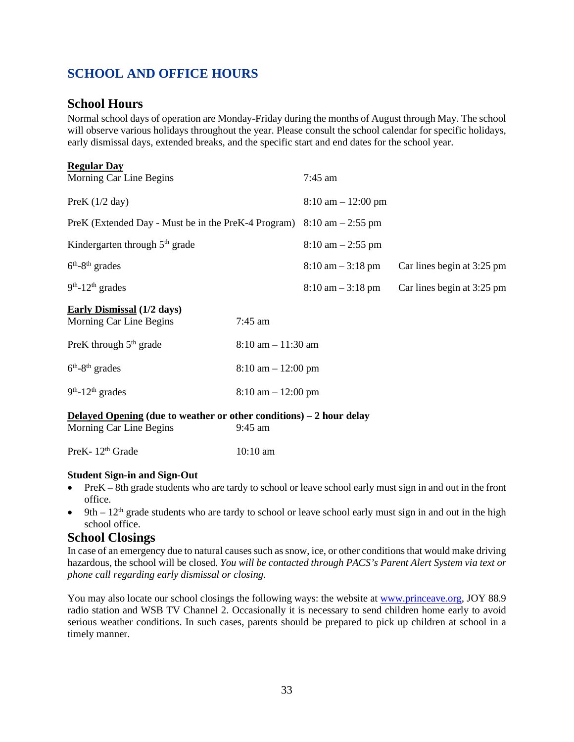## SCHOOL AND OFFICE HOURS

### School Hours

Normal school days of operation are Monday-Friday during the months of August through May. The school will observe various holidays throughout the year. Please consult the school calendar for specific holidays, early dismissal days, extended breaks, and the specific start and end dates for the school year.

**Regular Day**

| | | |
|---|---|---|
| Morning Car Line Begins | 7:45 am | |
| PreK (1/2 day) | 8:10 am – 12:00 pm | |
| PreK (Extended Day - Must be in the PreK-4 Program) | 8:10 am – 2:55 pm | |
| Kindergarten through 5th grade | 8:10 am – 2:55 pm | |
| 6th-8th grades | 8:10 am – 3:18 pm | Car lines begin at 3:25 pm |
| 9th-12th grades | 8:10 am – 3:18 pm | Car lines begin at 3:25 pm |

**Early Dismissal (1/2 days)**

| | |
|---|---|
| Morning Car Line Begins | 7:45 am |
| PreK through 5th grade | 8:10 am – 11:30 am |
| 6th-8th grades | 8:10 am – 12:00 pm |
| 9th-12th grades | 8:10 am – 12:00 pm |

**Delayed Opening (due to weather or other conditions) – 2 hour delay**

| | |
|---|---|
| Morning Car Line Begins | 9:45 am |
| PreK- 12th Grade | 10:10 am |

**Student Sign-in and Sign-Out**

- PreK – 8th grade students who are tardy to school or leave school early must sign in and out in the front office.
- 9th – 12th grade students who are tardy to school or leave school early must sign in and out in the high school office.

### School Closings

In case of an emergency due to natural causes such as snow, ice, or other conditions that would make driving hazardous, the school will be closed. *You will be contacted through PACS's Parent Alert System via text or phone call regarding early dismissal or closing.*

You may also locate our school closings the following ways: the website at www.princeave.org, JOY 88.9 radio station and WSB TV Channel 2. Occasionally it is necessary to send children home early to avoid serious weather conditions. In such cases, parents should be prepared to pick up children at school in a timely manner.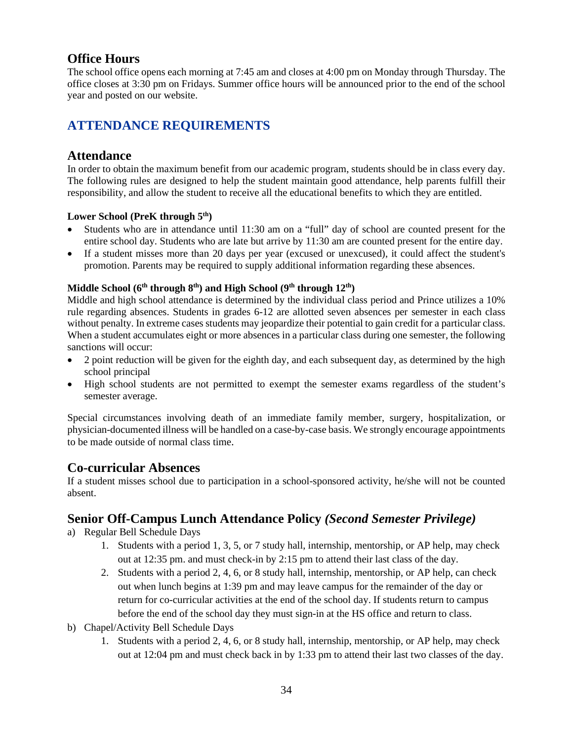## Office Hours

The school office opens each morning at 7:45 am and closes at 4:00 pm on Monday through Thursday. The office closes at 3:30 pm on Fridays. Summer office hours will be announced prior to the end of the school year and posted on our website.

# ATTENDANCE REQUIREMENTS

## Attendance

In order to obtain the maximum benefit from our academic program, students should be in class every day. The following rules are designed to help the student maintain good attendance, help parents fulfill their responsibility, and allow the student to receive all the educational benefits to which they are entitled.

#### Lower School (PreK through 5th)

- Students who are in attendance until 11:30 am on a "full" day of school are counted present for the entire school day. Students who are late but arrive by 11:30 am are counted present for the entire day.
- If a student misses more than 20 days per year (excused or unexcused), it could affect the student's promotion. Parents may be required to supply additional information regarding these absences.

#### Middle School (6th through 8th) and High School (9th through 12th)

Middle and high school attendance is determined by the individual class period and Prince utilizes a 10% rule regarding absences. Students in grades 6-12 are allotted seven absences per semester in each class without penalty. In extreme cases students may jeopardize their potential to gain credit for a particular class. When a student accumulates eight or more absences in a particular class during one semester, the following sanctions will occur:

- 2 point reduction will be given for the eighth day, and each subsequent day, as determined by the high school principal
- High school students are not permitted to exempt the semester exams regardless of the student's semester average.

Special circumstances involving death of an immediate family member, surgery, hospitalization, or physician-documented illness will be handled on a case-by-case basis. We strongly encourage appointments to be made outside of normal class time.

## Co-curricular Absences

If a student misses school due to participation in a school-sponsored activity, he/she will not be counted absent.

## Senior Off-Campus Lunch Attendance Policy *(Second Semester Privilege)*

a) Regular Bell Schedule Days
   1. Students with a period 1, 3, 5, or 7 study hall, internship, mentorship, or AP help, may check out at 12:35 pm. and must check-in by 2:15 pm to attend their last class of the day.
   2. Students with a period 2, 4, 6, or 8 study hall, internship, mentorship, or AP help, can check out when lunch begins at 1:39 pm and may leave campus for the remainder of the day or return for co-curricular activities at the end of the school day. If students return to campus before the end of the school day they must sign-in at the HS office and return to class.

b) Chapel/Activity Bell Schedule Days
   1. Students with a period 2, 4, 6, or 8 study hall, internship, mentorship, or AP help, may check out at 12:04 pm and must check back in by 1:33 pm to attend their last two classes of the day.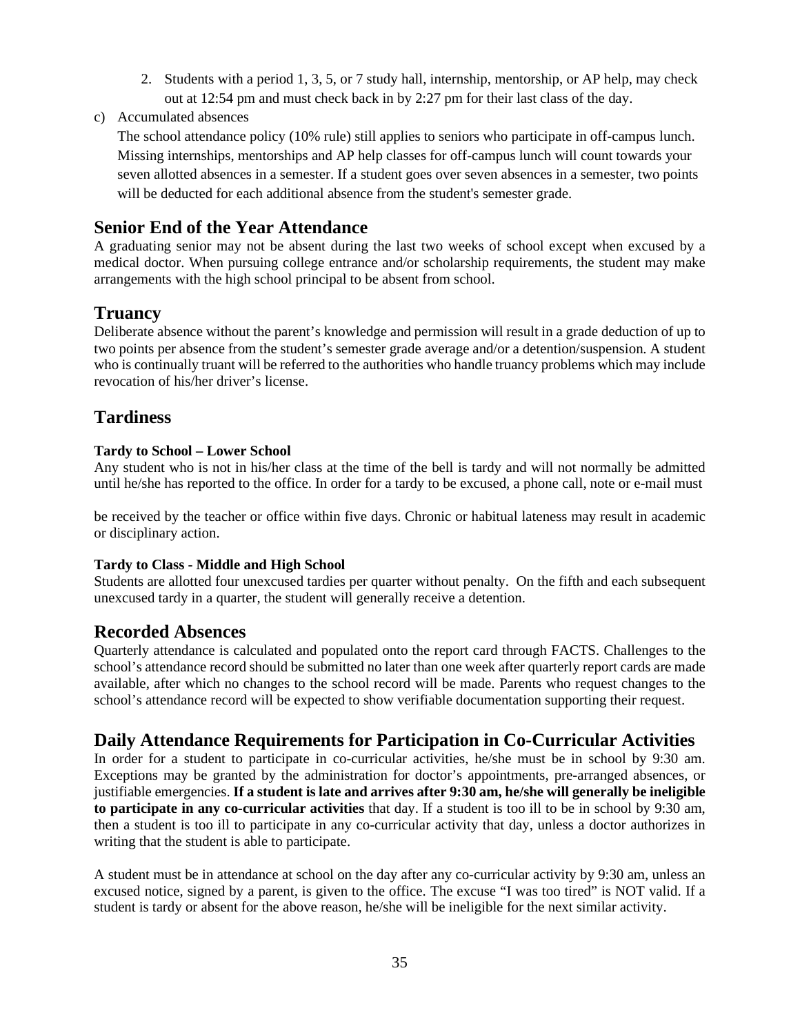2. Students with a period 1, 3, 5, or 7 study hall, internship, mentorship, or AP help, may check out at 12:54 pm and must check back in by 2:27 pm for their last class of the day.

c) Accumulated absences

The school attendance policy (10% rule) still applies to seniors who participate in off-campus lunch. Missing internships, mentorships and AP help classes for off-campus lunch will count towards your seven allotted absences in a semester. If a student goes over seven absences in a semester, two points will be deducted for each additional absence from the student's semester grade.

## Senior End of the Year Attendance

A graduating senior may not be absent during the last two weeks of school except when excused by a medical doctor. When pursuing college entrance and/or scholarship requirements, the student may make arrangements with the high school principal to be absent from school.

## Truancy

Deliberate absence without the parent's knowledge and permission will result in a grade deduction of up to two points per absence from the student's semester grade average and/or a detention/suspension. A student who is continually truant will be referred to the authorities who handle truancy problems which may include revocation of his/her driver's license.

## Tardiness

#### Tardy to School – Lower School

Any student who is not in his/her class at the time of the bell is tardy and will not normally be admitted until he/she has reported to the office. In order for a tardy to be excused, a phone call, note or e-mail must be received by the teacher or office within five days. Chronic or habitual lateness may result in academic or disciplinary action.

#### Tardy to Class - Middle and High School

Students are allotted four unexcused tardies per quarter without penalty. On the fifth and each subsequent unexcused tardy in a quarter, the student will generally receive a detention.

## Recorded Absences

Quarterly attendance is calculated and populated onto the report card through FACTS. Challenges to the school's attendance record should be submitted no later than one week after quarterly report cards are made available, after which no changes to the school record will be made. Parents who request changes to the school's attendance record will be expected to show verifiable documentation supporting their request.

## Daily Attendance Requirements for Participation in Co-Curricular Activities

In order for a student to participate in co-curricular activities, he/she must be in school by 9:30 am. Exceptions may be granted by the administration for doctor's appointments, pre-arranged absences, or justifiable emergencies. **If a student is late and arrives after 9:30 am, he/she will generally be ineligible to participate in any co-curricular activities** that day. If a student is too ill to be in school by 9:30 am, then a student is too ill to participate in any co-curricular activity that day, unless a doctor authorizes in writing that the student is able to participate.

A student must be in attendance at school on the day after any co-curricular activity by 9:30 am, unless an excused notice, signed by a parent, is given to the office. The excuse "I was too tired" is NOT valid. If a student is tardy or absent for the above reason, he/she will be ineligible for the next similar activity.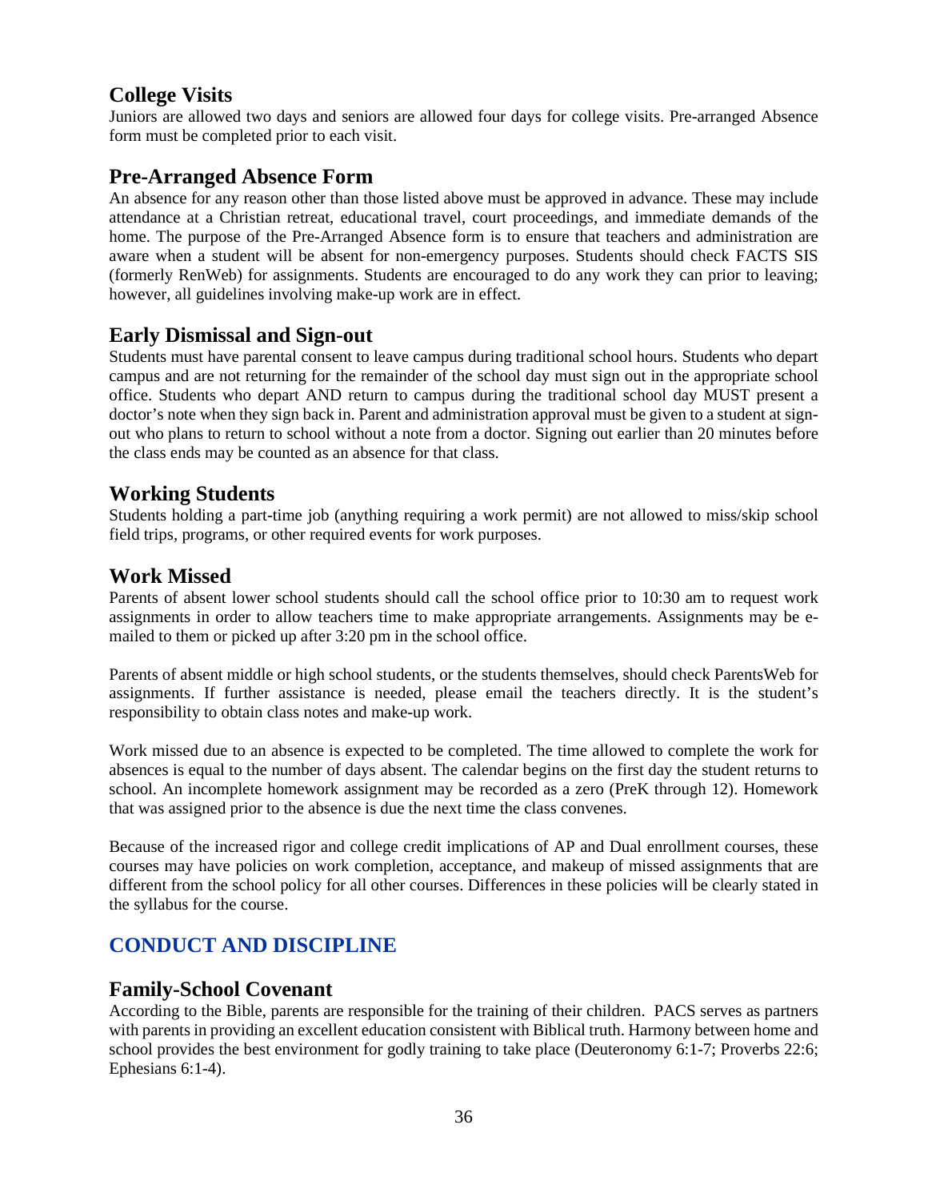## College Visits

Juniors are allowed two days and seniors are allowed four days for college visits. Pre-arranged Absence form must be completed prior to each visit.

## Pre-Arranged Absence Form

An absence for any reason other than those listed above must be approved in advance. These may include attendance at a Christian retreat, educational travel, court proceedings, and immediate demands of the home. The purpose of the Pre-Arranged Absence form is to ensure that teachers and administration are aware when a student will be absent for non-emergency purposes. Students should check FACTS SIS (formerly RenWeb) for assignments. Students are encouraged to do any work they can prior to leaving; however, all guidelines involving make-up work are in effect.

## Early Dismissal and Sign-out

Students must have parental consent to leave campus during traditional school hours. Students who depart campus and are not returning for the remainder of the school day must sign out in the appropriate school office. Students who depart AND return to campus during the traditional school day MUST present a doctor's note when they sign back in. Parent and administration approval must be given to a student at sign-out who plans to return to school without a note from a doctor. Signing out earlier than 20 minutes before the class ends may be counted as an absence for that class.

## Working Students

Students holding a part-time job (anything requiring a work permit) are not allowed to miss/skip school field trips, programs, or other required events for work purposes.

## Work Missed

Parents of absent lower school students should call the school office prior to 10:30 am to request work assignments in order to allow teachers time to make appropriate arrangements. Assignments may be e-mailed to them or picked up after 3:20 pm in the school office.

Parents of absent middle or high school students, or the students themselves, should check ParentsWeb for assignments. If further assistance is needed, please email the teachers directly. It is the student's responsibility to obtain class notes and make-up work.

Work missed due to an absence is expected to be completed. The time allowed to complete the work for absences is equal to the number of days absent. The calendar begins on the first day the student returns to school. An incomplete homework assignment may be recorded as a zero (PreK through 12). Homework that was assigned prior to the absence is due the next time the class convenes.

Because of the increased rigor and college credit implications of AP and Dual enrollment courses, these courses may have policies on work completion, acceptance, and makeup of missed assignments that are different from the school policy for all other courses. Differences in these policies will be clearly stated in the syllabus for the course.

# CONDUCT AND DISCIPLINE

## Family-School Covenant

According to the Bible, parents are responsible for the training of their children. PACS serves as partners with parents in providing an excellent education consistent with Biblical truth. Harmony between home and school provides the best environment for godly training to take place (Deuteronomy 6:1-7; Proverbs 22:6; Ephesians 6:1-4).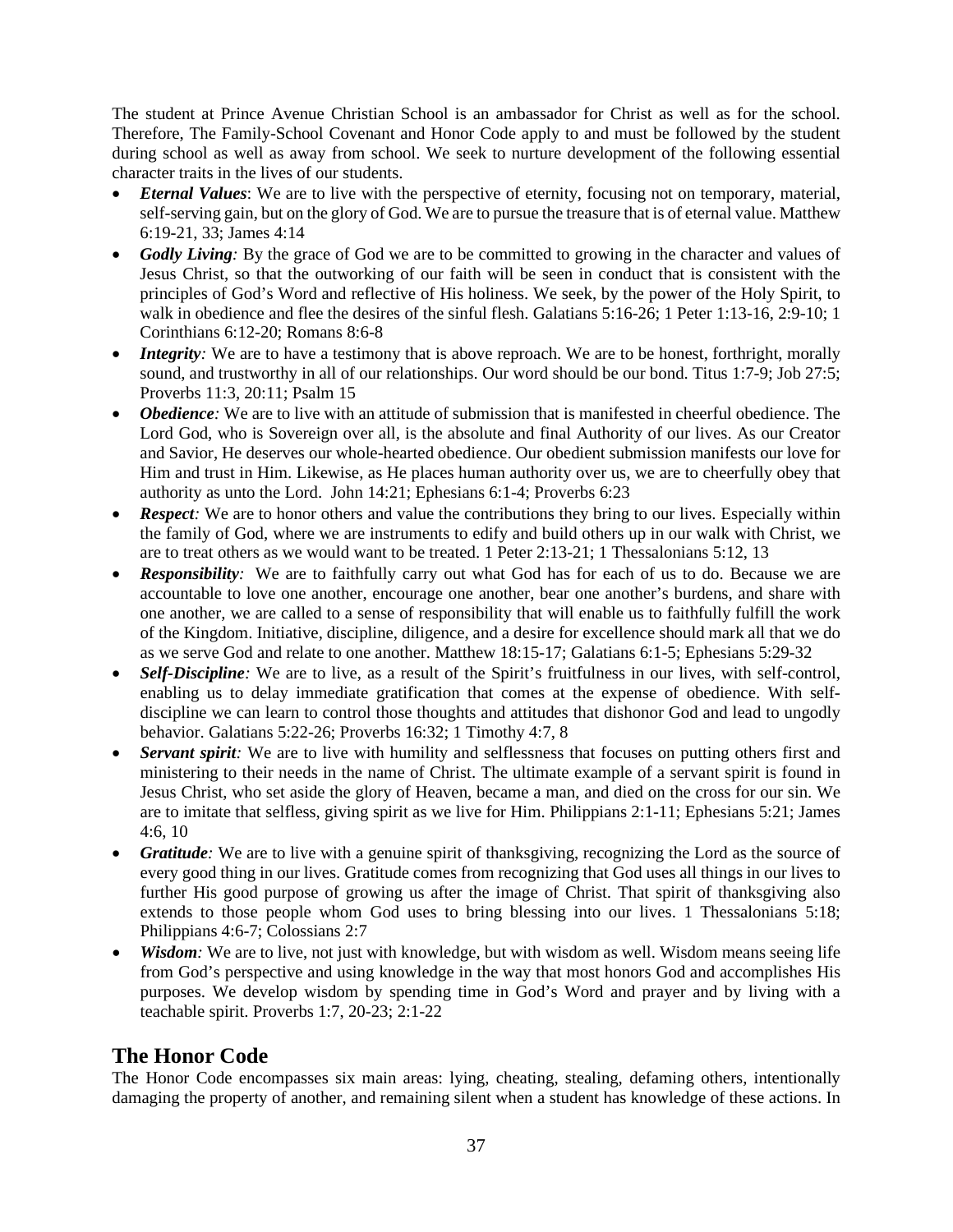The student at Prince Avenue Christian School is an ambassador for Christ as well as for the school. Therefore, The Family-School Covenant and Honor Code apply to and must be followed by the student during school as well as away from school. We seek to nurture development of the following essential character traits in the lives of our students.

- ***Eternal Values***: We are to live with the perspective of eternity, focusing not on temporary, material, self-serving gain, but on the glory of God. We are to pursue the treasure that is of eternal value. Matthew 6:19-21, 33; James 4:14
- ***Godly Living:*** By the grace of God we are to be committed to growing in the character and values of Jesus Christ, so that the outworking of our faith will be seen in conduct that is consistent with the principles of God's Word and reflective of His holiness. We seek, by the power of the Holy Spirit, to walk in obedience and flee the desires of the sinful flesh. Galatians 5:16-26; 1 Peter 1:13-16, 2:9-10; 1 Corinthians 6:12-20; Romans 8:6-8
- ***Integrity:*** We are to have a testimony that is above reproach. We are to be honest, forthright, morally sound, and trustworthy in all of our relationships. Our word should be our bond. Titus 1:7-9; Job 27:5; Proverbs 11:3, 20:11; Psalm 15
- ***Obedience:*** We are to live with an attitude of submission that is manifested in cheerful obedience. The Lord God, who is Sovereign over all, is the absolute and final Authority of our lives. As our Creator and Savior, He deserves our whole-hearted obedience. Our obedient submission manifests our love for Him and trust in Him. Likewise, as He places human authority over us, we are to cheerfully obey that authority as unto the Lord. John 14:21; Ephesians 6:1-4; Proverbs 6:23
- ***Respect:*** We are to honor others and value the contributions they bring to our lives. Especially within the family of God, where we are instruments to edify and build others up in our walk with Christ, we are to treat others as we would want to be treated. 1 Peter 2:13-21; 1 Thessalonians 5:12, 13
- ***Responsibility:*** We are to faithfully carry out what God has for each of us to do. Because we are accountable to love one another, encourage one another, bear one another's burdens, and share with one another, we are called to a sense of responsibility that will enable us to faithfully fulfill the work of the Kingdom. Initiative, discipline, diligence, and a desire for excellence should mark all that we do as we serve God and relate to one another. Matthew 18:15-17; Galatians 6:1-5; Ephesians 5:29-32
- ***Self-Discipline:*** We are to live, as a result of the Spirit's fruitfulness in our lives, with self-control, enabling us to delay immediate gratification that comes at the expense of obedience. With self-discipline we can learn to control those thoughts and attitudes that dishonor God and lead to ungodly behavior. Galatians 5:22-26; Proverbs 16:32; 1 Timothy 4:7, 8
- ***Servant spirit:*** We are to live with humility and selflessness that focuses on putting others first and ministering to their needs in the name of Christ. The ultimate example of a servant spirit is found in Jesus Christ, who set aside the glory of Heaven, became a man, and died on the cross for our sin. We are to imitate that selfless, giving spirit as we live for Him. Philippians 2:1-11; Ephesians 5:21; James 4:6, 10
- ***Gratitude:*** We are to live with a genuine spirit of thanksgiving, recognizing the Lord as the source of every good thing in our lives. Gratitude comes from recognizing that God uses all things in our lives to further His good purpose of growing us after the image of Christ. That spirit of thanksgiving also extends to those people whom God uses to bring blessing into our lives. 1 Thessalonians 5:18; Philippians 4:6-7; Colossians 2:7
- ***Wisdom:*** We are to live, not just with knowledge, but with wisdom as well. Wisdom means seeing life from God's perspective and using knowledge in the way that most honors God and accomplishes His purposes. We develop wisdom by spending time in God's Word and prayer and by living with a teachable spirit. Proverbs 1:7, 20-23; 2:1-22

## The Honor Code

The Honor Code encompasses six main areas: lying, cheating, stealing, defaming others, intentionally damaging the property of another, and remaining silent when a student has knowledge of these actions. In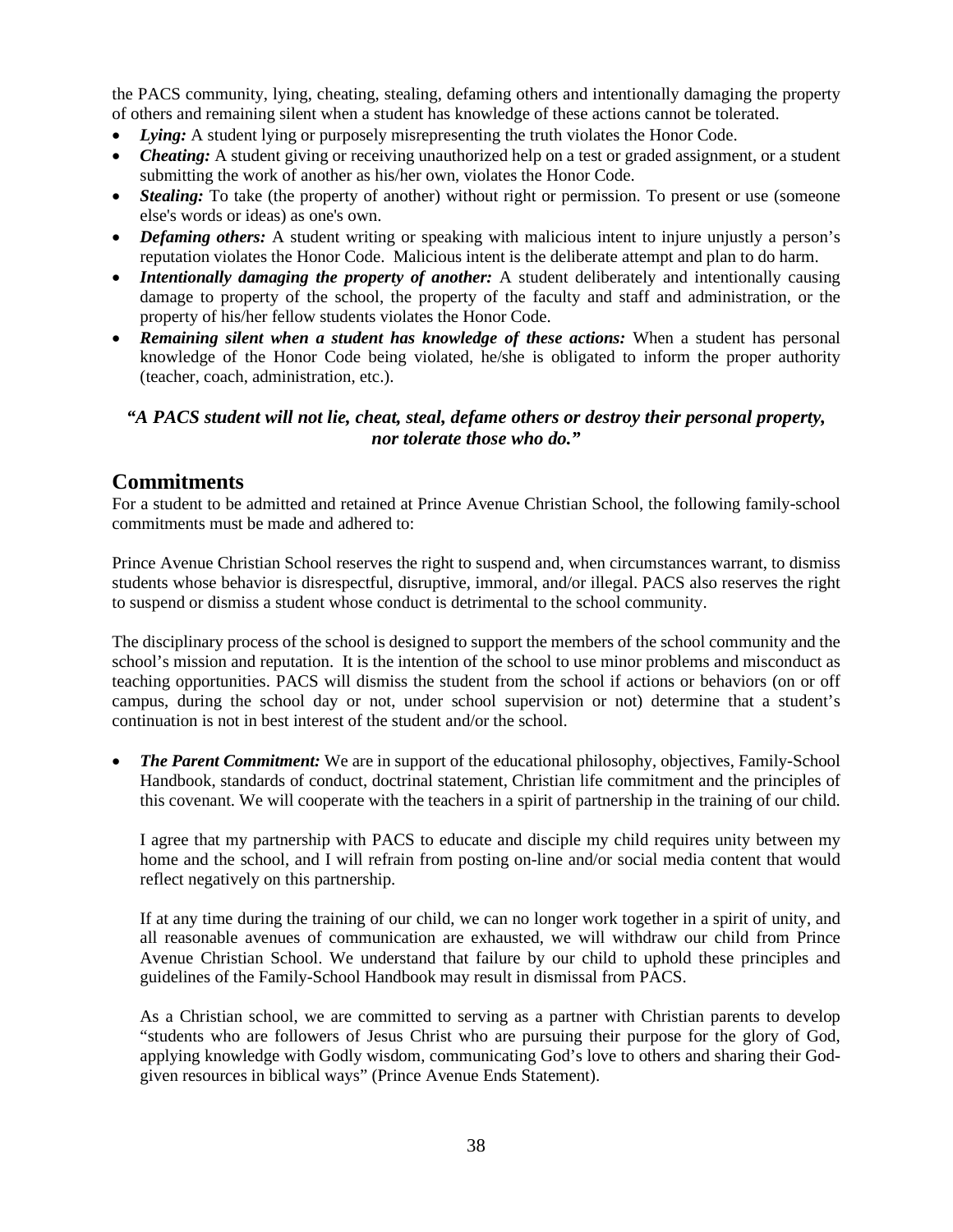the PACS community, lying, cheating, stealing, defaming others and intentionally damaging the property of others and remaining silent when a student has knowledge of these actions cannot be tolerated.

- ***Lying:*** A student lying or purposely misrepresenting the truth violates the Honor Code.
- ***Cheating:*** A student giving or receiving unauthorized help on a test or graded assignment, or a student submitting the work of another as his/her own, violates the Honor Code.
- ***Stealing:*** To take (the property of another) without right or permission. To present or use (someone else's words or ideas) as one's own.
- ***Defaming others:*** A student writing or speaking with malicious intent to injure unjustly a person's reputation violates the Honor Code. Malicious intent is the deliberate attempt and plan to do harm.
- ***Intentionally damaging the property of another:*** A student deliberately and intentionally causing damage to property of the school, the property of the faculty and staff and administration, or the property of his/her fellow students violates the Honor Code.
- ***Remaining silent when a student has knowledge of these actions:*** When a student has personal knowledge of the Honor Code being violated, he/she is obligated to inform the proper authority (teacher, coach, administration, etc.).

***"A PACS student will not lie, cheat, steal, defame others or destroy their personal property, nor tolerate those who do."***

## Commitments

For a student to be admitted and retained at Prince Avenue Christian School, the following family-school commitments must be made and adhered to:

Prince Avenue Christian School reserves the right to suspend and, when circumstances warrant, to dismiss students whose behavior is disrespectful, disruptive, immoral, and/or illegal. PACS also reserves the right to suspend or dismiss a student whose conduct is detrimental to the school community.

The disciplinary process of the school is designed to support the members of the school community and the school's mission and reputation. It is the intention of the school to use minor problems and misconduct as teaching opportunities. PACS will dismiss the student from the school if actions or behaviors (on or off campus, during the school day or not, under school supervision or not) determine that a student's continuation is not in best interest of the student and/or the school.

- ***The Parent Commitment:*** We are in support of the educational philosophy, objectives, Family-School Handbook, standards of conduct, doctrinal statement, Christian life commitment and the principles of this covenant. We will cooperate with the teachers in a spirit of partnership in the training of our child.

  I agree that my partnership with PACS to educate and disciple my child requires unity between my home and the school, and I will refrain from posting on-line and/or social media content that would reflect negatively on this partnership.

  If at any time during the training of our child, we can no longer work together in a spirit of unity, and all reasonable avenues of communication are exhausted, we will withdraw our child from Prince Avenue Christian School. We understand that failure by our child to uphold these principles and guidelines of the Family-School Handbook may result in dismissal from PACS.

  As a Christian school, we are committed to serving as a partner with Christian parents to develop "students who are followers of Jesus Christ who are pursuing their purpose for the glory of God, applying knowledge with Godly wisdom, communicating God's love to others and sharing their God-given resources in biblical ways" (Prince Avenue Ends Statement).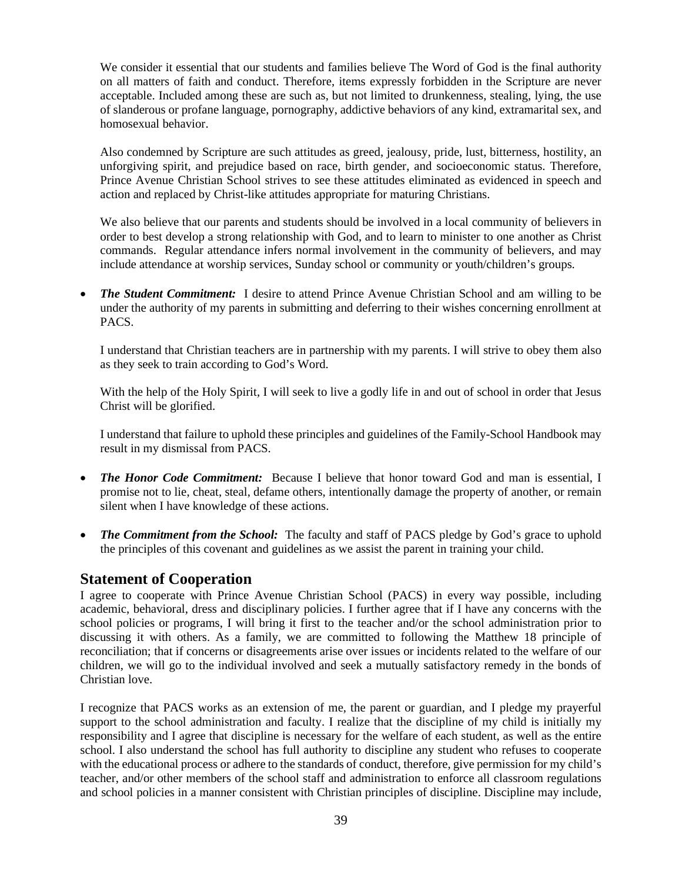We consider it essential that our students and families believe The Word of God is the final authority on all matters of faith and conduct. Therefore, items expressly forbidden in the Scripture are never acceptable. Included among these are such as, but not limited to drunkenness, stealing, lying, the use of slanderous or profane language, pornography, addictive behaviors of any kind, extramarital sex, and homosexual behavior.

Also condemned by Scripture are such attitudes as greed, jealousy, pride, lust, bitterness, hostility, an unforgiving spirit, and prejudice based on race, birth gender, and socioeconomic status. Therefore, Prince Avenue Christian School strives to see these attitudes eliminated as evidenced in speech and action and replaced by Christ-like attitudes appropriate for maturing Christians.

We also believe that our parents and students should be involved in a local community of believers in order to best develop a strong relationship with God, and to learn to minister to one another as Christ commands. Regular attendance infers normal involvement in the community of believers, and may include attendance at worship services, Sunday school or community or youth/children's groups.

- ***The Student Commitment:*** I desire to attend Prince Avenue Christian School and am willing to be under the authority of my parents in submitting and deferring to their wishes concerning enrollment at PACS.

  I understand that Christian teachers are in partnership with my parents. I will strive to obey them also as they seek to train according to God's Word.

  With the help of the Holy Spirit, I will seek to live a godly life in and out of school in order that Jesus Christ will be glorified.

  I understand that failure to uphold these principles and guidelines of the Family-School Handbook may result in my dismissal from PACS.

- ***The Honor Code Commitment:*** Because I believe that honor toward God and man is essential, I promise not to lie, cheat, steal, defame others, intentionally damage the property of another, or remain silent when I have knowledge of these actions.

- ***The Commitment from the School:*** The faculty and staff of PACS pledge by God's grace to uphold the principles of this covenant and guidelines as we assist the parent in training your child.

## Statement of Cooperation

I agree to cooperate with Prince Avenue Christian School (PACS) in every way possible, including academic, behavioral, dress and disciplinary policies. I further agree that if I have any concerns with the school policies or programs, I will bring it first to the teacher and/or the school administration prior to discussing it with others. As a family, we are committed to following the Matthew 18 principle of reconciliation; that if concerns or disagreements arise over issues or incidents related to the welfare of our children, we will go to the individual involved and seek a mutually satisfactory remedy in the bonds of Christian love.

I recognize that PACS works as an extension of me, the parent or guardian, and I pledge my prayerful support to the school administration and faculty. I realize that the discipline of my child is initially my responsibility and I agree that discipline is necessary for the welfare of each student, as well as the entire school. I also understand the school has full authority to discipline any student who refuses to cooperate with the educational process or adhere to the standards of conduct, therefore, give permission for my child's teacher, and/or other members of the school staff and administration to enforce all classroom regulations and school policies in a manner consistent with Christian principles of discipline. Discipline may include,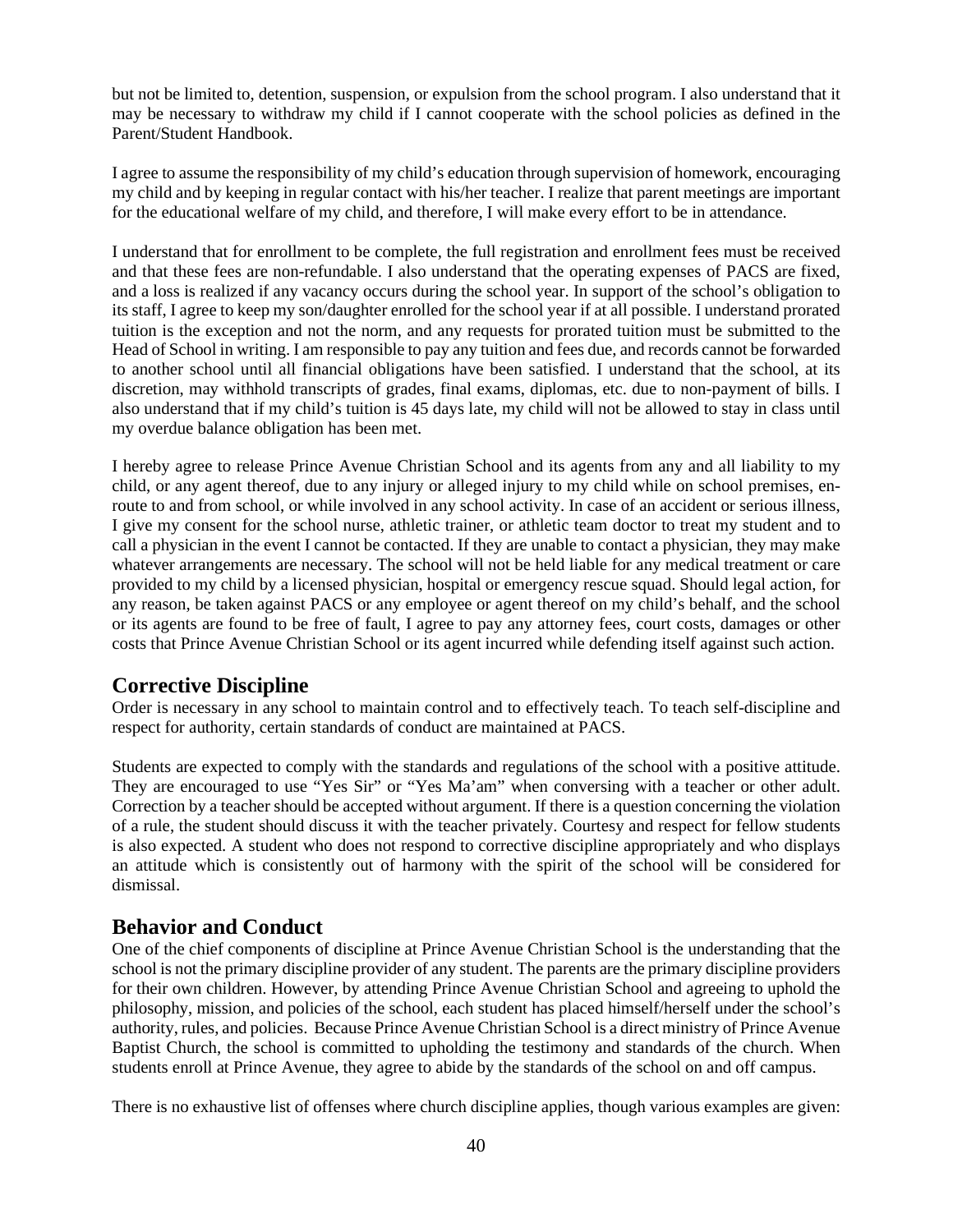but not be limited to, detention, suspension, or expulsion from the school program. I also understand that it may be necessary to withdraw my child if I cannot cooperate with the school policies as defined in the Parent/Student Handbook.

I agree to assume the responsibility of my child's education through supervision of homework, encouraging my child and by keeping in regular contact with his/her teacher. I realize that parent meetings are important for the educational welfare of my child, and therefore, I will make every effort to be in attendance.

I understand that for enrollment to be complete, the full registration and enrollment fees must be received and that these fees are non-refundable. I also understand that the operating expenses of PACS are fixed, and a loss is realized if any vacancy occurs during the school year. In support of the school's obligation to its staff, I agree to keep my son/daughter enrolled for the school year if at all possible. I understand prorated tuition is the exception and not the norm, and any requests for prorated tuition must be submitted to the Head of School in writing. I am responsible to pay any tuition and fees due, and records cannot be forwarded to another school until all financial obligations have been satisfied. I understand that the school, at its discretion, may withhold transcripts of grades, final exams, diplomas, etc. due to non-payment of bills. I also understand that if my child's tuition is 45 days late, my child will not be allowed to stay in class until my overdue balance obligation has been met.

I hereby agree to release Prince Avenue Christian School and its agents from any and all liability to my child, or any agent thereof, due to any injury or alleged injury to my child while on school premises, en-route to and from school, or while involved in any school activity. In case of an accident or serious illness, I give my consent for the school nurse, athletic trainer, or athletic team doctor to treat my student and to call a physician in the event I cannot be contacted. If they are unable to contact a physician, they may make whatever arrangements are necessary. The school will not be held liable for any medical treatment or care provided to my child by a licensed physician, hospital or emergency rescue squad. Should legal action, for any reason, be taken against PACS or any employee or agent thereof on my child's behalf, and the school or its agents are found to be free of fault, I agree to pay any attorney fees, court costs, damages or other costs that Prince Avenue Christian School or its agent incurred while defending itself against such action.

## Corrective Discipline

Order is necessary in any school to maintain control and to effectively teach. To teach self-discipline and respect for authority, certain standards of conduct are maintained at PACS.

Students are expected to comply with the standards and regulations of the school with a positive attitude. They are encouraged to use "Yes Sir" or "Yes Ma'am" when conversing with a teacher or other adult. Correction by a teacher should be accepted without argument. If there is a question concerning the violation of a rule, the student should discuss it with the teacher privately. Courtesy and respect for fellow students is also expected. A student who does not respond to corrective discipline appropriately and who displays an attitude which is consistently out of harmony with the spirit of the school will be considered for dismissal.

## Behavior and Conduct

One of the chief components of discipline at Prince Avenue Christian School is the understanding that the school is not the primary discipline provider of any student. The parents are the primary discipline providers for their own children. However, by attending Prince Avenue Christian School and agreeing to uphold the philosophy, mission, and policies of the school, each student has placed himself/herself under the school's authority, rules, and policies. Because Prince Avenue Christian School is a direct ministry of Prince Avenue Baptist Church, the school is committed to upholding the testimony and standards of the church. When students enroll at Prince Avenue, they agree to abide by the standards of the school on and off campus.

There is no exhaustive list of offenses where church discipline applies, though various examples are given: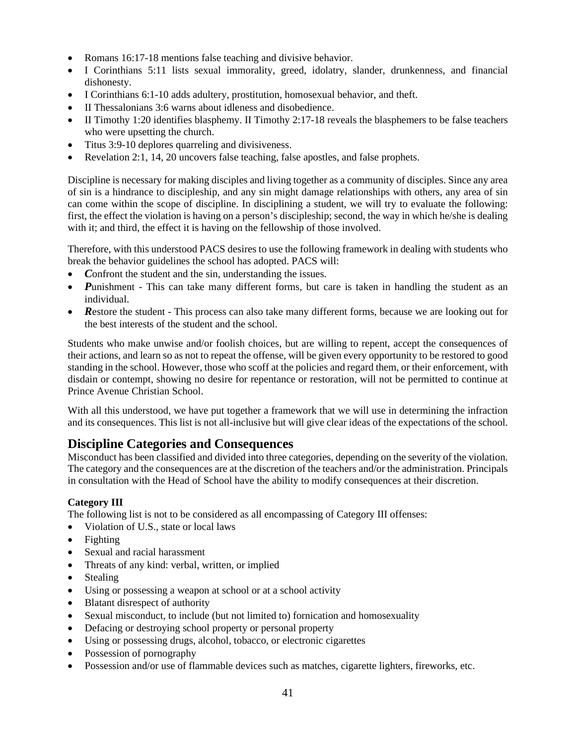- Romans 16:17-18 mentions false teaching and divisive behavior.
- I Corinthians 5:11 lists sexual immorality, greed, idolatry, slander, drunkenness, and financial dishonesty.
- I Corinthians 6:1-10 adds adultery, prostitution, homosexual behavior, and theft.
- II Thessalonians 3:6 warns about idleness and disobedience.
- II Timothy 1:20 identifies blasphemy. II Timothy 2:17-18 reveals the blasphemers to be false teachers who were upsetting the church.
- Titus 3:9-10 deplores quarreling and divisiveness.
- Revelation 2:1, 14, 20 uncovers false teaching, false apostles, and false prophets.

Discipline is necessary for making disciples and living together as a community of disciples. Since any area of sin is a hindrance to discipleship, and any sin might damage relationships with others, any area of sin can come within the scope of discipline. In disciplining a student, we will try to evaluate the following: first, the effect the violation is having on a person's discipleship; second, the way in which he/she is dealing with it; and third, the effect it is having on the fellowship of those involved.

Therefore, with this understood PACS desires to use the following framework in dealing with students who break the behavior guidelines the school has adopted. PACS will:

- ***C***onfront the student and the sin, understanding the issues.
- ***P***unishment - This can take many different forms, but care is taken in handling the student as an individual.
- ***R***estore the student - This process can also take many different forms, because we are looking out for the best interests of the student and the school.

Students who make unwise and/or foolish choices, but are willing to repent, accept the consequences of their actions, and learn so as not to repeat the offense, will be given every opportunity to be restored to good standing in the school. However, those who scoff at the policies and regard them, or their enforcement, with disdain or contempt, showing no desire for repentance or restoration, will not be permitted to continue at Prince Avenue Christian School.

With all this understood, we have put together a framework that we will use in determining the infraction and its consequences. This list is not all-inclusive but will give clear ideas of the expectations of the school.

## Discipline Categories and Consequences

Misconduct has been classified and divided into three categories, depending on the severity of the violation. The category and the consequences are at the discretion of the teachers and/or the administration. Principals in consultation with the Head of School have the ability to modify consequences at their discretion.

**Category III**

The following list is not to be considered as all encompassing of Category III offenses:

- Violation of U.S., state or local laws
- Fighting
- Sexual and racial harassment
- Threats of any kind: verbal, written, or implied
- Stealing
- Using or possessing a weapon at school or at a school activity
- Blatant disrespect of authority
- Sexual misconduct, to include (but not limited to) fornication and homosexuality
- Defacing or destroying school property or personal property
- Using or possessing drugs, alcohol, tobacco, or electronic cigarettes
- Possession of pornography
- Possession and/or use of flammable devices such as matches, cigarette lighters, fireworks, etc.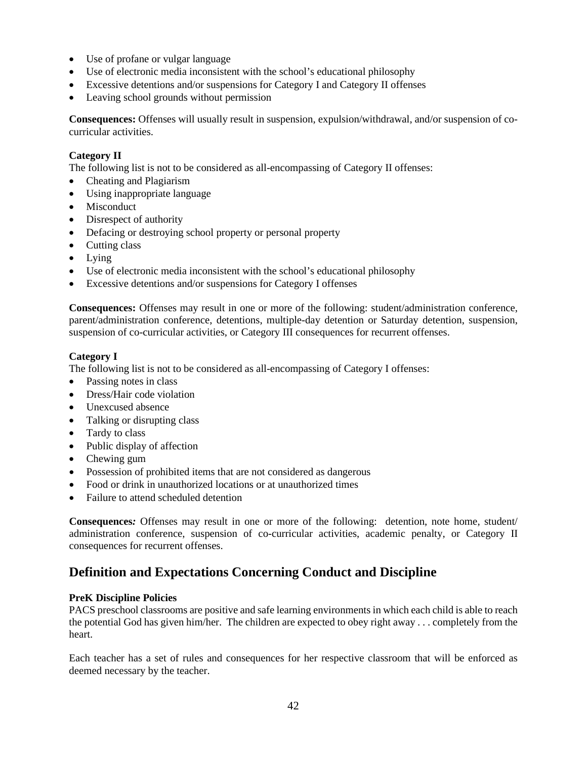- Use of profane or vulgar language
- Use of electronic media inconsistent with the school's educational philosophy
- Excessive detentions and/or suspensions for Category I and Category II offenses
- Leaving school grounds without permission

**Consequences:** Offenses will usually result in suspension, expulsion/withdrawal, and/or suspension of co-curricular activities.

**Category II**
The following list is not to be considered as all-encompassing of Category II offenses:

- Cheating and Plagiarism
- Using inappropriate language
- Misconduct
- Disrespect of authority
- Defacing or destroying school property or personal property
- Cutting class
- Lying
- Use of electronic media inconsistent with the school's educational philosophy
- Excessive detentions and/or suspensions for Category I offenses

**Consequences:** Offenses may result in one or more of the following: student/administration conference, parent/administration conference, detentions, multiple-day detention or Saturday detention, suspension, suspension of co-curricular activities, or Category III consequences for recurrent offenses.

**Category I**
The following list is not to be considered as all-encompassing of Category I offenses:

- Passing notes in class
- Dress/Hair code violation
- Unexcused absence
- Talking or disrupting class
- Tardy to class
- Public display of affection
- Chewing gum
- Possession of prohibited items that are not considered as dangerous
- Food or drink in unauthorized locations or at unauthorized times
- Failure to attend scheduled detention

**Consequences***:* Offenses may result in one or more of the following: detention, note home, student/ administration conference, suspension of co-curricular activities, academic penalty, or Category II consequences for recurrent offenses.

## Definition and Expectations Concerning Conduct and Discipline

**PreK Discipline Policies**
PACS preschool classrooms are positive and safe learning environments in which each child is able to reach the potential God has given him/her. The children are expected to obey right away . . . completely from the heart.

Each teacher has a set of rules and consequences for her respective classroom that will be enforced as deemed necessary by the teacher.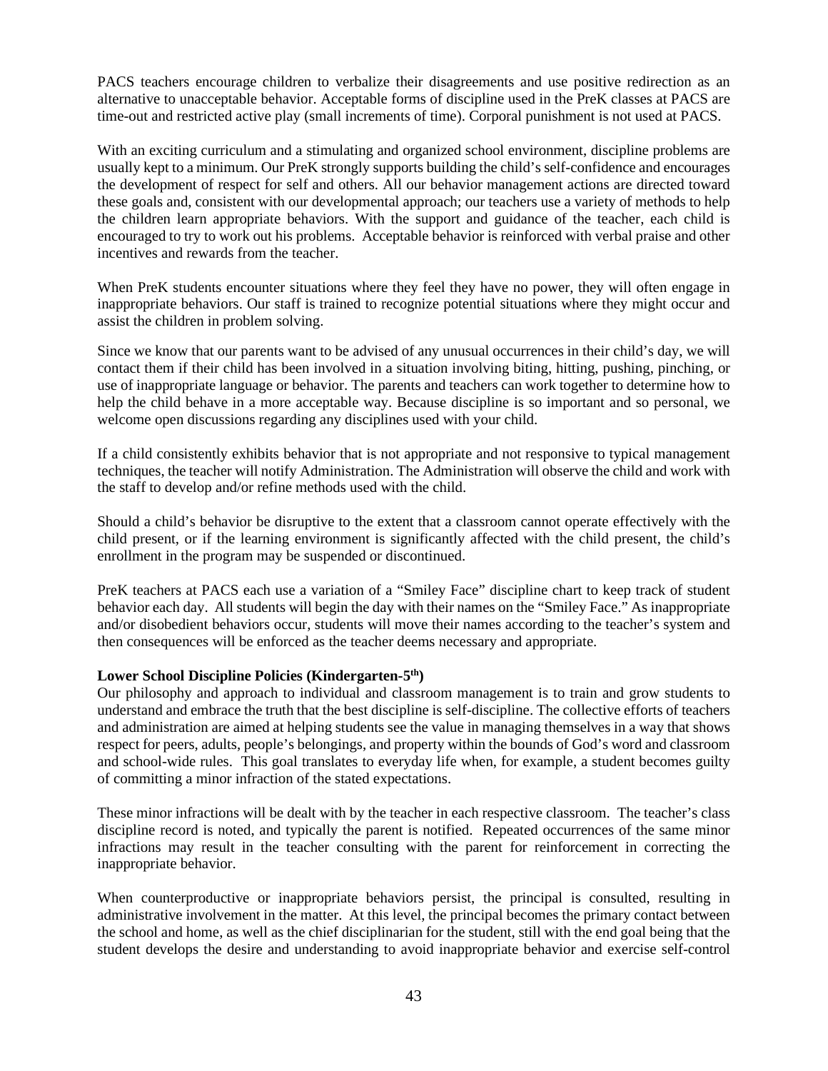PACS teachers encourage children to verbalize their disagreements and use positive redirection as an alternative to unacceptable behavior. Acceptable forms of discipline used in the PreK classes at PACS are time-out and restricted active play (small increments of time). Corporal punishment is not used at PACS.

With an exciting curriculum and a stimulating and organized school environment, discipline problems are usually kept to a minimum. Our PreK strongly supports building the child's self-confidence and encourages the development of respect for self and others. All our behavior management actions are directed toward these goals and, consistent with our developmental approach; our teachers use a variety of methods to help the children learn appropriate behaviors. With the support and guidance of the teacher, each child is encouraged to try to work out his problems. Acceptable behavior is reinforced with verbal praise and other incentives and rewards from the teacher.

When PreK students encounter situations where they feel they have no power, they will often engage in inappropriate behaviors. Our staff is trained to recognize potential situations where they might occur and assist the children in problem solving.

Since we know that our parents want to be advised of any unusual occurrences in their child's day, we will contact them if their child has been involved in a situation involving biting, hitting, pushing, pinching, or use of inappropriate language or behavior. The parents and teachers can work together to determine how to help the child behave in a more acceptable way. Because discipline is so important and so personal, we welcome open discussions regarding any disciplines used with your child.

If a child consistently exhibits behavior that is not appropriate and not responsive to typical management techniques, the teacher will notify Administration. The Administration will observe the child and work with the staff to develop and/or refine methods used with the child.

Should a child's behavior be disruptive to the extent that a classroom cannot operate effectively with the child present, or if the learning environment is significantly affected with the child present, the child's enrollment in the program may be suspended or discontinued.

PreK teachers at PACS each use a variation of a "Smiley Face" discipline chart to keep track of student behavior each day. All students will begin the day with their names on the "Smiley Face." As inappropriate and/or disobedient behaviors occur, students will move their names according to the teacher's system and then consequences will be enforced as the teacher deems necessary and appropriate.

**Lower School Discipline Policies (Kindergarten-5th)**

Our philosophy and approach to individual and classroom management is to train and grow students to understand and embrace the truth that the best discipline is self-discipline. The collective efforts of teachers and administration are aimed at helping students see the value in managing themselves in a way that shows respect for peers, adults, people's belongings, and property within the bounds of God's word and classroom and school-wide rules. This goal translates to everyday life when, for example, a student becomes guilty of committing a minor infraction of the stated expectations.

These minor infractions will be dealt with by the teacher in each respective classroom. The teacher's class discipline record is noted, and typically the parent is notified. Repeated occurrences of the same minor infractions may result in the teacher consulting with the parent for reinforcement in correcting the inappropriate behavior.

When counterproductive or inappropriate behaviors persist, the principal is consulted, resulting in administrative involvement in the matter. At this level, the principal becomes the primary contact between the school and home, as well as the chief disciplinarian for the student, still with the end goal being that the student develops the desire and understanding to avoid inappropriate behavior and exercise self-control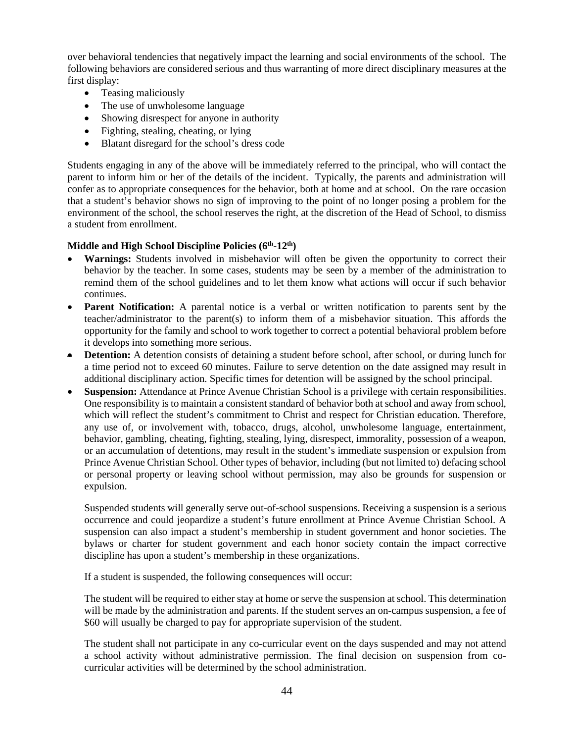over behavioral tendencies that negatively impact the learning and social environments of the school. The following behaviors are considered serious and thus warranting of more direct disciplinary measures at the first display:

- Teasing maliciously
- The use of unwholesome language
- Showing disrespect for anyone in authority
- Fighting, stealing, cheating, or lying
- Blatant disregard for the school's dress code

Students engaging in any of the above will be immediately referred to the principal, who will contact the parent to inform him or her of the details of the incident. Typically, the parents and administration will confer as to appropriate consequences for the behavior, both at home and at school. On the rare occasion that a student's behavior shows no sign of improving to the point of no longer posing a problem for the environment of the school, the school reserves the right, at the discretion of the Head of School, to dismiss a student from enrollment.

**Middle and High School Discipline Policies (6th-12th)**

- **Warnings:** Students involved in misbehavior will often be given the opportunity to correct their behavior by the teacher. In some cases, students may be seen by a member of the administration to remind them of the school guidelines and to let them know what actions will occur if such behavior continues.
- **Parent Notification:** A parental notice is a verbal or written notification to parents sent by the teacher/administrator to the parent(s) to inform them of a misbehavior situation. This affords the opportunity for the family and school to work together to correct a potential behavioral problem before it develops into something more serious.
- **Detention:** A detention consists of detaining a student before school, after school, or during lunch for a time period not to exceed 60 minutes. Failure to serve detention on the date assigned may result in additional disciplinary action. Specific times for detention will be assigned by the school principal.
- **Suspension:** Attendance at Prince Avenue Christian School is a privilege with certain responsibilities. One responsibility is to maintain a consistent standard of behavior both at school and away from school, which will reflect the student's commitment to Christ and respect for Christian education. Therefore, any use of, or involvement with, tobacco, drugs, alcohol, unwholesome language, entertainment, behavior, gambling, cheating, fighting, stealing, lying, disrespect, immorality, possession of a weapon, or an accumulation of detentions, may result in the student's immediate suspension or expulsion from Prince Avenue Christian School. Other types of behavior, including (but not limited to) defacing school or personal property or leaving school without permission, may also be grounds for suspension or expulsion.

  Suspended students will generally serve out-of-school suspensions. Receiving a suspension is a serious occurrence and could jeopardize a student's future enrollment at Prince Avenue Christian School. A suspension can also impact a student's membership in student government and honor societies. The bylaws or charter for student government and each honor society contain the impact corrective discipline has upon a student's membership in these organizations.

  If a student is suspended, the following consequences will occur:

  The student will be required to either stay at home or serve the suspension at school. This determination will be made by the administration and parents. If the student serves an on-campus suspension, a fee of $60 will usually be charged to pay for appropriate supervision of the student.

  The student shall not participate in any co-curricular event on the days suspended and may not attend a school activity without administrative permission. The final decision on suspension from co-curricular activities will be determined by the school administration.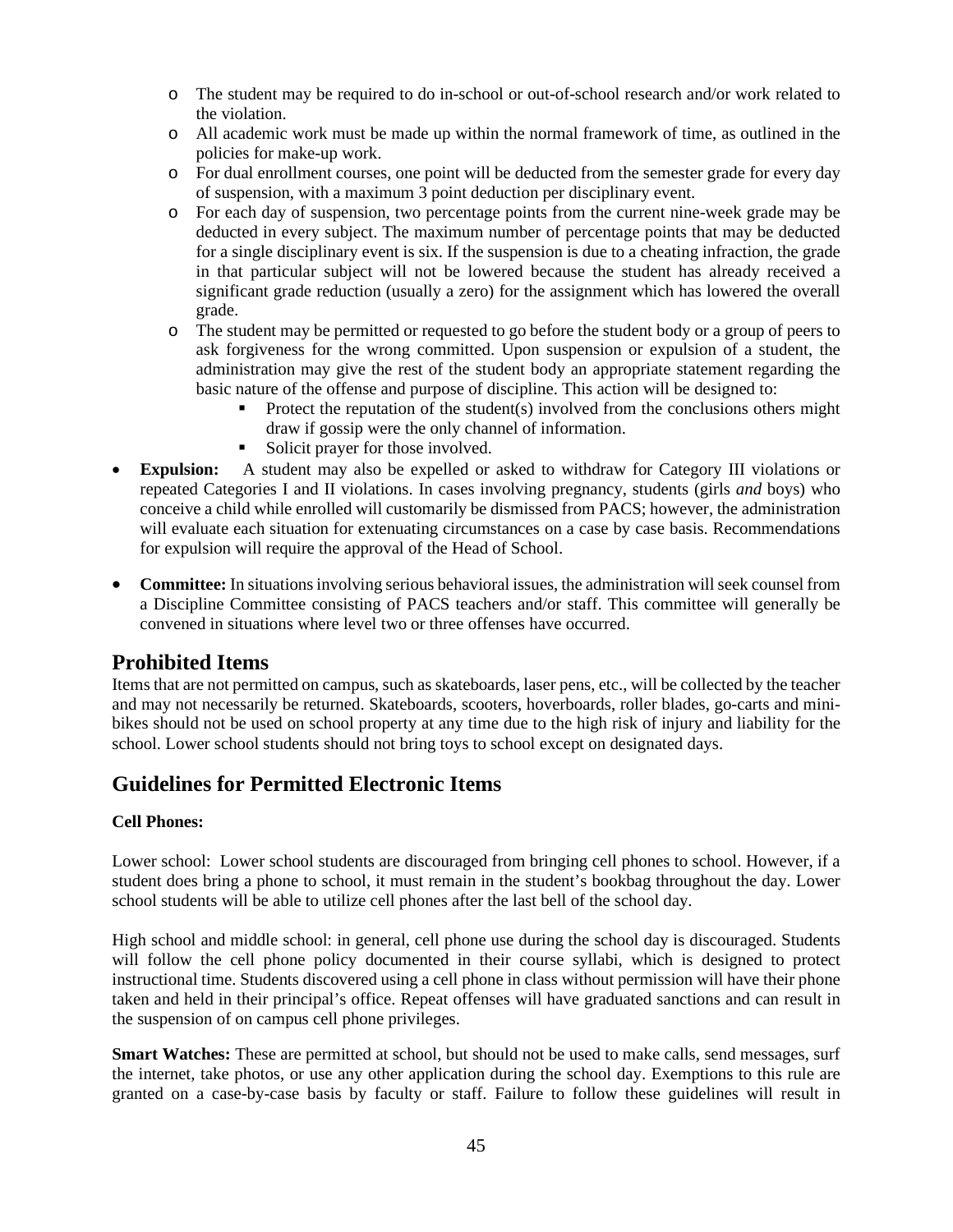- The student may be required to do in-school or out-of-school research and/or work related to the violation.
  - All academic work must be made up within the normal framework of time, as outlined in the policies for make-up work.
  - For dual enrollment courses, one point will be deducted from the semester grade for every day of suspension, with a maximum 3 point deduction per disciplinary event.
  - For each day of suspension, two percentage points from the current nine-week grade may be deducted in every subject. The maximum number of percentage points that may be deducted for a single disciplinary event is six. If the suspension is due to a cheating infraction, the grade in that particular subject will not be lowered because the student has already received a significant grade reduction (usually a zero) for the assignment which has lowered the overall grade.
  - The student may be permitted or requested to go before the student body or a group of peers to ask forgiveness for the wrong committed. Upon suspension or expulsion of a student, the administration may give the rest of the student body an appropriate statement regarding the basic nature of the offense and purpose of discipline. This action will be designed to:
    - Protect the reputation of the student(s) involved from the conclusions others might draw if gossip were the only channel of information.
    - Solicit prayer for those involved.
- **Expulsion:** A student may also be expelled or asked to withdraw for Category III violations or repeated Categories I and II violations. In cases involving pregnancy, students (girls *and* boys) who conceive a child while enrolled will customarily be dismissed from PACS; however, the administration will evaluate each situation for extenuating circumstances on a case by case basis. Recommendations for expulsion will require the approval of the Head of School.

- **Committee:** In situations involving serious behavioral issues, the administration will seek counsel from a Discipline Committee consisting of PACS teachers and/or staff. This committee will generally be convened in situations where level two or three offenses have occurred.

## Prohibited Items

Items that are not permitted on campus, such as skateboards, laser pens, etc., will be collected by the teacher and may not necessarily be returned. Skateboards, scooters, hoverboards, roller blades, go-carts and mini-bikes should not be used on school property at any time due to the high risk of injury and liability for the school. Lower school students should not bring toys to school except on designated days.

## Guidelines for Permitted Electronic Items

**Cell Phones:**

Lower school: Lower school students are discouraged from bringing cell phones to school. However, if a student does bring a phone to school, it must remain in the student's bookbag throughout the day. Lower school students will be able to utilize cell phones after the last bell of the school day.

High school and middle school: in general, cell phone use during the school day is discouraged. Students will follow the cell phone policy documented in their course syllabi, which is designed to protect instructional time. Students discovered using a cell phone in class without permission will have their phone taken and held in their principal's office. Repeat offenses will have graduated sanctions and can result in the suspension of on campus cell phone privileges.

**Smart Watches:** These are permitted at school, but should not be used to make calls, send messages, surf the internet, take photos, or use any other application during the school day. Exemptions to this rule are granted on a case-by-case basis by faculty or staff. Failure to follow these guidelines will result in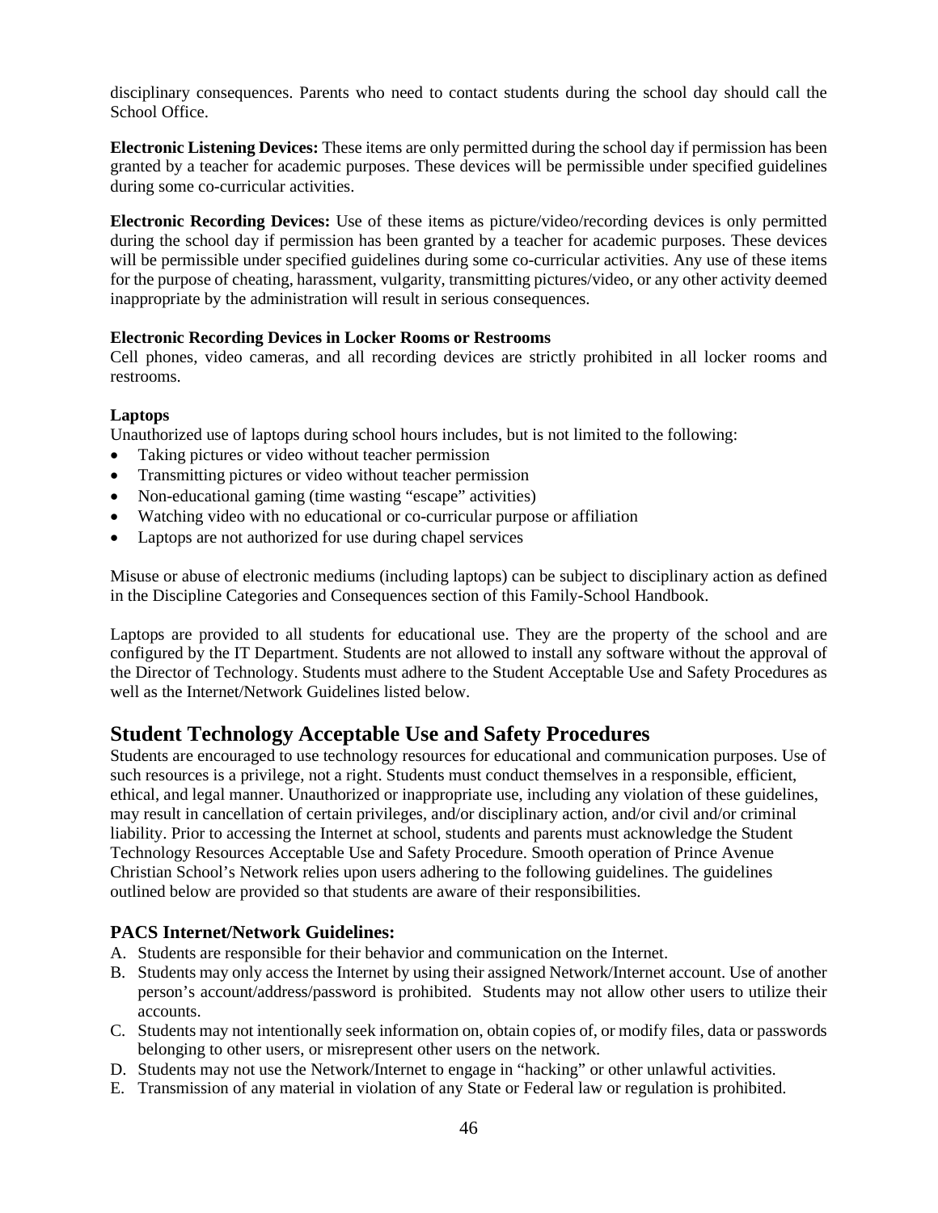disciplinary consequences. Parents who need to contact students during the school day should call the School Office.

**Electronic Listening Devices:** These items are only permitted during the school day if permission has been granted by a teacher for academic purposes. These devices will be permissible under specified guidelines during some co-curricular activities.

**Electronic Recording Devices:** Use of these items as picture/video/recording devices is only permitted during the school day if permission has been granted by a teacher for academic purposes. These devices will be permissible under specified guidelines during some co-curricular activities. Any use of these items for the purpose of cheating, harassment, vulgarity, transmitting pictures/video, or any other activity deemed inappropriate by the administration will result in serious consequences.

**Electronic Recording Devices in Locker Rooms or Restrooms**

Cell phones, video cameras, and all recording devices are strictly prohibited in all locker rooms and restrooms.

**Laptops**

Unauthorized use of laptops during school hours includes, but is not limited to the following:

- Taking pictures or video without teacher permission
- Transmitting pictures or video without teacher permission
- Non-educational gaming (time wasting "escape" activities)
- Watching video with no educational or co-curricular purpose or affiliation
- Laptops are not authorized for use during chapel services

Misuse or abuse of electronic mediums (including laptops) can be subject to disciplinary action as defined in the Discipline Categories and Consequences section of this Family-School Handbook.

Laptops are provided to all students for educational use. They are the property of the school and are configured by the IT Department. Students are not allowed to install any software without the approval of the Director of Technology. Students must adhere to the Student Acceptable Use and Safety Procedures as well as the Internet/Network Guidelines listed below.

## Student Technology Acceptable Use and Safety Procedures

Students are encouraged to use technology resources for educational and communication purposes. Use of such resources is a privilege, not a right. Students must conduct themselves in a responsible, efficient, ethical, and legal manner. Unauthorized or inappropriate use, including any violation of these guidelines, may result in cancellation of certain privileges, and/or disciplinary action, and/or civil and/or criminal liability. Prior to accessing the Internet at school, students and parents must acknowledge the Student Technology Resources Acceptable Use and Safety Procedure. Smooth operation of Prince Avenue Christian School's Network relies upon users adhering to the following guidelines. The guidelines outlined below are provided so that students are aware of their responsibilities.

### PACS Internet/Network Guidelines:

A. Students are responsible for their behavior and communication on the Internet.

B. Students may only access the Internet by using their assigned Network/Internet account. Use of another person's account/address/password is prohibited. Students may not allow other users to utilize their accounts.

C. Students may not intentionally seek information on, obtain copies of, or modify files, data or passwords belonging to other users, or misrepresent other users on the network.

D. Students may not use the Network/Internet to engage in "hacking" or other unlawful activities.

E. Transmission of any material in violation of any State or Federal law or regulation is prohibited.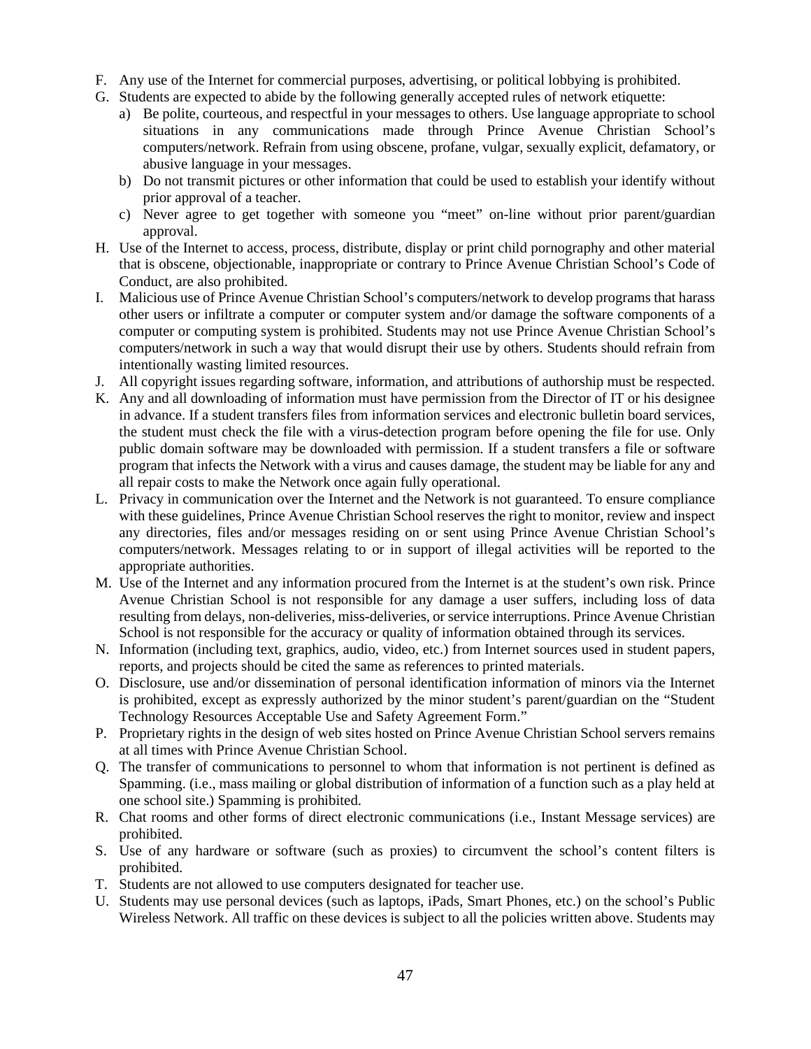F. Any use of the Internet for commercial purposes, advertising, or political lobbying is prohibited.

G. Students are expected to abide by the following generally accepted rules of network etiquette:

   a) Be polite, courteous, and respectful in your messages to others. Use language appropriate to school situations in any communications made through Prince Avenue Christian School's computers/network. Refrain from using obscene, profane, vulgar, sexually explicit, defamatory, or abusive language in your messages.

   b) Do not transmit pictures or other information that could be used to establish your identify without prior approval of a teacher.

   c) Never agree to get together with someone you "meet" on-line without prior parent/guardian approval.

H. Use of the Internet to access, process, distribute, display or print child pornography and other material that is obscene, objectionable, inappropriate or contrary to Prince Avenue Christian School's Code of Conduct, are also prohibited.

I. Malicious use of Prince Avenue Christian School's computers/network to develop programs that harass other users or infiltrate a computer or computer system and/or damage the software components of a computer or computing system is prohibited. Students may not use Prince Avenue Christian School's computers/network in such a way that would disrupt their use by others. Students should refrain from intentionally wasting limited resources.

J. All copyright issues regarding software, information, and attributions of authorship must be respected.

K. Any and all downloading of information must have permission from the Director of IT or his designee in advance. If a student transfers files from information services and electronic bulletin board services, the student must check the file with a virus-detection program before opening the file for use. Only public domain software may be downloaded with permission. If a student transfers a file or software program that infects the Network with a virus and causes damage, the student may be liable for any and all repair costs to make the Network once again fully operational.

L. Privacy in communication over the Internet and the Network is not guaranteed. To ensure compliance with these guidelines, Prince Avenue Christian School reserves the right to monitor, review and inspect any directories, files and/or messages residing on or sent using Prince Avenue Christian School's computers/network. Messages relating to or in support of illegal activities will be reported to the appropriate authorities.

M. Use of the Internet and any information procured from the Internet is at the student's own risk. Prince Avenue Christian School is not responsible for any damage a user suffers, including loss of data resulting from delays, non-deliveries, miss-deliveries, or service interruptions. Prince Avenue Christian School is not responsible for the accuracy or quality of information obtained through its services.

N. Information (including text, graphics, audio, video, etc.) from Internet sources used in student papers, reports, and projects should be cited the same as references to printed materials.

O. Disclosure, use and/or dissemination of personal identification information of minors via the Internet is prohibited, except as expressly authorized by the minor student's parent/guardian on the "Student Technology Resources Acceptable Use and Safety Agreement Form."

P. Proprietary rights in the design of web sites hosted on Prince Avenue Christian School servers remains at all times with Prince Avenue Christian School.

Q. The transfer of communications to personnel to whom that information is not pertinent is defined as Spamming. (i.e., mass mailing or global distribution of information of a function such as a play held at one school site.) Spamming is prohibited.

R. Chat rooms and other forms of direct electronic communications (i.e., Instant Message services) are prohibited.

S. Use of any hardware or software (such as proxies) to circumvent the school's content filters is prohibited.

T. Students are not allowed to use computers designated for teacher use.

U. Students may use personal devices (such as laptops, iPads, Smart Phones, etc.) on the school's Public Wireless Network. All traffic on these devices is subject to all the policies written above. Students may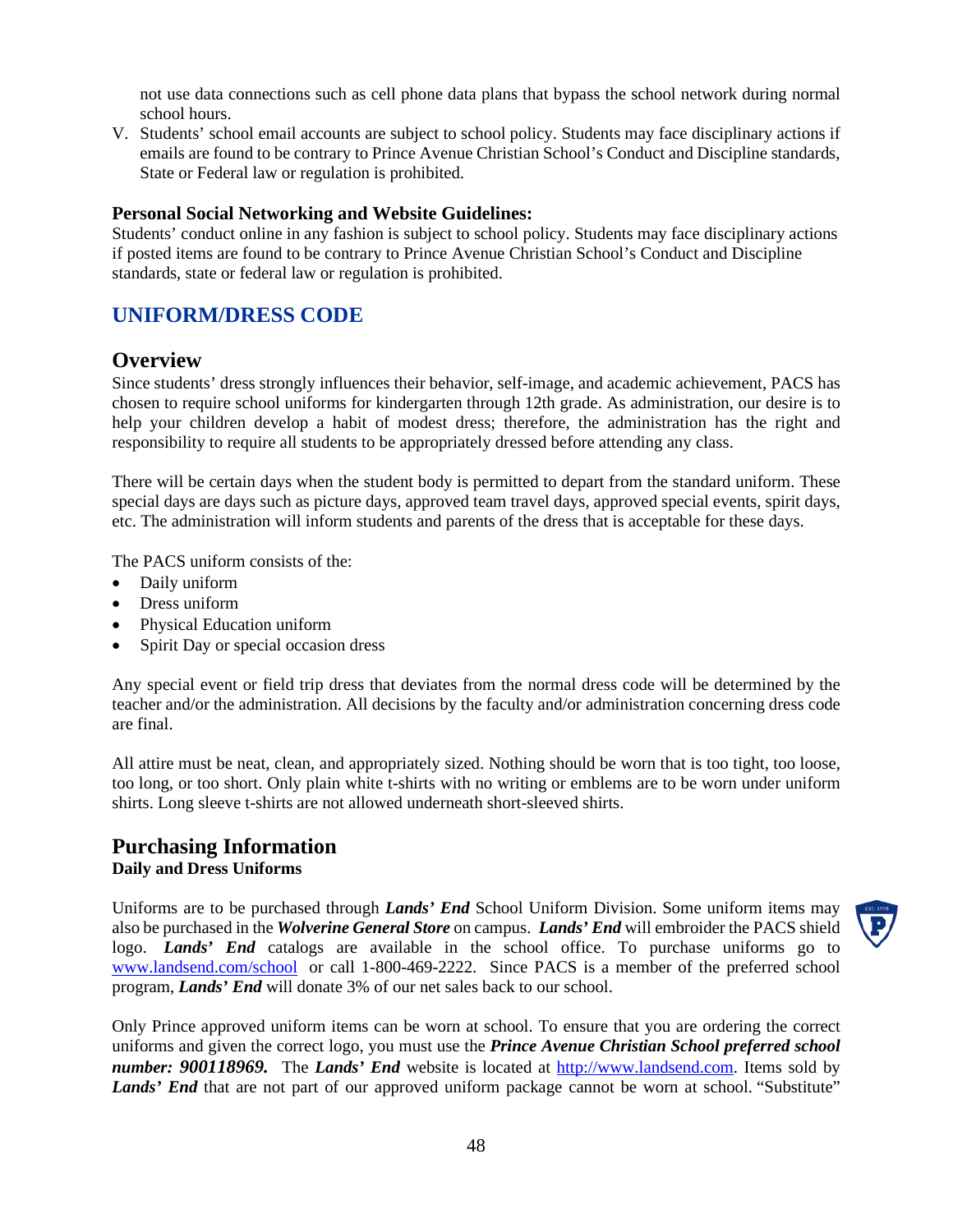not use data connections such as cell phone data plans that bypass the school network during normal school hours.

V. Students' school email accounts are subject to school policy. Students may face disciplinary actions if emails are found to be contrary to Prince Avenue Christian School's Conduct and Discipline standards, State or Federal law or regulation is prohibited.

**Personal Social Networking and Website Guidelines:**
Students' conduct online in any fashion is subject to school policy. Students may face disciplinary actions if posted items are found to be contrary to Prince Avenue Christian School's Conduct and Discipline standards, state or federal law or regulation is prohibited.

# UNIFORM/DRESS CODE

## Overview

Since students' dress strongly influences their behavior, self-image, and academic achievement, PACS has chosen to require school uniforms for kindergarten through 12th grade. As administration, our desire is to help your children develop a habit of modest dress; therefore, the administration has the right and responsibility to require all students to be appropriately dressed before attending any class.

There will be certain days when the student body is permitted to depart from the standard uniform. These special days are days such as picture days, approved team travel days, approved special events, spirit days, etc. The administration will inform students and parents of the dress that is acceptable for these days.

The PACS uniform consists of the:

- Daily uniform
- Dress uniform
- Physical Education uniform
- Spirit Day or special occasion dress

Any special event or field trip dress that deviates from the normal dress code will be determined by the teacher and/or the administration. All decisions by the faculty and/or administration concerning dress code are final.

All attire must be neat, clean, and appropriately sized. Nothing should be worn that is too tight, too loose, too long, or too short. Only plain white t-shirts with no writing or emblems are to be worn under uniform shirts. Long sleeve t-shirts are not allowed underneath short-sleeved shirts.

## Purchasing Information

**Daily and Dress Uniforms**

Uniforms are to be purchased through ***Lands' End*** School Uniform Division. Some uniform items may also be purchased in the ***Wolverine General Store*** on campus. ***Lands' End*** will embroider the PACS shield logo. ***Lands' End*** catalogs are available in the school office. To purchase uniforms go to www.landsend.com/school or call 1-800-469-2222. Since PACS is a member of the preferred school program, ***Lands' End*** will donate 3% of our net sales back to our school.

Only Prince approved uniform items can be worn at school. To ensure that you are ordering the correct uniforms and given the correct logo, you must use the ***Prince Avenue Christian School preferred school number: 900118969.*** The ***Lands' End*** website is located at http://www.landsend.com. Items sold by ***Lands' End*** that are not part of our approved uniform package cannot be worn at school. "Substitute"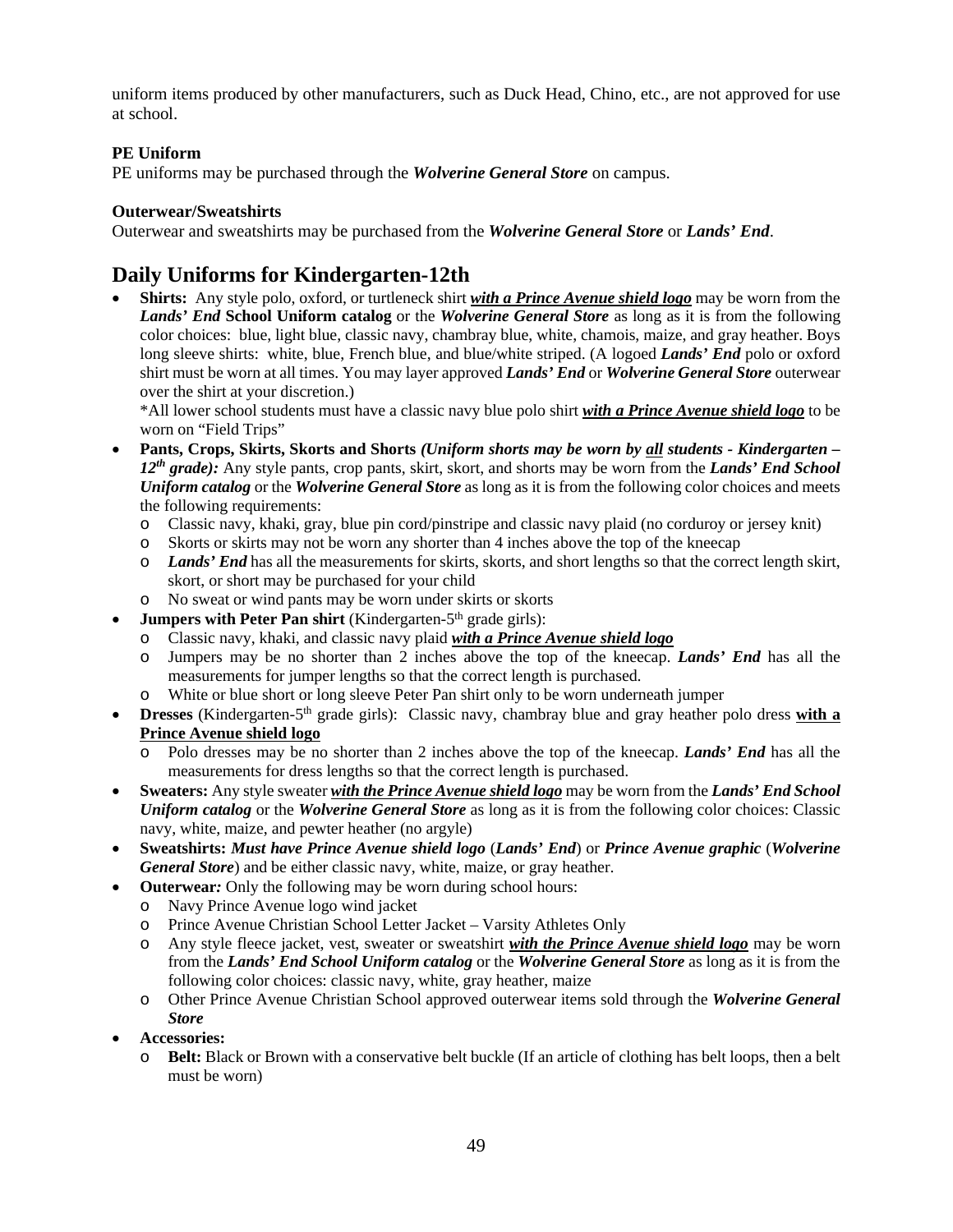uniform items produced by other manufacturers, such as Duck Head, Chino, etc., are not approved for use at school.

**PE Uniform**
PE uniforms may be purchased through the ***Wolverine General Store*** on campus.

**Outerwear/Sweatshirts**
Outerwear and sweatshirts may be purchased from the ***Wolverine General Store*** or ***Lands' End***.

## Daily Uniforms for Kindergarten-12th

- **Shirts:** Any style polo, oxford, or turtleneck shirt ***<u>with a Prince Avenue shield logo</u>*** may be worn from the ***Lands' End* School Uniform catalog** or the ***Wolverine General Store*** as long as it is from the following color choices: blue, light blue, classic navy, chambray blue, white, chamois, maize, and gray heather. Boys long sleeve shirts: white, blue, French blue, and blue/white striped. (A logoed ***Lands' End*** polo or oxford shirt must be worn at all times. You may layer approved ***Lands' End*** or ***Wolverine General Store*** outerwear over the shirt at your discretion.)
  *All lower school students must have a classic navy blue polo shirt ***<u>with a Prince Avenue shield logo</u>*** to be worn on "Field Trips"
- **Pants, Crops, Skirts, Skorts and Shorts *(Uniform shorts may be worn by <u>all</u> students - Kindergarten – 12th grade):*** Any style pants, crop pants, skirt, skort, and shorts may be worn from the ***Lands' End School Uniform catalog*** or the ***Wolverine General Store*** as long as it is from the following color choices and meets the following requirements:
  - Classic navy, khaki, gray, blue pin cord/pinstripe and classic navy plaid (no corduroy or jersey knit)
  - Skorts or skirts may not be worn any shorter than 4 inches above the top of the kneecap
  - ***Lands' End*** has all the measurements for skirts, skorts, and short lengths so that the correct length skirt, skort, or short may be purchased for your child
  - No sweat or wind pants may be worn under skirts or skorts
- **Jumpers with Peter Pan shirt** (Kindergarten-5th grade girls):
  - Classic navy, khaki, and classic navy plaid ***<u>with a Prince Avenue shield logo</u>***
  - Jumpers may be no shorter than 2 inches above the top of the kneecap. ***Lands' End*** has all the measurements for jumper lengths so that the correct length is purchased.
  - White or blue short or long sleeve Peter Pan shirt only to be worn underneath jumper
- **Dresses** (Kindergarten-5th grade girls): Classic navy, chambray blue and gray heather polo dress **<u>with a Prince Avenue shield logo</u>**
  - Polo dresses may be no shorter than 2 inches above the top of the kneecap. ***Lands' End*** has all the measurements for dress lengths so that the correct length is purchased.
- **Sweaters:** Any style sweater ***<u>with the Prince Avenue shield logo</u>*** may be worn from the ***Lands' End School Uniform catalog*** or the ***Wolverine General Store*** as long as it is from the following color choices: Classic navy, white, maize, and pewter heather (no argyle)
- **Sweatshirts: *Must have Prince Avenue shield logo*** (***Lands' End***) or ***Prince Avenue graphic*** (***Wolverine General Store***) and be either classic navy, white, maize, or gray heather.
- **Outerwear*:*** Only the following may be worn during school hours:
  - Navy Prince Avenue logo wind jacket
  - Prince Avenue Christian School Letter Jacket – Varsity Athletes Only
  - Any style fleece jacket, vest, sweater or sweatshirt ***<u>with the Prince Avenue shield logo</u>*** may be worn from the ***Lands' End School Uniform catalog*** or the ***Wolverine General Store*** as long as it is from the following color choices: classic navy, white, gray heather, maize
  - Other Prince Avenue Christian School approved outerwear items sold through the ***Wolverine General Store***
- **Accessories:**
  - **Belt:** Black or Brown with a conservative belt buckle (If an article of clothing has belt loops, then a belt must be worn)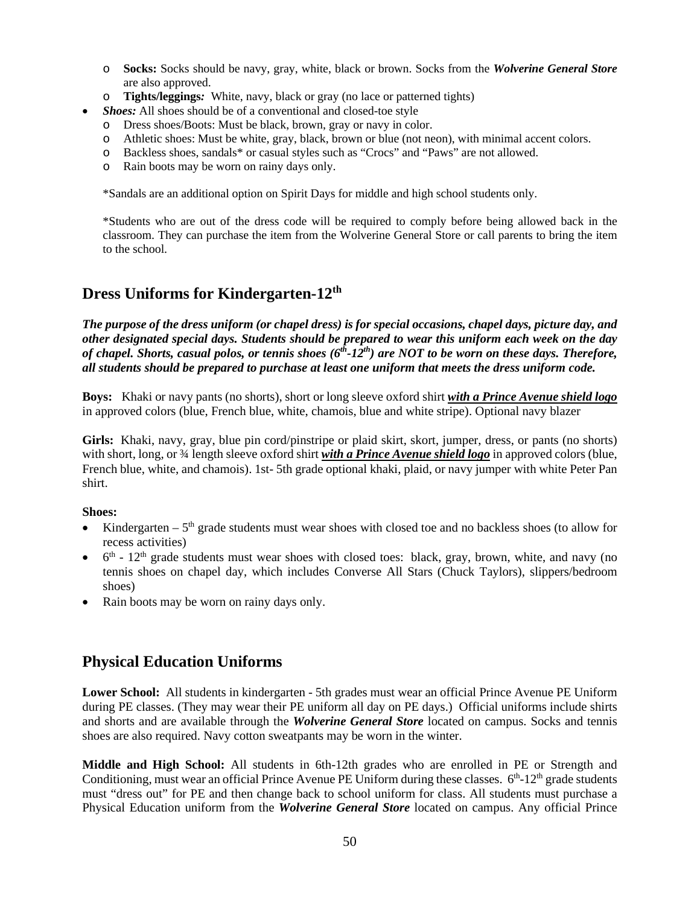- **Socks:** Socks should be navy, gray, white, black or brown. Socks from the ***Wolverine General Store*** are also approved.
- **Tights/leggings*:*** White, navy, black or gray (no lace or patterned tights)

- ***Shoes:*** All shoes should be of a conventional and closed-toe style
  - Dress shoes/Boots: Must be black, brown, gray or navy in color.
  - Athletic shoes: Must be white, gray, black, brown or blue (not neon), with minimal accent colors.
  - Backless shoes, sandals* or casual styles such as "Crocs" and "Paws" are not allowed.
  - Rain boots may be worn on rainy days only.

*Sandals are an additional option on Spirit Days for middle and high school students only.

*Students who are out of the dress code will be required to comply before being allowed back in the classroom. They can purchase the item from the Wolverine General Store or call parents to bring the item to the school.

## Dress Uniforms for Kindergarten-12th

***The purpose of the dress uniform (or chapel dress) is for special occasions, chapel days, picture day, and other designated special days. Students should be prepared to wear this uniform each week on the day of chapel. Shorts, casual polos, or tennis shoes (6th-12th) are NOT to be worn on these days. Therefore, all students should be prepared to purchase at least one uniform that meets the dress uniform code.***

**Boys:** Khaki or navy pants (no shorts), short or long sleeve oxford shirt ***with a Prince Avenue shield logo*** in approved colors (blue, French blue, white, chamois, blue and white stripe). Optional navy blazer

**Girls:** Khaki, navy, gray, blue pin cord/pinstripe or plaid skirt, skort, jumper, dress, or pants (no shorts) with short, long, or ¾ length sleeve oxford shirt ***with a Prince Avenue shield logo*** in approved colors (blue, French blue, white, and chamois). 1st- 5th grade optional khaki, plaid, or navy jumper with white Peter Pan shirt.

**Shoes:**

- Kindergarten – 5th grade students must wear shoes with closed toe and no backless shoes (to allow for recess activities)
- 6th - 12th grade students must wear shoes with closed toes: black, gray, brown, white, and navy (no tennis shoes on chapel day, which includes Converse All Stars (Chuck Taylors), slippers/bedroom shoes)
- Rain boots may be worn on rainy days only.

## Physical Education Uniforms

**Lower School:** All students in kindergarten - 5th grades must wear an official Prince Avenue PE Uniform during PE classes. (They may wear their PE uniform all day on PE days.) Official uniforms include shirts and shorts and are available through the ***Wolverine General Store*** located on campus. Socks and tennis shoes are also required. Navy cotton sweatpants may be worn in the winter.

**Middle and High School:** All students in 6th-12th grades who are enrolled in PE or Strength and Conditioning, must wear an official Prince Avenue PE Uniform during these classes. 6th-12th grade students must "dress out" for PE and then change back to school uniform for class. All students must purchase a Physical Education uniform from the ***Wolverine General Store*** located on campus. Any official Prince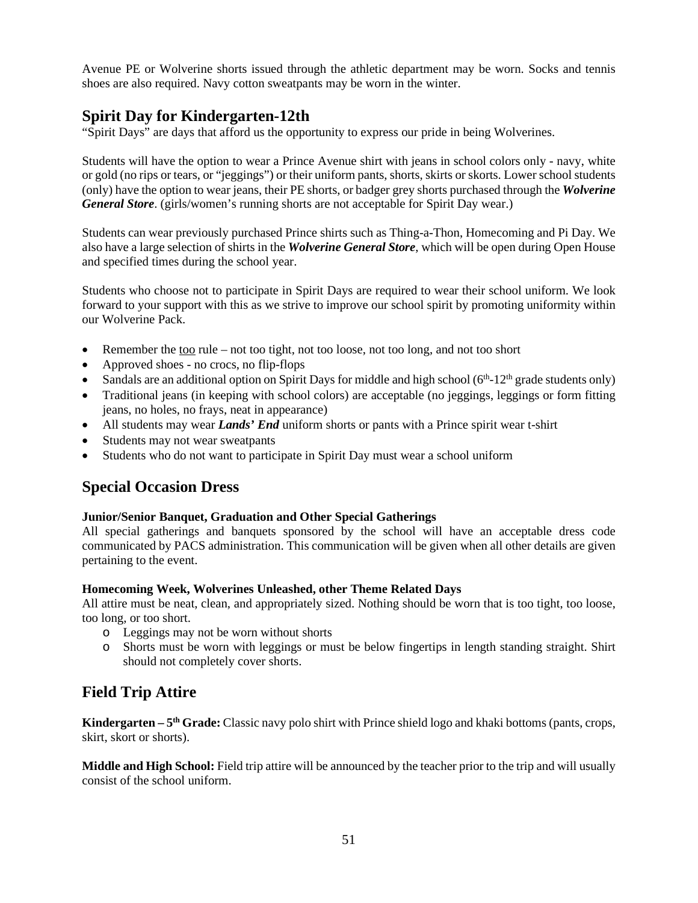Avenue PE or Wolverine shorts issued through the athletic department may be worn. Socks and tennis shoes are also required. Navy cotton sweatpants may be worn in the winter.

## Spirit Day for Kindergarten-12th

"Spirit Days" are days that afford us the opportunity to express our pride in being Wolverines.

Students will have the option to wear a Prince Avenue shirt with jeans in school colors only - navy, white or gold (no rips or tears, or "jeggings") or their uniform pants, shorts, skirts or skorts. Lower school students (only) have the option to wear jeans, their PE shorts, or badger grey shorts purchased through the ***Wolverine General Store***. (girls/women's running shorts are not acceptable for Spirit Day wear.)

Students can wear previously purchased Prince shirts such as Thing-a-Thon, Homecoming and Pi Day. We also have a large selection of shirts in the ***Wolverine General Store***, which will be open during Open House and specified times during the school year.

Students who choose not to participate in Spirit Days are required to wear their school uniform. We look forward to your support with this as we strive to improve our school spirit by promoting uniformity within our Wolverine Pack.

- Remember the <u>too</u> rule – not too tight, not too loose, not too long, and not too short
- Approved shoes - no crocs, no flip-flops
- Sandals are an additional option on Spirit Days for middle and high school (6th-12th grade students only)
- Traditional jeans (in keeping with school colors) are acceptable (no jeggings, leggings or form fitting jeans, no holes, no frays, neat in appearance)
- All students may wear ***Lands' End*** uniform shorts or pants with a Prince spirit wear t-shirt
- Students may not wear sweatpants
- Students who do not want to participate in Spirit Day must wear a school uniform

## Special Occasion Dress

**Junior/Senior Banquet, Graduation and Other Special Gatherings**

All special gatherings and banquets sponsored by the school will have an acceptable dress code communicated by PACS administration. This communication will be given when all other details are given pertaining to the event.

**Homecoming Week, Wolverines Unleashed, other Theme Related Days**

All attire must be neat, clean, and appropriately sized. Nothing should be worn that is too tight, too loose, too long, or too short.

- Leggings may not be worn without shorts
- Shorts must be worn with leggings or must be below fingertips in length standing straight. Shirt should not completely cover shorts.

## Field Trip Attire

**Kindergarten – 5th Grade:** Classic navy polo shirt with Prince shield logo and khaki bottoms (pants, crops, skirt, skort or shorts).

**Middle and High School:** Field trip attire will be announced by the teacher prior to the trip and will usually consist of the school uniform.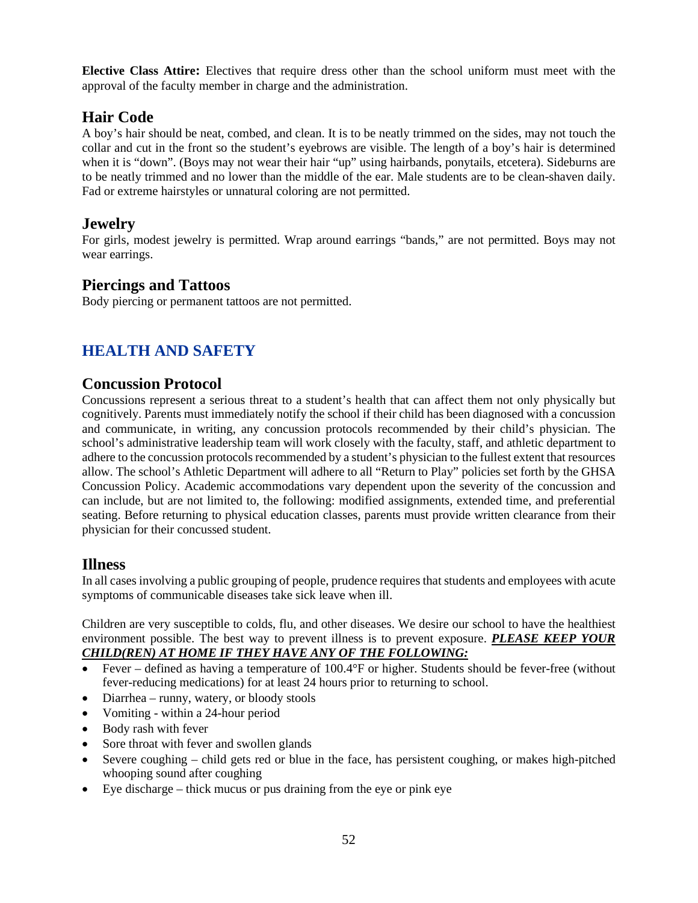**Elective Class Attire:** Electives that require dress other than the school uniform must meet with the approval of the faculty member in charge and the administration.

## Hair Code

A boy's hair should be neat, combed, and clean. It is to be neatly trimmed on the sides, may not touch the collar and cut in the front so the student's eyebrows are visible. The length of a boy's hair is determined when it is "down". (Boys may not wear their hair "up" using hairbands, ponytails, etcetera). Sideburns are to be neatly trimmed and no lower than the middle of the ear. Male students are to be clean-shaven daily. Fad or extreme hairstyles or unnatural coloring are not permitted.

## Jewelry

For girls, modest jewelry is permitted. Wrap around earrings "bands," are not permitted. Boys may not wear earrings.

## Piercings and Tattoos

Body piercing or permanent tattoos are not permitted.

# HEALTH AND SAFETY

## Concussion Protocol

Concussions represent a serious threat to a student's health that can affect them not only physically but cognitively. Parents must immediately notify the school if their child has been diagnosed with a concussion and communicate, in writing, any concussion protocols recommended by their child's physician. The school's administrative leadership team will work closely with the faculty, staff, and athletic department to adhere to the concussion protocols recommended by a student's physician to the fullest extent that resources allow. The school's Athletic Department will adhere to all "Return to Play" policies set forth by the GHSA Concussion Policy. Academic accommodations vary dependent upon the severity of the concussion and can include, but are not limited to, the following: modified assignments, extended time, and preferential seating. Before returning to physical education classes, parents must provide written clearance from their physician for their concussed student.

## Illness

In all cases involving a public grouping of people, prudence requires that students and employees with acute symptoms of communicable diseases take sick leave when ill.

Children are very susceptible to colds, flu, and other diseases. We desire our school to have the healthiest environment possible. The best way to prevent illness is to prevent exposure. ***PLEASE KEEP YOUR CHILD(REN) AT HOME IF THEY HAVE ANY OF THE FOLLOWING:***

- Fever – defined as having a temperature of 100.4°F or higher. Students should be fever-free (without fever-reducing medications) for at least 24 hours prior to returning to school.
- Diarrhea – runny, watery, or bloody stools
- Vomiting - within a 24-hour period
- Body rash with fever
- Sore throat with fever and swollen glands
- Severe coughing – child gets red or blue in the face, has persistent coughing, or makes high-pitched whooping sound after coughing
- Eye discharge – thick mucus or pus draining from the eye or pink eye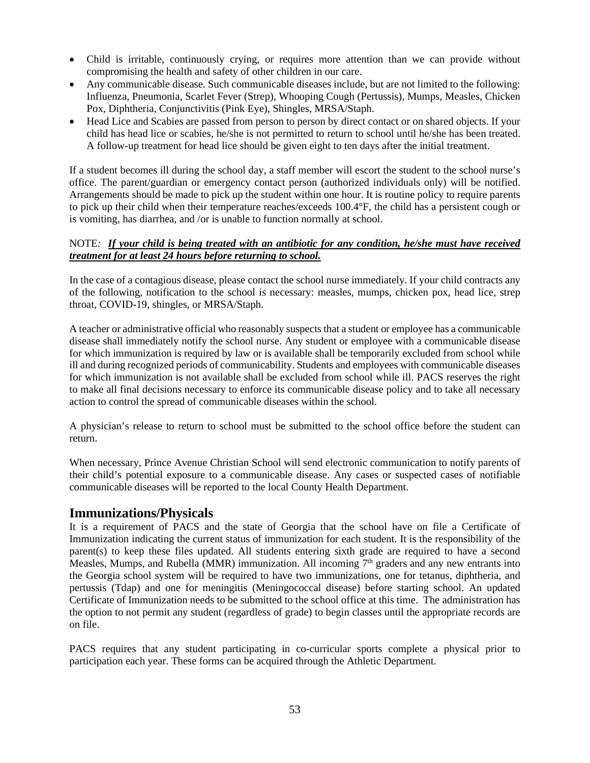- Child is irritable, continuously crying, or requires more attention than we can provide without compromising the health and safety of other children in our care.
- Any communicable disease. Such communicable diseases include, but are not limited to the following: Influenza, Pneumonia, Scarlet Fever (Strep), Whooping Cough (Pertussis), Mumps, Measles, Chicken Pox, Diphtheria, Conjunctivitis (Pink Eye), Shingles, MRSA/Staph.
- Head Lice and Scabies are passed from person to person by direct contact or on shared objects. If your child has head lice or scabies, he/she is not permitted to return to school until he/she has been treated. A follow-up treatment for head lice should be given eight to ten days after the initial treatment.

If a student becomes ill during the school day, a staff member will escort the student to the school nurse's office. The parent/guardian or emergency contact person (authorized individuals only) will be notified. Arrangements should be made to pick up the student within one hour. It is routine policy to require parents to pick up their child when their temperature reaches/exceeds 100.4°F, the child has a persistent cough or is vomiting, has diarrhea, and /or is unable to function normally at school.

NOTE: ***<u>If your child is being treated with an antibiotic for any condition, he/she must have received treatment for at least 24 hours before returning to school.</u>***

In the case of a contagious disease, please contact the school nurse immediately. If your child contracts any of the following, notification to the school is necessary: measles, mumps, chicken pox, head lice, strep throat, COVID-19, shingles, or MRSA/Staph.

A teacher or administrative official who reasonably suspects that a student or employee has a communicable disease shall immediately notify the school nurse. Any student or employee with a communicable disease for which immunization is required by law or is available shall be temporarily excluded from school while ill and during recognized periods of communicability. Students and employees with communicable diseases for which immunization is not available shall be excluded from school while ill. PACS reserves the right to make all final decisions necessary to enforce its communicable disease policy and to take all necessary action to control the spread of communicable diseases within the school.

A physician's release to return to school must be submitted to the school office before the student can return.

When necessary, Prince Avenue Christian School will send electronic communication to notify parents of their child's potential exposure to a communicable disease. Any cases or suspected cases of notifiable communicable diseases will be reported to the local County Health Department.

## Immunizations/Physicals

It is a requirement of PACS and the state of Georgia that the school have on file a Certificate of Immunization indicating the current status of immunization for each student. It is the responsibility of the parent(s) to keep these files updated. All students entering sixth grade are required to have a second Measles, Mumps, and Rubella (MMR) immunization. All incoming 7th graders and any new entrants into the Georgia school system will be required to have two immunizations, one for tetanus, diphtheria, and pertussis (Tdap) and one for meningitis (Meningococcal disease) before starting school. An updated Certificate of Immunization needs to be submitted to the school office at this time. The administration has the option to not permit any student (regardless of grade) to begin classes until the appropriate records are on file.

PACS requires that any student participating in co-curricular sports complete a physical prior to participation each year. These forms can be acquired through the Athletic Department.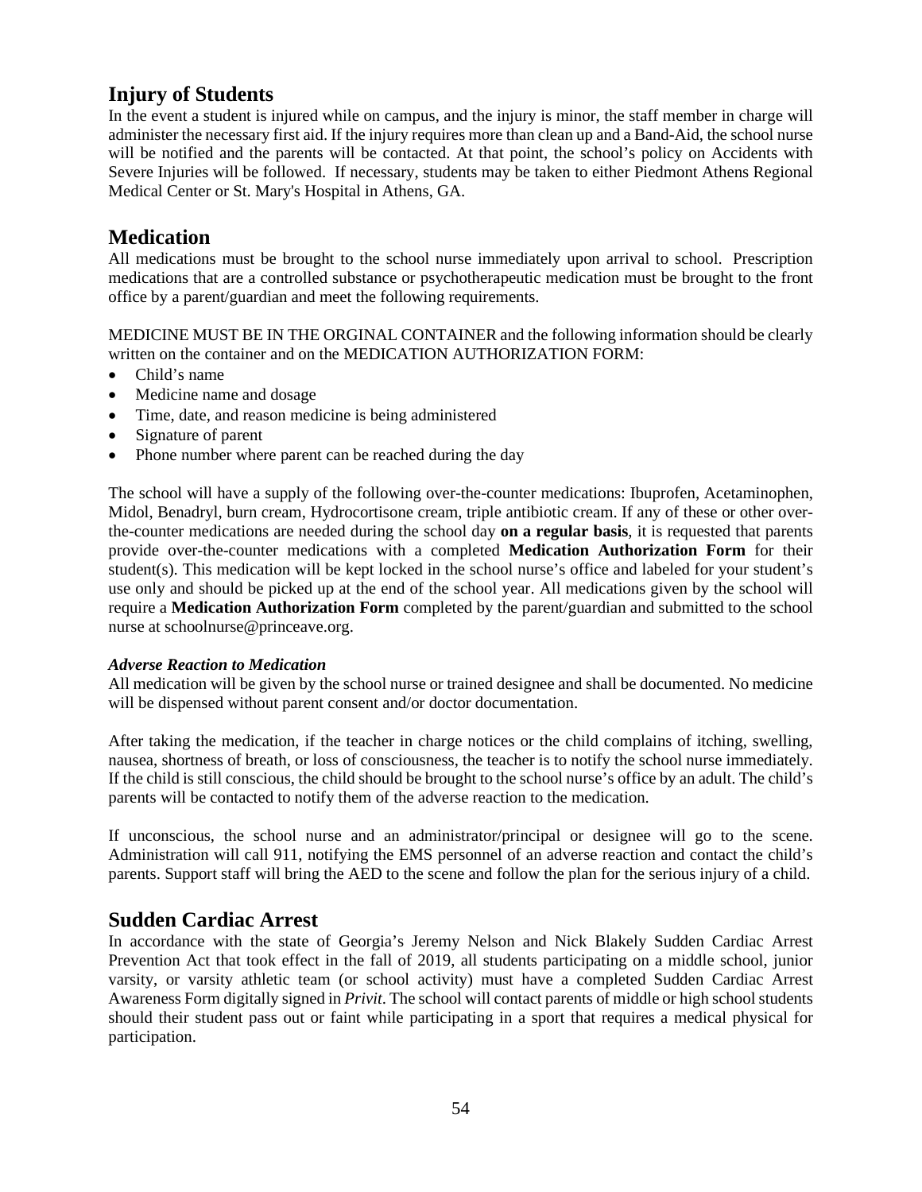## Injury of Students

In the event a student is injured while on campus, and the injury is minor, the staff member in charge will administer the necessary first aid. If the injury requires more than clean up and a Band-Aid, the school nurse will be notified and the parents will be contacted. At that point, the school's policy on Accidents with Severe Injuries will be followed. If necessary, students may be taken to either Piedmont Athens Regional Medical Center or St. Mary's Hospital in Athens, GA.

## Medication

All medications must be brought to the school nurse immediately upon arrival to school. Prescription medications that are a controlled substance or psychotherapeutic medication must be brought to the front office by a parent/guardian and meet the following requirements.

MEDICINE MUST BE IN THE ORGINAL CONTAINER and the following information should be clearly written on the container and on the MEDICATION AUTHORIZATION FORM:

- Child's name
- Medicine name and dosage
- Time, date, and reason medicine is being administered
- Signature of parent
- Phone number where parent can be reached during the day

The school will have a supply of the following over-the-counter medications: Ibuprofen, Acetaminophen, Midol, Benadryl, burn cream, Hydrocortisone cream, triple antibiotic cream. If any of these or other over-the-counter medications are needed during the school day **on a regular basis**, it is requested that parents provide over-the-counter medications with a completed **Medication Authorization Form** for their student(s). This medication will be kept locked in the school nurse's office and labeled for your student's use only and should be picked up at the end of the school year. All medications given by the school will require a **Medication Authorization Form** completed by the parent/guardian and submitted to the school nurse at schoolnurse@princeave.org.

***Adverse Reaction to Medication***

All medication will be given by the school nurse or trained designee and shall be documented. No medicine will be dispensed without parent consent and/or doctor documentation.

After taking the medication, if the teacher in charge notices or the child complains of itching, swelling, nausea, shortness of breath, or loss of consciousness, the teacher is to notify the school nurse immediately. If the child is still conscious, the child should be brought to the school nurse's office by an adult. The child's parents will be contacted to notify them of the adverse reaction to the medication.

If unconscious, the school nurse and an administrator/principal or designee will go to the scene. Administration will call 911, notifying the EMS personnel of an adverse reaction and contact the child's parents. Support staff will bring the AED to the scene and follow the plan for the serious injury of a child.

## Sudden Cardiac Arrest

In accordance with the state of Georgia's Jeremy Nelson and Nick Blakely Sudden Cardiac Arrest Prevention Act that took effect in the fall of 2019, all students participating on a middle school, junior varsity, or varsity athletic team (or school activity) must have a completed Sudden Cardiac Arrest Awareness Form digitally signed in *Privit*. The school will contact parents of middle or high school students should their student pass out or faint while participating in a sport that requires a medical physical for participation.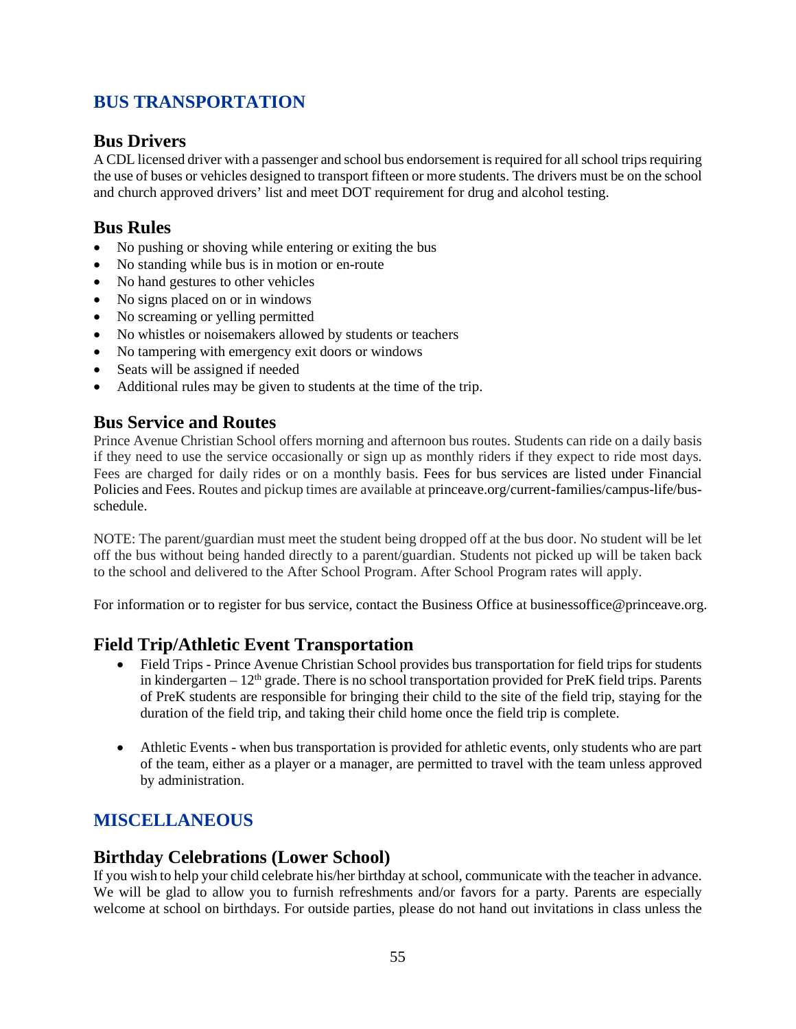## BUS TRANSPORTATION

### Bus Drivers

A CDL licensed driver with a passenger and school bus endorsement is required for all school trips requiring the use of buses or vehicles designed to transport fifteen or more students. The drivers must be on the school and church approved drivers' list and meet DOT requirement for drug and alcohol testing.

### Bus Rules

- No pushing or shoving while entering or exiting the bus
- No standing while bus is in motion or en-route
- No hand gestures to other vehicles
- No signs placed on or in windows
- No screaming or yelling permitted
- No whistles or noisemakers allowed by students or teachers
- No tampering with emergency exit doors or windows
- Seats will be assigned if needed
- Additional rules may be given to students at the time of the trip.

### Bus Service and Routes

Prince Avenue Christian School offers morning and afternoon bus routes. Students can ride on a daily basis if they need to use the service occasionally or sign up as monthly riders if they expect to ride most days. Fees are charged for daily rides or on a monthly basis. Fees for bus services are listed under Financial Policies and Fees. Routes and pickup times are available at princeave.org/current-families/campus-life/bus-schedule.

NOTE: The parent/guardian must meet the student being dropped off at the bus door. No student will be let off the bus without being handed directly to a parent/guardian. Students not picked up will be taken back to the school and delivered to the After School Program. After School Program rates will apply.

For information or to register for bus service, contact the Business Office at businessoffice@princeave.org.

### Field Trip/Athletic Event Transportation

- Field Trips - Prince Avenue Christian School provides bus transportation for field trips for students in kindergarten – 12th grade. There is no school transportation provided for PreK field trips. Parents of PreK students are responsible for bringing their child to the site of the field trip, staying for the duration of the field trip, and taking their child home once the field trip is complete.

- Athletic Events - when bus transportation is provided for athletic events, only students who are part of the team, either as a player or a manager, are permitted to travel with the team unless approved by administration.

## MISCELLANEOUS

### Birthday Celebrations (Lower School)

If you wish to help your child celebrate his/her birthday at school, communicate with the teacher in advance. We will be glad to allow you to furnish refreshments and/or favors for a party. Parents are especially welcome at school on birthdays. For outside parties, please do not hand out invitations in class unless the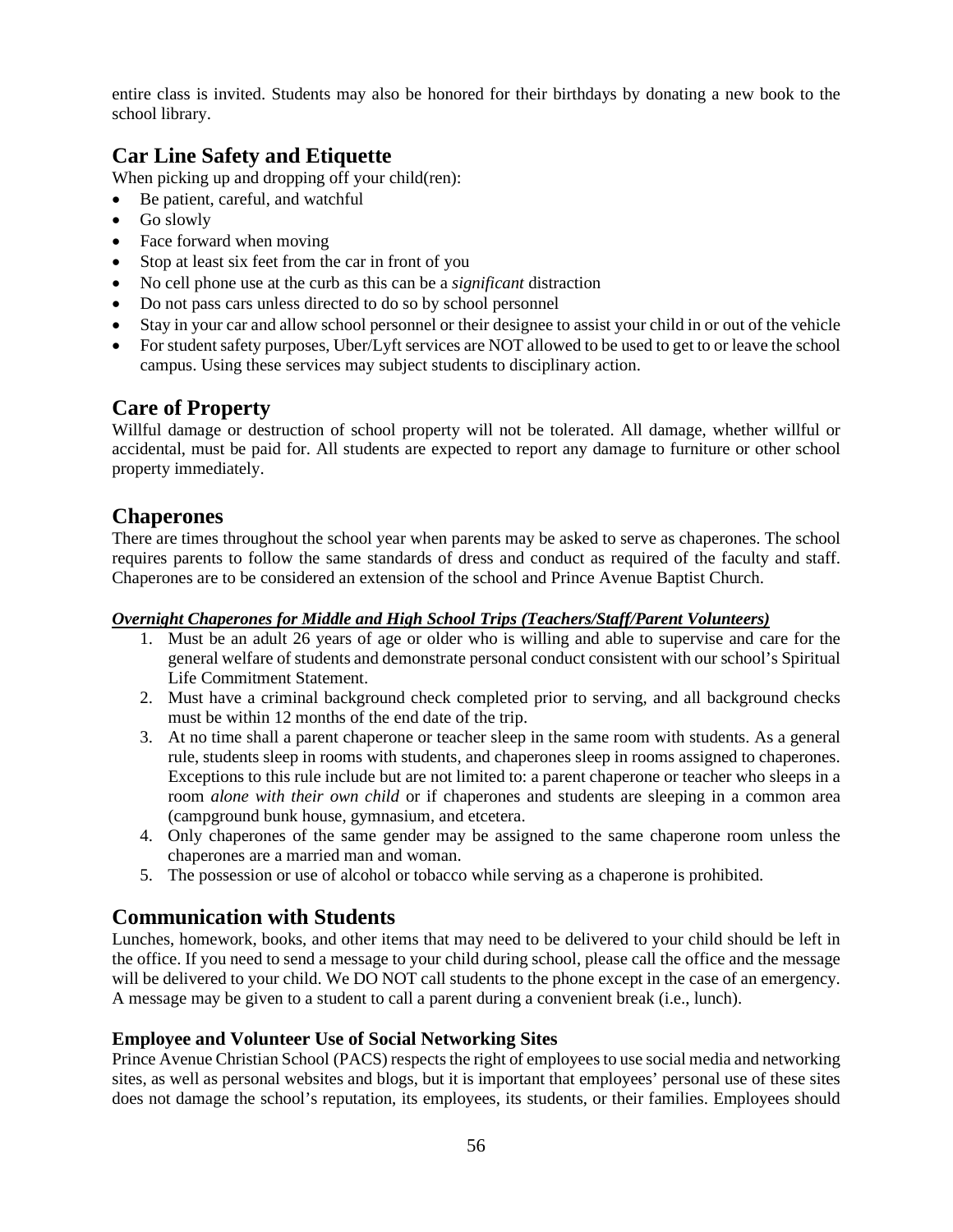entire class is invited. Students may also be honored for their birthdays by donating a new book to the school library.

## Car Line Safety and Etiquette

When picking up and dropping off your child(ren):

- Be patient, careful, and watchful
- Go slowly
- Face forward when moving
- Stop at least six feet from the car in front of you
- No cell phone use at the curb as this can be a *significant* distraction
- Do not pass cars unless directed to do so by school personnel
- Stay in your car and allow school personnel or their designee to assist your child in or out of the vehicle
- For student safety purposes, Uber/Lyft services are NOT allowed to be used to get to or leave the school campus. Using these services may subject students to disciplinary action.

## Care of Property

Willful damage or destruction of school property will not be tolerated. All damage, whether willful or accidental, must be paid for. All students are expected to report any damage to furniture or other school property immediately.

## Chaperones

There are times throughout the school year when parents may be asked to serve as chaperones. The school requires parents to follow the same standards of dress and conduct as required of the faculty and staff. Chaperones are to be considered an extension of the school and Prince Avenue Baptist Church.

***Overnight Chaperones for Middle and High School Trips (Teachers/Staff/Parent Volunteers)***

1. Must be an adult 26 years of age or older who is willing and able to supervise and care for the general welfare of students and demonstrate personal conduct consistent with our school's Spiritual Life Commitment Statement.
2. Must have a criminal background check completed prior to serving, and all background checks must be within 12 months of the end date of the trip.
3. At no time shall a parent chaperone or teacher sleep in the same room with students. As a general rule, students sleep in rooms with students, and chaperones sleep in rooms assigned to chaperones. Exceptions to this rule include but are not limited to: a parent chaperone or teacher who sleeps in a room *alone with their own child* or if chaperones and students are sleeping in a common area (campground bunk house, gymnasium, and etcetera.
4. Only chaperones of the same gender may be assigned to the same chaperone room unless the chaperones are a married man and woman.
5. The possession or use of alcohol or tobacco while serving as a chaperone is prohibited.

## Communication with Students

Lunches, homework, books, and other items that may need to be delivered to your child should be left in the office. If you need to send a message to your child during school, please call the office and the message will be delivered to your child. We DO NOT call students to the phone except in the case of an emergency. A message may be given to a student to call a parent during a convenient break (i.e., lunch).

### Employee and Volunteer Use of Social Networking Sites

Prince Avenue Christian School (PACS) respects the right of employees to use social media and networking sites, as well as personal websites and blogs, but it is important that employees' personal use of these sites does not damage the school's reputation, its employees, its students, or their families. Employees should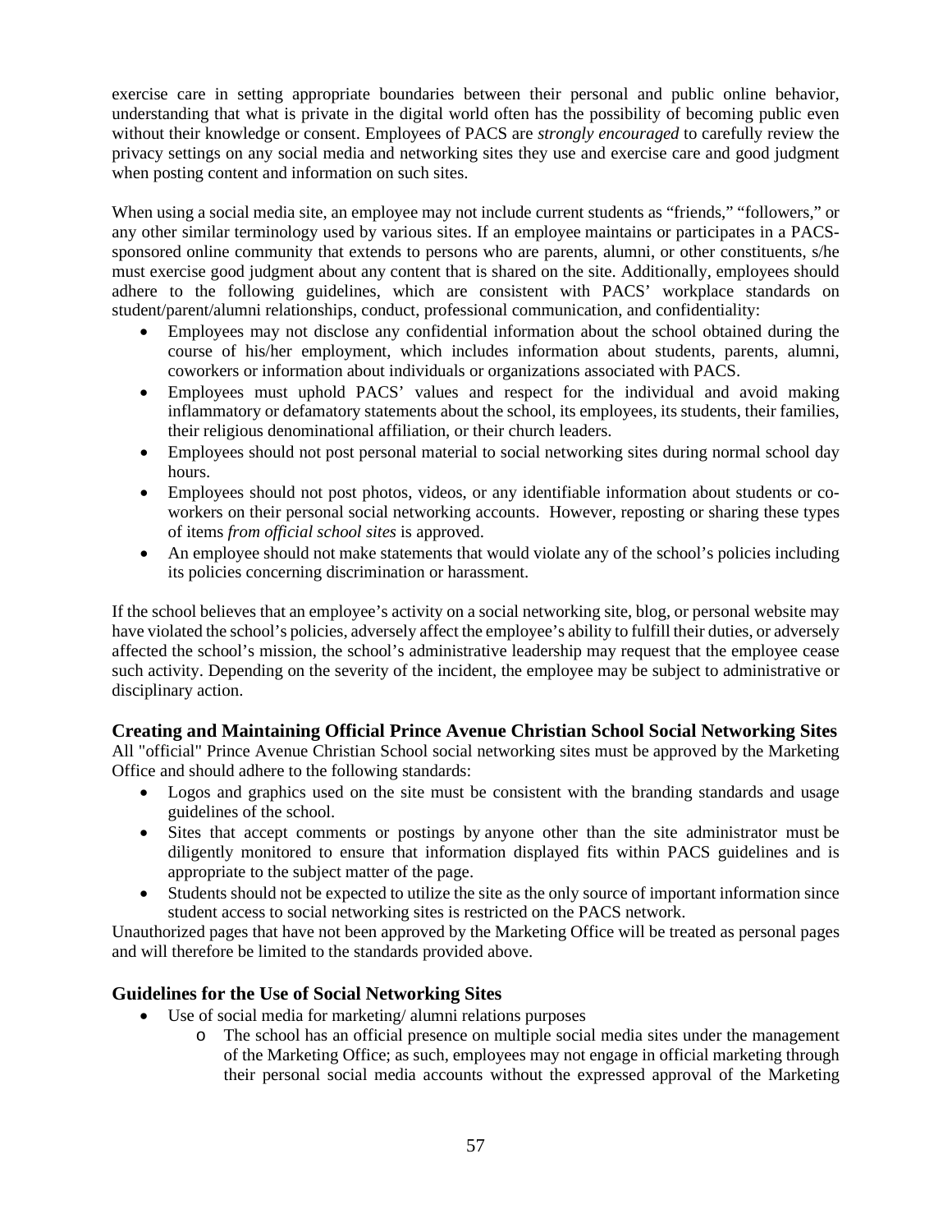exercise care in setting appropriate boundaries between their personal and public online behavior, understanding that what is private in the digital world often has the possibility of becoming public even without their knowledge or consent. Employees of PACS are *strongly encouraged* to carefully review the privacy settings on any social media and networking sites they use and exercise care and good judgment when posting content and information on such sites.

When using a social media site, an employee may not include current students as "friends," "followers," or any other similar terminology used by various sites. If an employee maintains or participates in a PACS-sponsored online community that extends to persons who are parents, alumni, or other constituents, s/he must exercise good judgment about any content that is shared on the site. Additionally, employees should adhere to the following guidelines, which are consistent with PACS' workplace standards on student/parent/alumni relationships, conduct, professional communication, and confidentiality:

- Employees may not disclose any confidential information about the school obtained during the course of his/her employment, which includes information about students, parents, alumni, coworkers or information about individuals or organizations associated with PACS.
- Employees must uphold PACS' values and respect for the individual and avoid making inflammatory or defamatory statements about the school, its employees, its students, their families, their religious denominational affiliation, or their church leaders.
- Employees should not post personal material to social networking sites during normal school day hours.
- Employees should not post photos, videos, or any identifiable information about students or co-workers on their personal social networking accounts. However, reposting or sharing these types of items *from official school sites* is approved.
- An employee should not make statements that would violate any of the school's policies including its policies concerning discrimination or harassment.

If the school believes that an employee's activity on a social networking site, blog, or personal website may have violated the school's policies, adversely affect the employee's ability to fulfill their duties, or adversely affected the school's mission, the school's administrative leadership may request that the employee cease such activity. Depending on the severity of the incident, the employee may be subject to administrative or disciplinary action.

### Creating and Maintaining Official Prince Avenue Christian School Social Networking Sites

All "official" Prince Avenue Christian School social networking sites must be approved by the Marketing Office and should adhere to the following standards:

- Logos and graphics used on the site must be consistent with the branding standards and usage guidelines of the school.
- Sites that accept comments or postings by anyone other than the site administrator must be diligently monitored to ensure that information displayed fits within PACS guidelines and is appropriate to the subject matter of the page.
- Students should not be expected to utilize the site as the only source of important information since student access to social networking sites is restricted on the PACS network.

Unauthorized pages that have not been approved by the Marketing Office will be treated as personal pages and will therefore be limited to the standards provided above.

### Guidelines for the Use of Social Networking Sites

- Use of social media for marketing/ alumni relations purposes
  - The school has an official presence on multiple social media sites under the management of the Marketing Office; as such, employees may not engage in official marketing through their personal social media accounts without the expressed approval of the Marketing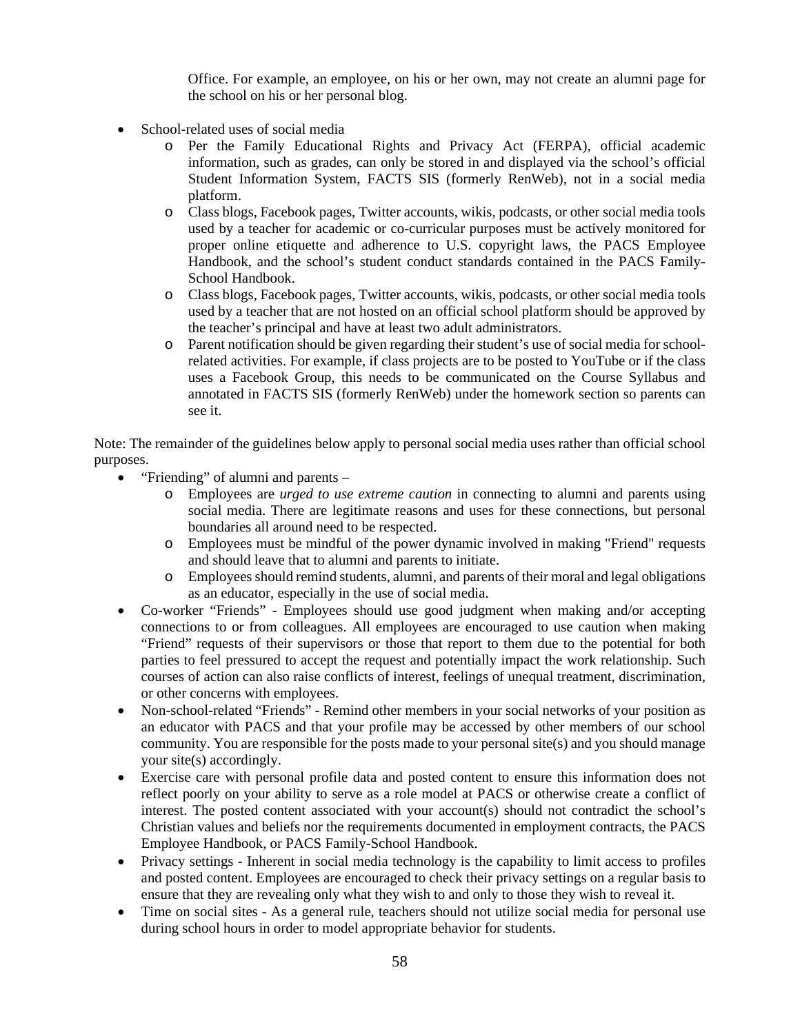Office. For example, an employee, on his or her own, may not create an alumni page for the school on his or her personal blog.

- School-related uses of social media
  - Per the Family Educational Rights and Privacy Act (FERPA), official academic information, such as grades, can only be stored in and displayed via the school's official Student Information System, FACTS SIS (formerly RenWeb), not in a social media platform.
  - Class blogs, Facebook pages, Twitter accounts, wikis, podcasts, or other social media tools used by a teacher for academic or co-curricular purposes must be actively monitored for proper online etiquette and adherence to U.S. copyright laws, the PACS Employee Handbook, and the school's student conduct standards contained in the PACS Family-School Handbook.
  - Class blogs, Facebook pages, Twitter accounts, wikis, podcasts, or other social media tools used by a teacher that are not hosted on an official school platform should be approved by the teacher's principal and have at least two adult administrators.
  - Parent notification should be given regarding their student's use of social media for school-related activities. For example, if class projects are to be posted to YouTube or if the class uses a Facebook Group, this needs to be communicated on the Course Syllabus and annotated in FACTS SIS (formerly RenWeb) under the homework section so parents can see it.

Note: The remainder of the guidelines below apply to personal social media uses rather than official school purposes.

- "Friending" of alumni and parents –
  - Employees are *urged to use extreme caution* in connecting to alumni and parents using social media. There are legitimate reasons and uses for these connections, but personal boundaries all around need to be respected.
  - Employees must be mindful of the power dynamic involved in making "Friend" requests and should leave that to alumni and parents to initiate.
  - Employees should remind students, alumni, and parents of their moral and legal obligations as an educator, especially in the use of social media.
- Co-worker "Friends" - Employees should use good judgment when making and/or accepting connections to or from colleagues. All employees are encouraged to use caution when making "Friend" requests of their supervisors or those that report to them due to the potential for both parties to feel pressured to accept the request and potentially impact the work relationship. Such courses of action can also raise conflicts of interest, feelings of unequal treatment, discrimination, or other concerns with employees.
- Non-school-related "Friends" - Remind other members in your social networks of your position as an educator with PACS and that your profile may be accessed by other members of our school community. You are responsible for the posts made to your personal site(s) and you should manage your site(s) accordingly.
- Exercise care with personal profile data and posted content to ensure this information does not reflect poorly on your ability to serve as a role model at PACS or otherwise create a conflict of interest. The posted content associated with your account(s) should not contradict the school's Christian values and beliefs nor the requirements documented in employment contracts, the PACS Employee Handbook, or PACS Family-School Handbook.
- Privacy settings - Inherent in social media technology is the capability to limit access to profiles and posted content. Employees are encouraged to check their privacy settings on a regular basis to ensure that they are revealing only what they wish to and only to those they wish to reveal it.
- Time on social sites - As a general rule, teachers should not utilize social media for personal use during school hours in order to model appropriate behavior for students.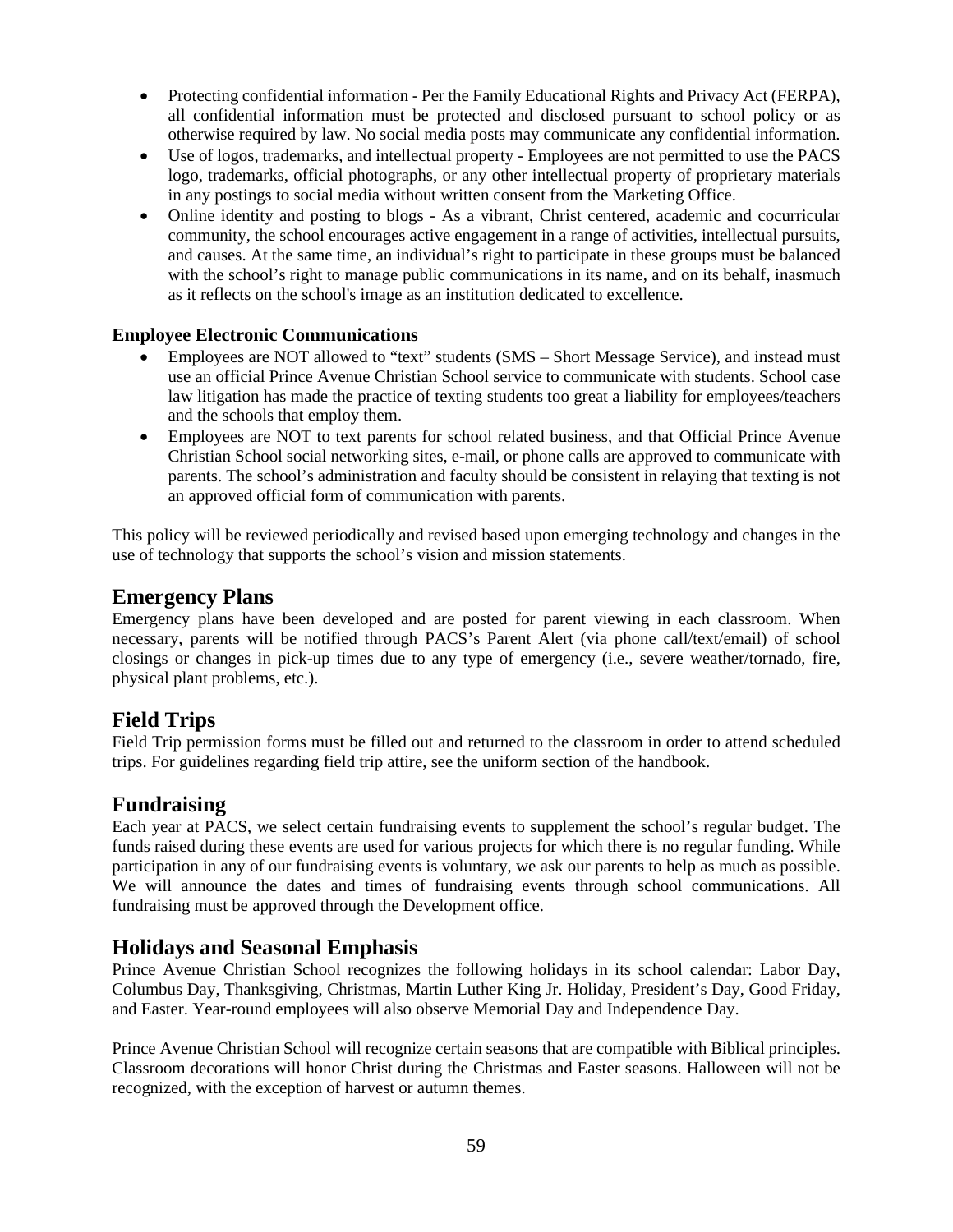- Protecting confidential information - Per the Family Educational Rights and Privacy Act (FERPA), all confidential information must be protected and disclosed pursuant to school policy or as otherwise required by law. No social media posts may communicate any confidential information.
- Use of logos, trademarks, and intellectual property - Employees are not permitted to use the PACS logo, trademarks, official photographs, or any other intellectual property of proprietary materials in any postings to social media without written consent from the Marketing Office.
- Online identity and posting to blogs - As a vibrant, Christ centered, academic and cocurricular community, the school encourages active engagement in a range of activities, intellectual pursuits, and causes. At the same time, an individual's right to participate in these groups must be balanced with the school's right to manage public communications in its name, and on its behalf, inasmuch as it reflects on the school's image as an institution dedicated to excellence.

**Employee Electronic Communications**

- Employees are NOT allowed to "text" students (SMS – Short Message Service), and instead must use an official Prince Avenue Christian School service to communicate with students. School case law litigation has made the practice of texting students too great a liability for employees/teachers and the schools that employ them.
- Employees are NOT to text parents for school related business, and that Official Prince Avenue Christian School social networking sites, e-mail, or phone calls are approved to communicate with parents. The school's administration and faculty should be consistent in relaying that texting is not an approved official form of communication with parents.

This policy will be reviewed periodically and revised based upon emerging technology and changes in the use of technology that supports the school's vision and mission statements.

## Emergency Plans

Emergency plans have been developed and are posted for parent viewing in each classroom. When necessary, parents will be notified through PACS's Parent Alert (via phone call/text/email) of school closings or changes in pick-up times due to any type of emergency (i.e., severe weather/tornado, fire, physical plant problems, etc.).

## Field Trips

Field Trip permission forms must be filled out and returned to the classroom in order to attend scheduled trips. For guidelines regarding field trip attire, see the uniform section of the handbook.

## Fundraising

Each year at PACS, we select certain fundraising events to supplement the school's regular budget. The funds raised during these events are used for various projects for which there is no regular funding. While participation in any of our fundraising events is voluntary, we ask our parents to help as much as possible. We will announce the dates and times of fundraising events through school communications. All fundraising must be approved through the Development office.

## Holidays and Seasonal Emphasis

Prince Avenue Christian School recognizes the following holidays in its school calendar: Labor Day, Columbus Day, Thanksgiving, Christmas, Martin Luther King Jr. Holiday, President's Day, Good Friday, and Easter. Year-round employees will also observe Memorial Day and Independence Day.

Prince Avenue Christian School will recognize certain seasons that are compatible with Biblical principles. Classroom decorations will honor Christ during the Christmas and Easter seasons. Halloween will not be recognized, with the exception of harvest or autumn themes.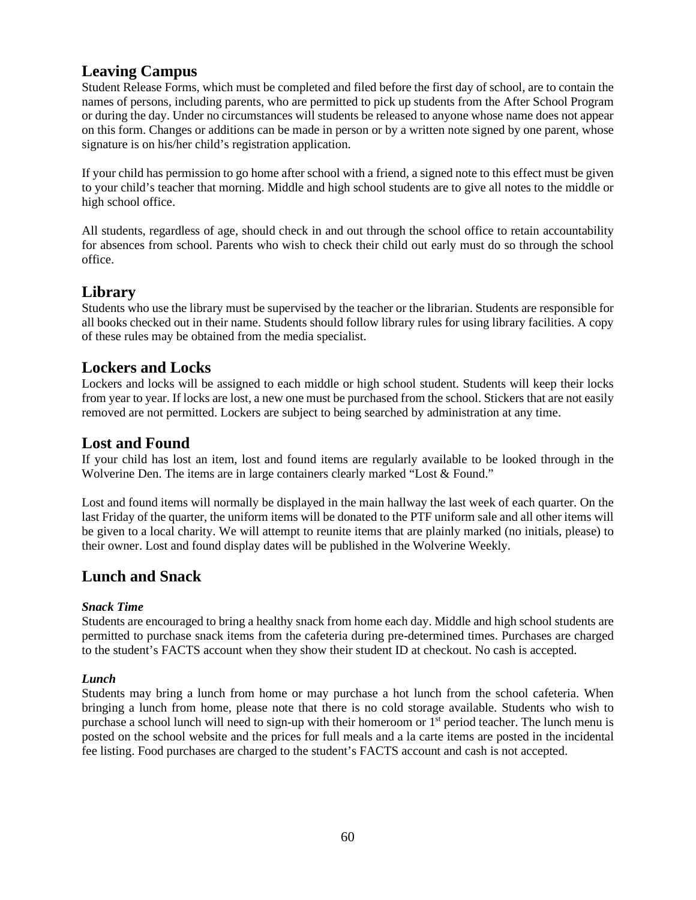## Leaving Campus

Student Release Forms, which must be completed and filed before the first day of school, are to contain the names of persons, including parents, who are permitted to pick up students from the After School Program or during the day. Under no circumstances will students be released to anyone whose name does not appear on this form. Changes or additions can be made in person or by a written note signed by one parent, whose signature is on his/her child's registration application.

If your child has permission to go home after school with a friend, a signed note to this effect must be given to your child's teacher that morning. Middle and high school students are to give all notes to the middle or high school office.

All students, regardless of age, should check in and out through the school office to retain accountability for absences from school. Parents who wish to check their child out early must do so through the school office.

## Library

Students who use the library must be supervised by the teacher or the librarian. Students are responsible for all books checked out in their name. Students should follow library rules for using library facilities. A copy of these rules may be obtained from the media specialist.

## Lockers and Locks

Lockers and locks will be assigned to each middle or high school student. Students will keep their locks from year to year. If locks are lost, a new one must be purchased from the school. Stickers that are not easily removed are not permitted. Lockers are subject to being searched by administration at any time.

## Lost and Found

If your child has lost an item, lost and found items are regularly available to be looked through in the Wolverine Den. The items are in large containers clearly marked "Lost & Found."

Lost and found items will normally be displayed in the main hallway the last week of each quarter. On the last Friday of the quarter, the uniform items will be donated to the PTF uniform sale and all other items will be given to a local charity. We will attempt to reunite items that are plainly marked (no initials, please) to their owner. Lost and found display dates will be published in the Wolverine Weekly.

## Lunch and Snack

***Snack Time***

Students are encouraged to bring a healthy snack from home each day. Middle and high school students are permitted to purchase snack items from the cafeteria during pre-determined times. Purchases are charged to the student's FACTS account when they show their student ID at checkout. No cash is accepted.

***Lunch***

Students may bring a lunch from home or may purchase a hot lunch from the school cafeteria. When bringing a lunch from home, please note that there is no cold storage available. Students who wish to purchase a school lunch will need to sign-up with their homeroom or 1st period teacher. The lunch menu is posted on the school website and the prices for full meals and a la carte items are posted in the incidental fee listing. Food purchases are charged to the student's FACTS account and cash is not accepted.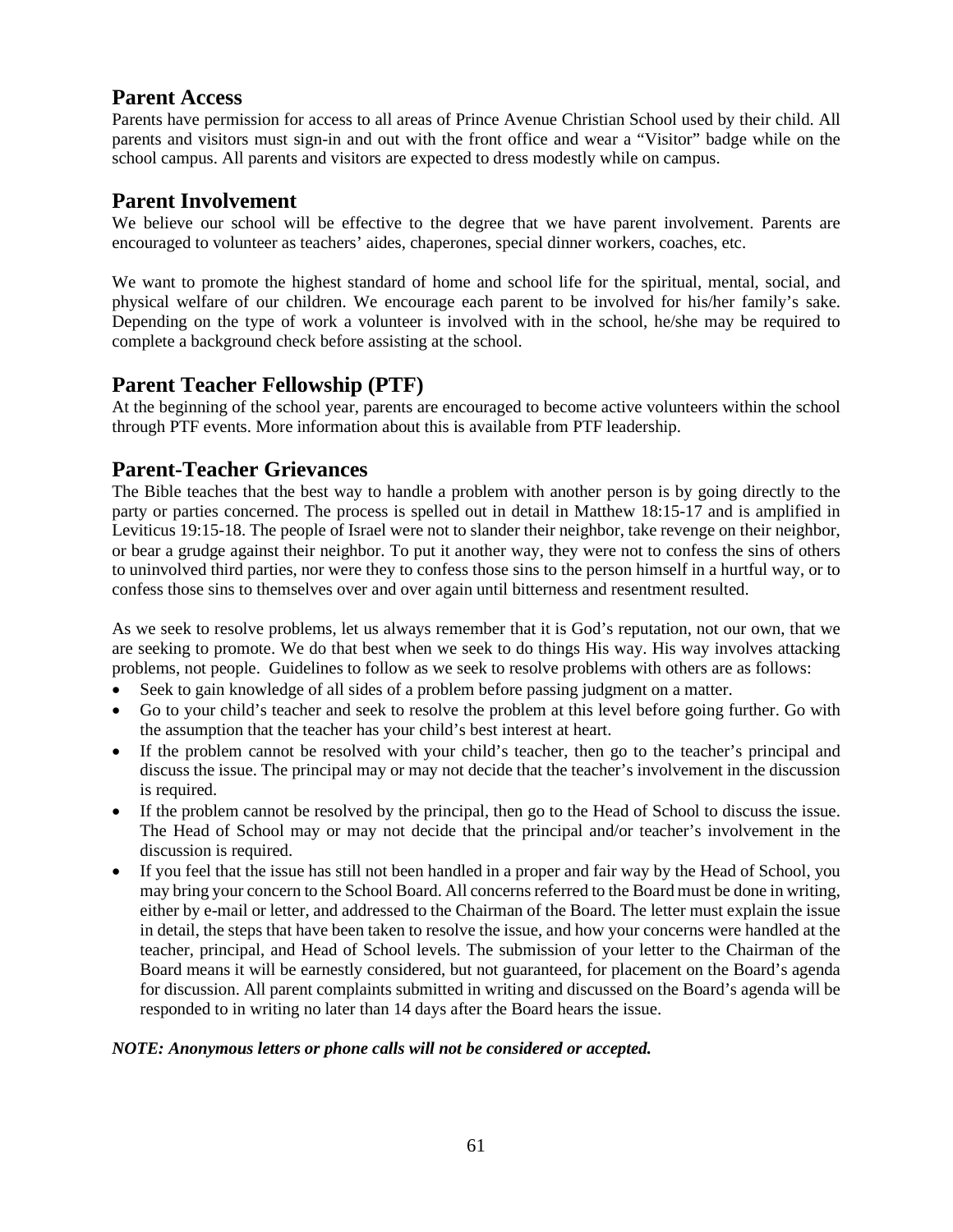## Parent Access

Parents have permission for access to all areas of Prince Avenue Christian School used by their child. All parents and visitors must sign-in and out with the front office and wear a "Visitor" badge while on the school campus. All parents and visitors are expected to dress modestly while on campus.

## Parent Involvement

We believe our school will be effective to the degree that we have parent involvement. Parents are encouraged to volunteer as teachers' aides, chaperones, special dinner workers, coaches, etc.

We want to promote the highest standard of home and school life for the spiritual, mental, social, and physical welfare of our children. We encourage each parent to be involved for his/her family's sake. Depending on the type of work a volunteer is involved with in the school, he/she may be required to complete a background check before assisting at the school.

## Parent Teacher Fellowship (PTF)

At the beginning of the school year, parents are encouraged to become active volunteers within the school through PTF events. More information about this is available from PTF leadership.

## Parent-Teacher Grievances

The Bible teaches that the best way to handle a problem with another person is by going directly to the party or parties concerned. The process is spelled out in detail in Matthew 18:15-17 and is amplified in Leviticus 19:15-18. The people of Israel were not to slander their neighbor, take revenge on their neighbor, or bear a grudge against their neighbor. To put it another way, they were not to confess the sins of others to uninvolved third parties, nor were they to confess those sins to the person himself in a hurtful way, or to confess those sins to themselves over and over again until bitterness and resentment resulted.

As we seek to resolve problems, let us always remember that it is God's reputation, not our own, that we are seeking to promote. We do that best when we seek to do things His way. His way involves attacking problems, not people. Guidelines to follow as we seek to resolve problems with others are as follows:

- Seek to gain knowledge of all sides of a problem before passing judgment on a matter.
- Go to your child's teacher and seek to resolve the problem at this level before going further. Go with the assumption that the teacher has your child's best interest at heart.
- If the problem cannot be resolved with your child's teacher, then go to the teacher's principal and discuss the issue. The principal may or may not decide that the teacher's involvement in the discussion is required.
- If the problem cannot be resolved by the principal, then go to the Head of School to discuss the issue. The Head of School may or may not decide that the principal and/or teacher's involvement in the discussion is required.
- If you feel that the issue has still not been handled in a proper and fair way by the Head of School, you may bring your concern to the School Board. All concerns referred to the Board must be done in writing, either by e-mail or letter, and addressed to the Chairman of the Board. The letter must explain the issue in detail, the steps that have been taken to resolve the issue, and how your concerns were handled at the teacher, principal, and Head of School levels. The submission of your letter to the Chairman of the Board means it will be earnestly considered, but not guaranteed, for placement on the Board's agenda for discussion. All parent complaints submitted in writing and discussed on the Board's agenda will be responded to in writing no later than 14 days after the Board hears the issue.

***NOTE: Anonymous letters or phone calls will not be considered or accepted.***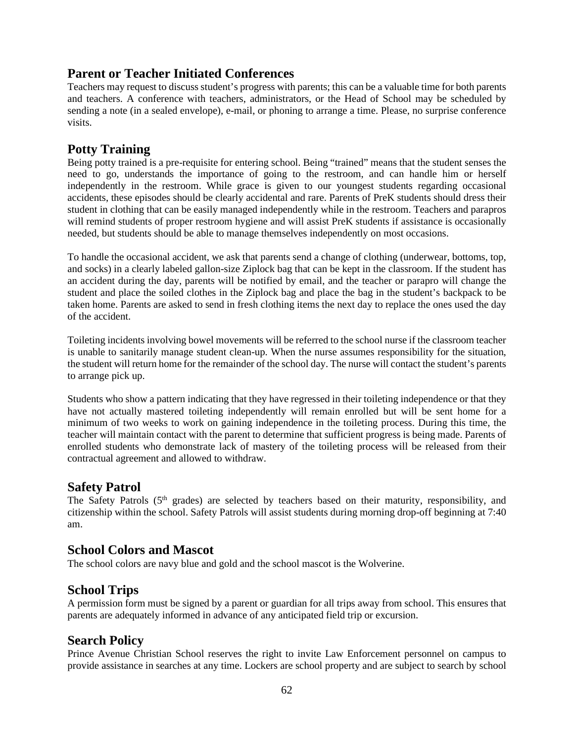## Parent or Teacher Initiated Conferences

Teachers may request to discuss student's progress with parents; this can be a valuable time for both parents and teachers. A conference with teachers, administrators, or the Head of School may be scheduled by sending a note (in a sealed envelope), e-mail, or phoning to arrange a time. Please, no surprise conference visits.

## Potty Training

Being potty trained is a pre-requisite for entering school. Being "trained" means that the student senses the need to go, understands the importance of going to the restroom, and can handle him or herself independently in the restroom. While grace is given to our youngest students regarding occasional accidents, these episodes should be clearly accidental and rare. Parents of PreK students should dress their student in clothing that can be easily managed independently while in the restroom. Teachers and parapros will remind students of proper restroom hygiene and will assist PreK students if assistance is occasionally needed, but students should be able to manage themselves independently on most occasions.

To handle the occasional accident, we ask that parents send a change of clothing (underwear, bottoms, top, and socks) in a clearly labeled gallon-size Ziplock bag that can be kept in the classroom. If the student has an accident during the day, parents will be notified by email, and the teacher or parapro will change the student and place the soiled clothes in the Ziplock bag and place the bag in the student's backpack to be taken home. Parents are asked to send in fresh clothing items the next day to replace the ones used the day of the accident.

Toileting incidents involving bowel movements will be referred to the school nurse if the classroom teacher is unable to sanitarily manage student clean-up. When the nurse assumes responsibility for the situation, the student will return home for the remainder of the school day. The nurse will contact the student's parents to arrange pick up.

Students who show a pattern indicating that they have regressed in their toileting independence or that they have not actually mastered toileting independently will remain enrolled but will be sent home for a minimum of two weeks to work on gaining independence in the toileting process. During this time, the teacher will maintain contact with the parent to determine that sufficient progress is being made. Parents of enrolled students who demonstrate lack of mastery of the toileting process will be released from their contractual agreement and allowed to withdraw.

## Safety Patrol

The Safety Patrols (5th grades) are selected by teachers based on their maturity, responsibility, and citizenship within the school. Safety Patrols will assist students during morning drop-off beginning at 7:40 am.

## School Colors and Mascot

The school colors are navy blue and gold and the school mascot is the Wolverine.

## School Trips

A permission form must be signed by a parent or guardian for all trips away from school. This ensures that parents are adequately informed in advance of any anticipated field trip or excursion.

## Search Policy

Prince Avenue Christian School reserves the right to invite Law Enforcement personnel on campus to provide assistance in searches at any time. Lockers are school property and are subject to search by school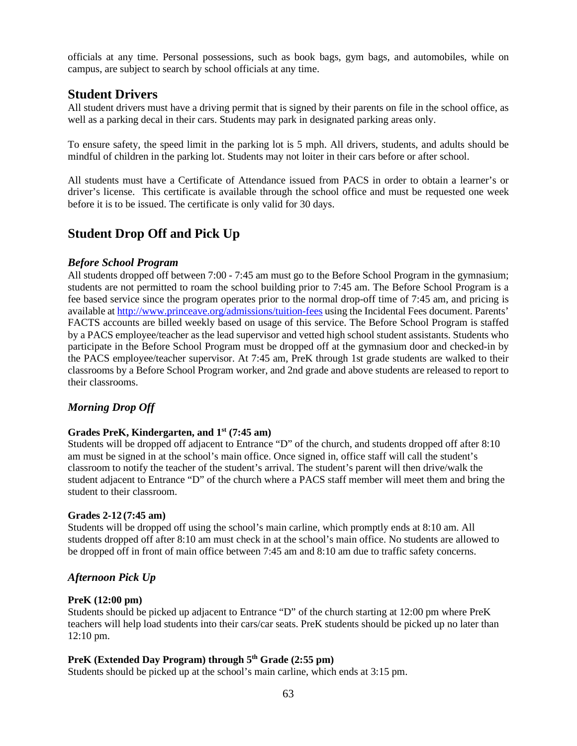officials at any time. Personal possessions, such as book bags, gym bags, and automobiles, while on campus, are subject to search by school officials at any time.

## Student Drivers

All student drivers must have a driving permit that is signed by their parents on file in the school office, as well as a parking decal in their cars. Students may park in designated parking areas only.

To ensure safety, the speed limit in the parking lot is 5 mph. All drivers, students, and adults should be mindful of children in the parking lot. Students may not loiter in their cars before or after school.

All students must have a Certificate of Attendance issued from PACS in order to obtain a learner's or driver's license. This certificate is available through the school office and must be requested one week before it is to be issued. The certificate is only valid for 30 days.

## Student Drop Off and Pick Up

### *Before School Program*

All students dropped off between 7:00 - 7:45 am must go to the Before School Program in the gymnasium; students are not permitted to roam the school building prior to 7:45 am. The Before School Program is a fee based service since the program operates prior to the normal drop-off time of 7:45 am, and pricing is available at http://www.princeave.org/admissions/tuition-fees using the Incidental Fees document. Parents' FACTS accounts are billed weekly based on usage of this service. The Before School Program is staffed by a PACS employee/teacher as the lead supervisor and vetted high school student assistants. Students who participate in the Before School Program must be dropped off at the gymnasium door and checked-in by the PACS employee/teacher supervisor. At 7:45 am, PreK through 1st grade students are walked to their classrooms by a Before School Program worker, and 2nd grade and above students are released to report to their classrooms.

### *Morning Drop Off*

**Grades PreK, Kindergarten, and 1st (7:45 am)**

Students will be dropped off adjacent to Entrance "D" of the church, and students dropped off after 8:10 am must be signed in at the school's main office. Once signed in, office staff will call the student's classroom to notify the teacher of the student's arrival. The student's parent will then drive/walk the student adjacent to Entrance "D" of the church where a PACS staff member will meet them and bring the student to their classroom.

**Grades 2-12 (7:45 am)**

Students will be dropped off using the school's main carline, which promptly ends at 8:10 am. All students dropped off after 8:10 am must check in at the school's main office. No students are allowed to be dropped off in front of main office between 7:45 am and 8:10 am due to traffic safety concerns.

### *Afternoon Pick Up*

**PreK (12:00 pm)**

Students should be picked up adjacent to Entrance "D" of the church starting at 12:00 pm where PreK teachers will help load students into their cars/car seats. PreK students should be picked up no later than 12:10 pm.

**PreK (Extended Day Program) through 5th Grade (2:55 pm)**

Students should be picked up at the school's main carline, which ends at 3:15 pm.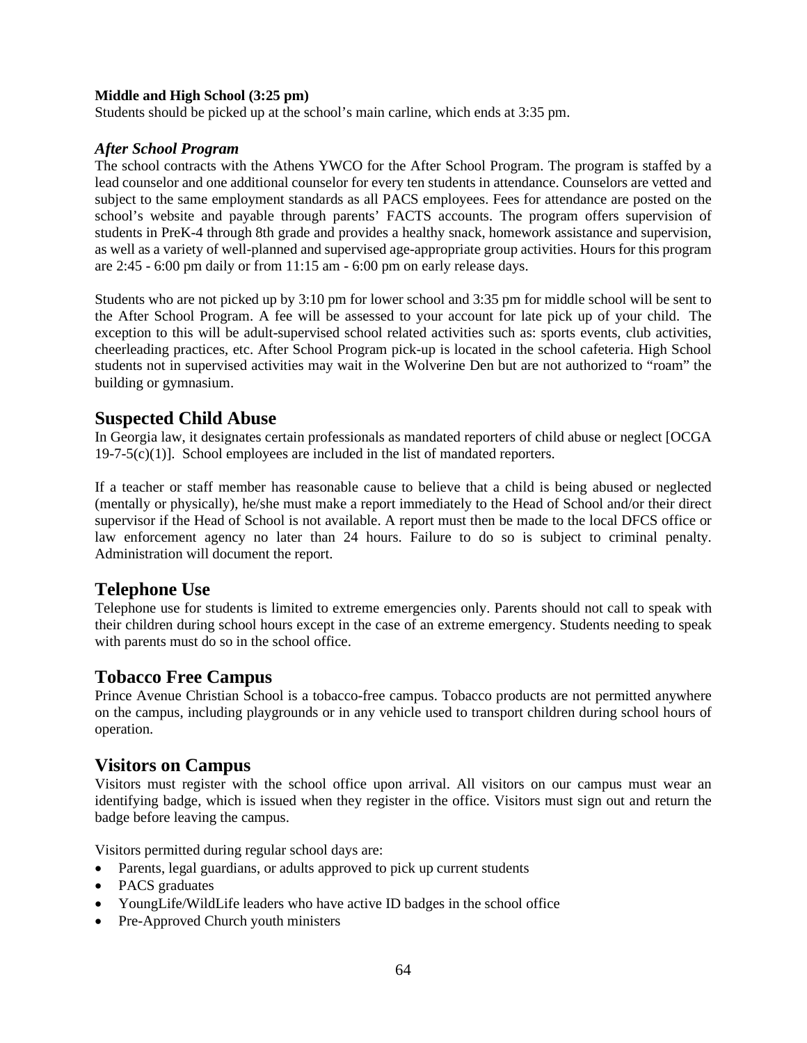**Middle and High School (3:25 pm)**
Students should be picked up at the school's main carline, which ends at 3:35 pm.

### *After School Program*

The school contracts with the Athens YWCO for the After School Program. The program is staffed by a lead counselor and one additional counselor for every ten students in attendance. Counselors are vetted and subject to the same employment standards as all PACS employees. Fees for attendance are posted on the school's website and payable through parents' FACTS accounts. The program offers supervision of students in PreK-4 through 8th grade and provides a healthy snack, homework assistance and supervision, as well as a variety of well-planned and supervised age-appropriate group activities. Hours for this program are 2:45 - 6:00 pm daily or from 11:15 am - 6:00 pm on early release days.

Students who are not picked up by 3:10 pm for lower school and 3:35 pm for middle school will be sent to the After School Program. A fee will be assessed to your account for late pick up of your child. The exception to this will be adult-supervised school related activities such as: sports events, club activities, cheerleading practices, etc. After School Program pick-up is located in the school cafeteria. High School students not in supervised activities may wait in the Wolverine Den but are not authorized to "roam" the building or gymnasium.

## Suspected Child Abuse

In Georgia law, it designates certain professionals as mandated reporters of child abuse or neglect [OCGA 19-7-5(c)(1)]. School employees are included in the list of mandated reporters.

If a teacher or staff member has reasonable cause to believe that a child is being abused or neglected (mentally or physically), he/she must make a report immediately to the Head of School and/or their direct supervisor if the Head of School is not available. A report must then be made to the local DFCS office or law enforcement agency no later than 24 hours. Failure to do so is subject to criminal penalty. Administration will document the report.

## Telephone Use

Telephone use for students is limited to extreme emergencies only. Parents should not call to speak with their children during school hours except in the case of an extreme emergency. Students needing to speak with parents must do so in the school office.

## Tobacco Free Campus

Prince Avenue Christian School is a tobacco-free campus. Tobacco products are not permitted anywhere on the campus, including playgrounds or in any vehicle used to transport children during school hours of operation.

## Visitors on Campus

Visitors must register with the school office upon arrival. All visitors on our campus must wear an identifying badge, which is issued when they register in the office. Visitors must sign out and return the badge before leaving the campus.

Visitors permitted during regular school days are:

- Parents, legal guardians, or adults approved to pick up current students
- PACS graduates
- YoungLife/WildLife leaders who have active ID badges in the school office
- Pre-Approved Church youth ministers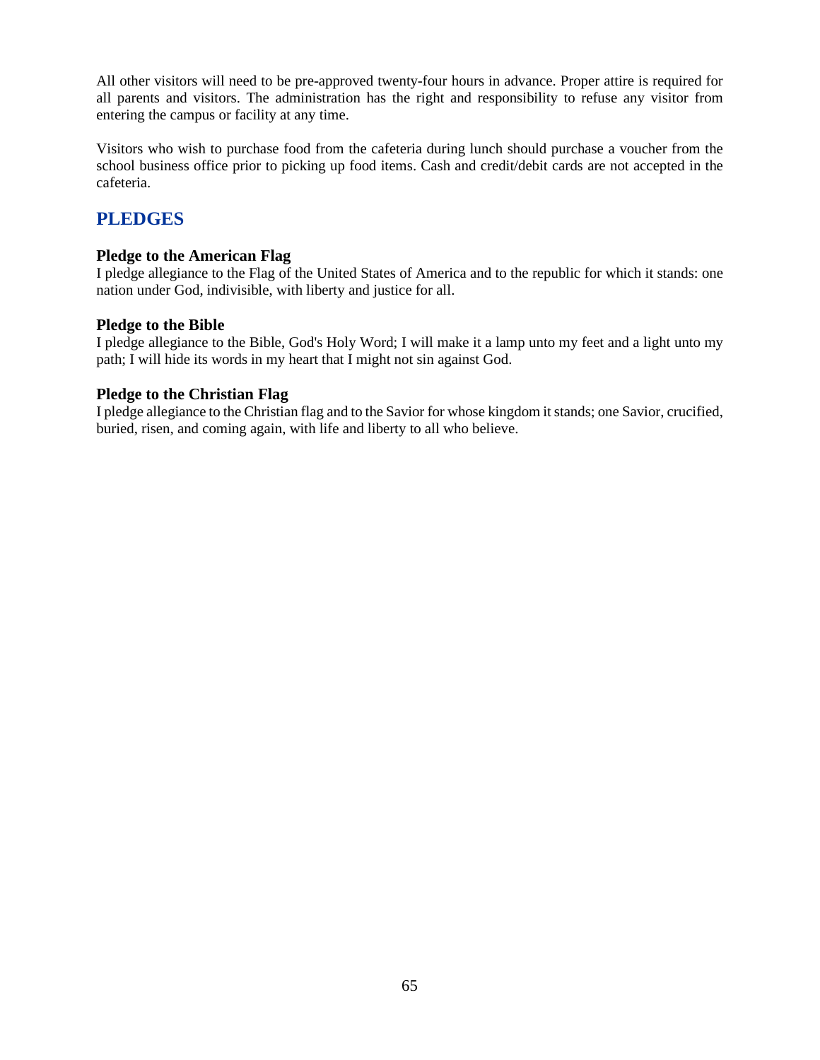All other visitors will need to be pre-approved twenty-four hours in advance. Proper attire is required for all parents and visitors. The administration has the right and responsibility to refuse any visitor from entering the campus or facility at any time.

Visitors who wish to purchase food from the cafeteria during lunch should purchase a voucher from the school business office prior to picking up food items. Cash and credit/debit cards are not accepted in the cafeteria.

## PLEDGES

### Pledge to the American Flag

I pledge allegiance to the Flag of the United States of America and to the republic for which it stands: one nation under God, indivisible, with liberty and justice for all.

### Pledge to the Bible

I pledge allegiance to the Bible, God's Holy Word; I will make it a lamp unto my feet and a light unto my path; I will hide its words in my heart that I might not sin against God.

### Pledge to the Christian Flag

I pledge allegiance to the Christian flag and to the Savior for whose kingdom it stands; one Savior, crucified, buried, risen, and coming again, with life and liberty to all who believe.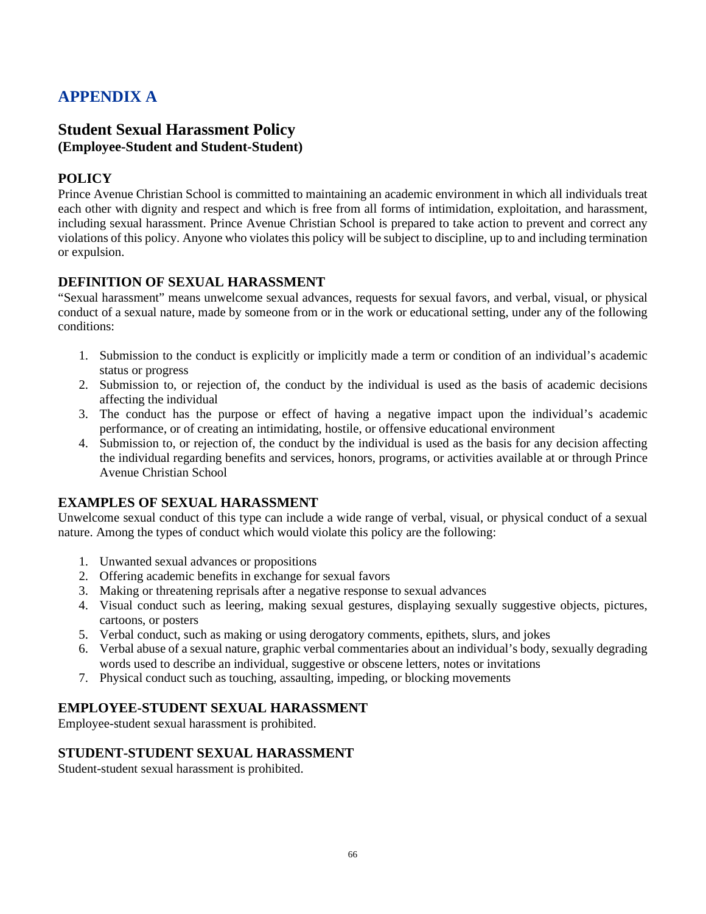# APPENDIX A

## Student Sexual Harassment Policy
**(Employee-Student and Student-Student)**

### POLICY

Prince Avenue Christian School is committed to maintaining an academic environment in which all individuals treat each other with dignity and respect and which is free from all forms of intimidation, exploitation, and harassment, including sexual harassment. Prince Avenue Christian School is prepared to take action to prevent and correct any violations of this policy. Anyone who violates this policy will be subject to discipline, up to and including termination or expulsion.

### DEFINITION OF SEXUAL HARASSMENT

"Sexual harassment" means unwelcome sexual advances, requests for sexual favors, and verbal, visual, or physical conduct of a sexual nature, made by someone from or in the work or educational setting, under any of the following conditions:

1. Submission to the conduct is explicitly or implicitly made a term or condition of an individual's academic status or progress
2. Submission to, or rejection of, the conduct by the individual is used as the basis of academic decisions affecting the individual
3. The conduct has the purpose or effect of having a negative impact upon the individual's academic performance, or of creating an intimidating, hostile, or offensive educational environment
4. Submission to, or rejection of, the conduct by the individual is used as the basis for any decision affecting the individual regarding benefits and services, honors, programs, or activities available at or through Prince Avenue Christian School

### EXAMPLES OF SEXUAL HARASSMENT

Unwelcome sexual conduct of this type can include a wide range of verbal, visual, or physical conduct of a sexual nature. Among the types of conduct which would violate this policy are the following:

1. Unwanted sexual advances or propositions
2. Offering academic benefits in exchange for sexual favors
3. Making or threatening reprisals after a negative response to sexual advances
4. Visual conduct such as leering, making sexual gestures, displaying sexually suggestive objects, pictures, cartoons, or posters
5. Verbal conduct, such as making or using derogatory comments, epithets, slurs, and jokes
6. Verbal abuse of a sexual nature, graphic verbal commentaries about an individual's body, sexually degrading words used to describe an individual, suggestive or obscene letters, notes or invitations
7. Physical conduct such as touching, assaulting, impeding, or blocking movements

### EMPLOYEE-STUDENT SEXUAL HARASSMENT

Employee-student sexual harassment is prohibited.

### STUDENT-STUDENT SEXUAL HARASSMENT

Student-student sexual harassment is prohibited.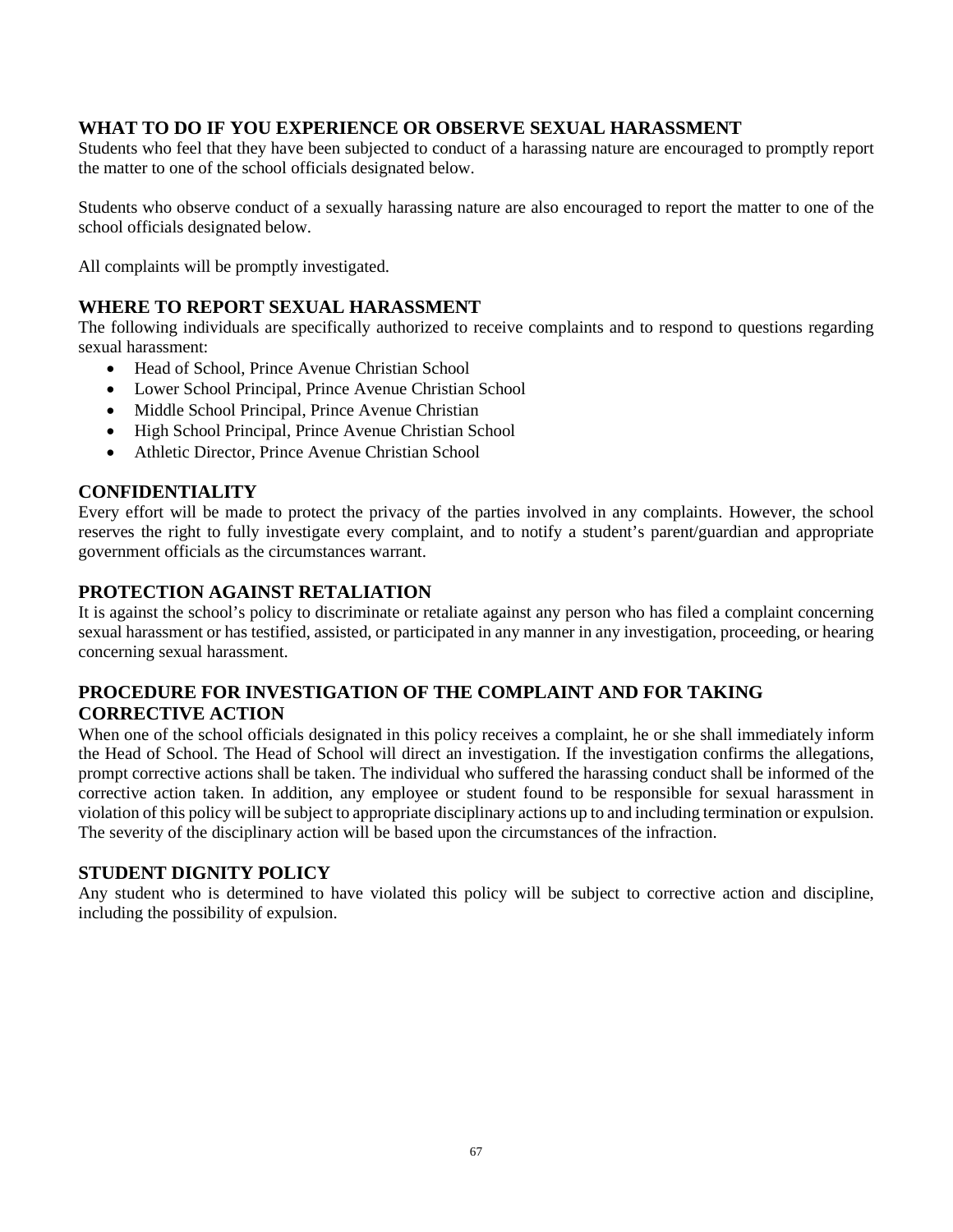## WHAT TO DO IF YOU EXPERIENCE OR OBSERVE SEXUAL HARASSMENT

Students who feel that they have been subjected to conduct of a harassing nature are encouraged to promptly report the matter to one of the school officials designated below.

Students who observe conduct of a sexually harassing nature are also encouraged to report the matter to one of the school officials designated below.

All complaints will be promptly investigated.

## WHERE TO REPORT SEXUAL HARASSMENT

The following individuals are specifically authorized to receive complaints and to respond to questions regarding sexual harassment:

- Head of School, Prince Avenue Christian School
- Lower School Principal, Prince Avenue Christian School
- Middle School Principal, Prince Avenue Christian
- High School Principal, Prince Avenue Christian School
- Athletic Director, Prince Avenue Christian School

## CONFIDENTIALITY

Every effort will be made to protect the privacy of the parties involved in any complaints. However, the school reserves the right to fully investigate every complaint, and to notify a student's parent/guardian and appropriate government officials as the circumstances warrant.

## PROTECTION AGAINST RETALIATION

It is against the school's policy to discriminate or retaliate against any person who has filed a complaint concerning sexual harassment or has testified, assisted, or participated in any manner in any investigation, proceeding, or hearing concerning sexual harassment.

## PROCEDURE FOR INVESTIGATION OF THE COMPLAINT AND FOR TAKING CORRECTIVE ACTION

When one of the school officials designated in this policy receives a complaint, he or she shall immediately inform the Head of School. The Head of School will direct an investigation. If the investigation confirms the allegations, prompt corrective actions shall be taken. The individual who suffered the harassing conduct shall be informed of the corrective action taken. In addition, any employee or student found to be responsible for sexual harassment in violation of this policy will be subject to appropriate disciplinary actions up to and including termination or expulsion. The severity of the disciplinary action will be based upon the circumstances of the infraction.

## STUDENT DIGNITY POLICY

Any student who is determined to have violated this policy will be subject to corrective action and discipline, including the possibility of expulsion.